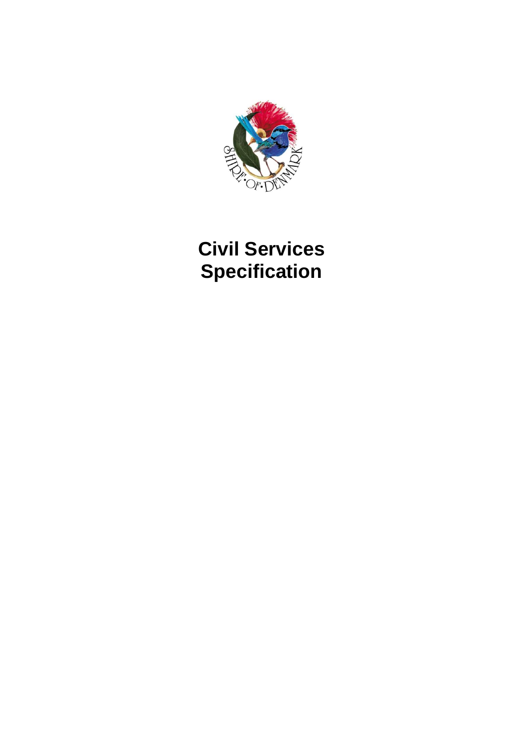# Civil Services Specification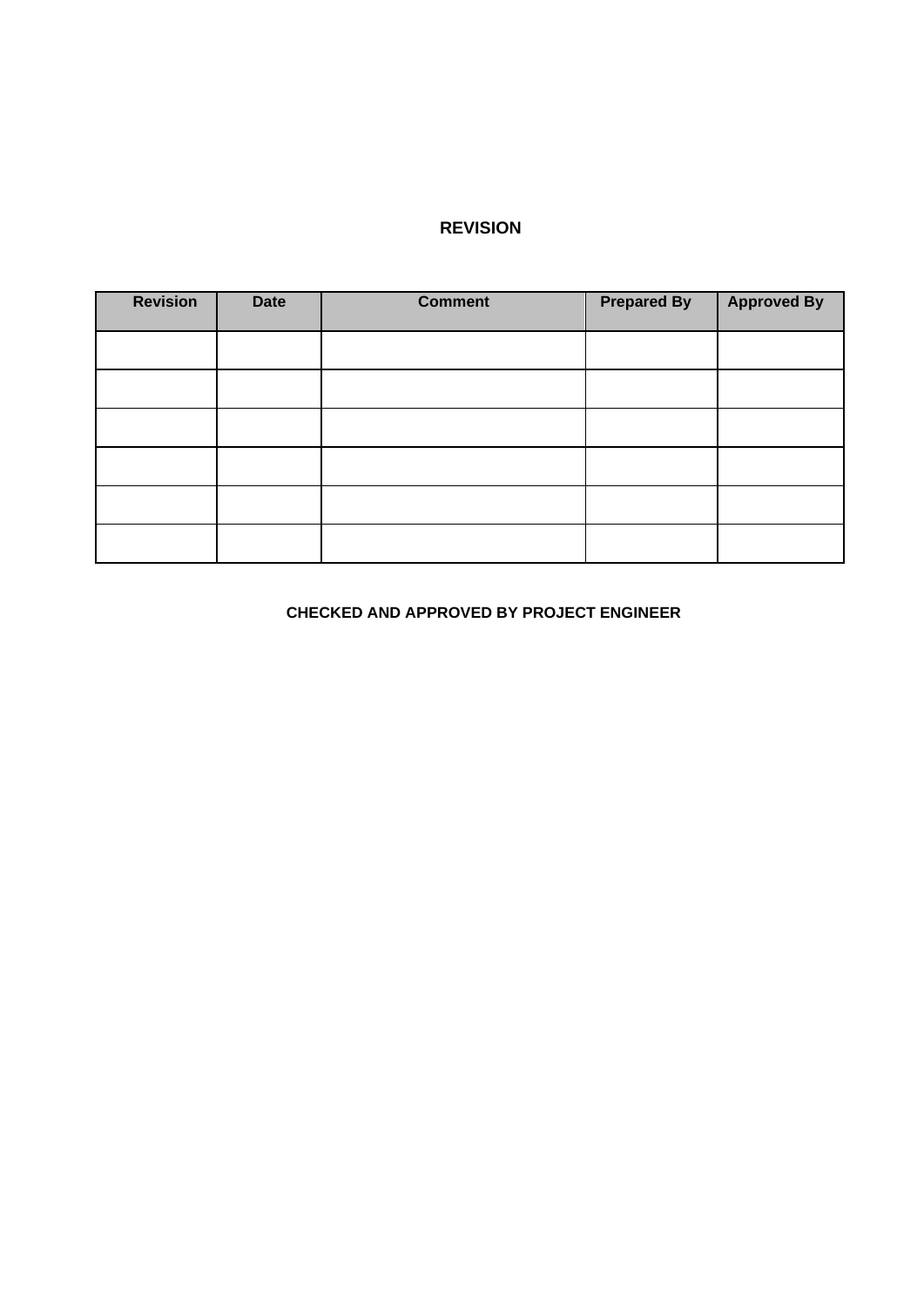## REVISION

| Revision | Date | Comment | Prepared By | Approved By |
|---|---|---|---|---|
| | | | | |
| | | | | |
| | | | | |
| | | | | |
| | | | | |
| | | | | |

**CHECKED AND APPROVED BY PROJECT ENGINEER**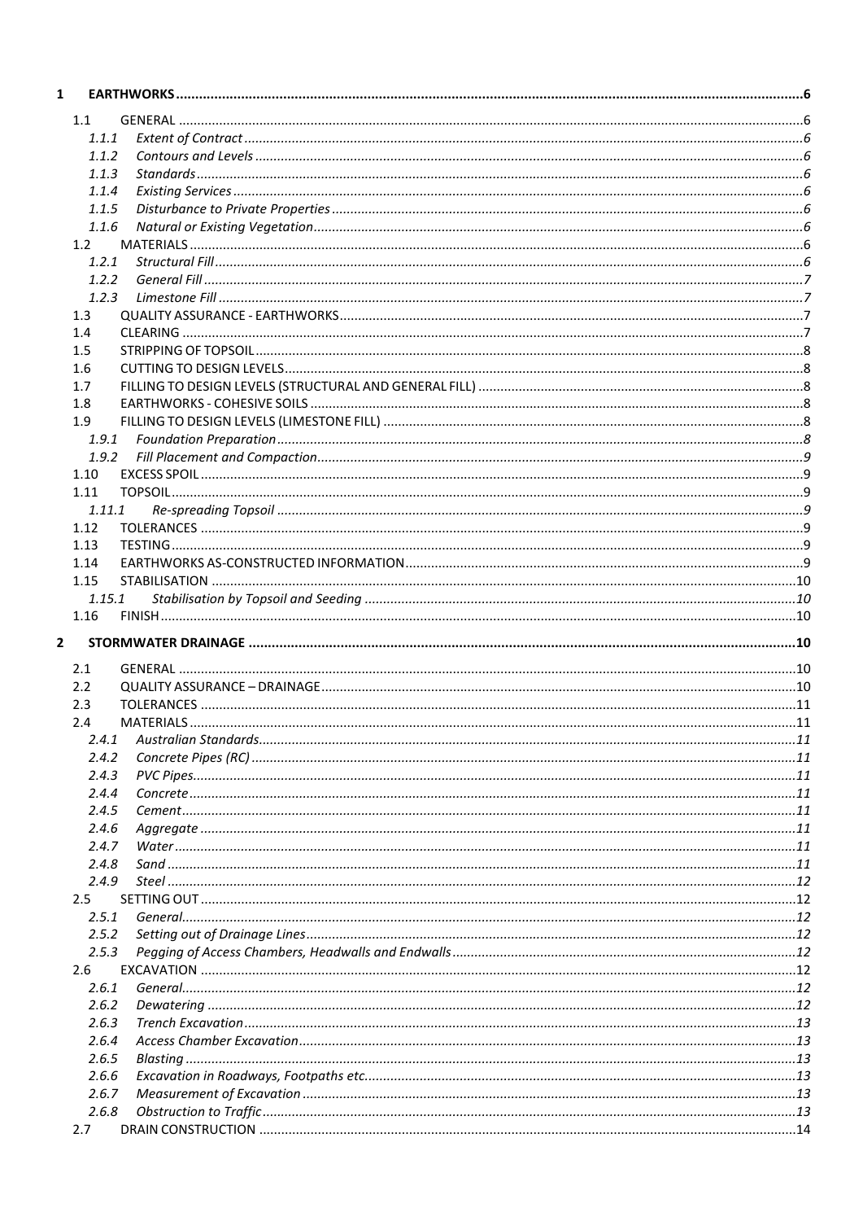1 EARTHWORKS ....................................................................................................................................................6

- 1.1 GENERAL ........................................................................................................................................................6
  - *1.1.1 Extent of Contract* ......................................................................................................................................6
  - *1.1.2 Contours and Levels* ...................................................................................................................................6
  - *1.1.3 Standards* ..................................................................................................................................................6
  - *1.1.4 Existing Services* ........................................................................................................................................6
  - *1.1.5 Disturbance to Private Properties* ..............................................................................................................6
  - *1.1.6 Natural or Existing Vegetation* ...................................................................................................................6
- 1.2 MATERIALS .....................................................................................................................................................6
  - *1.2.1 Structural Fill* .............................................................................................................................................6
  - *1.2.2 General Fill* ................................................................................................................................................7
  - *1.2.3 Limestone Fill* ............................................................................................................................................7
- 1.3 QUALITY ASSURANCE - EARTHWORKS ............................................................................................................7
- 1.4 CLEARING .......................................................................................................................................................7
- 1.5 STRIPPING OF TOPSOIL ...................................................................................................................................8
- 1.6 CUTTING TO DESIGN LEVELS ...........................................................................................................................8
- 1.7 FILLING TO DESIGN LEVELS (STRUCTURAL AND GENERAL FILL) .......................................................................8
- 1.8 EARTHWORKS - COHESIVE SOILS ....................................................................................................................8
- 1.9 FILLING TO DESIGN LEVELS (LIMESTONE FILL) ................................................................................................8
  - *1.9.1 Foundation Preparation* .............................................................................................................................8
  - *1.9.2 Fill Placement and Compaction* ..................................................................................................................9
- 1.10 EXCESS SPOIL .................................................................................................................................................9
- 1.11 TOPSOIL .........................................................................................................................................................9
  - *1.11.1 Re-spreading Topsoil* ................................................................................................................................9
- 1.12 TOLERANCES .................................................................................................................................................9
- 1.13 TESTING .........................................................................................................................................................9
- 1.14 EARTHWORKS AS-CONSTRUCTED INFORMATION ..........................................................................................9
- 1.15 STABILISATION ............................................................................................................................................10
  - *1.15.1 Stabilisation by Topsoil and Seeding* ........................................................................................................10
- 1.16 FINISH ..........................................................................................................................................................10

2 STORMWATER DRAINAGE ............................................................................................................................10

- 2.1 GENERAL ......................................................................................................................................................10
- 2.2 QUALITY ASSURANCE – DRAINAGE ...............................................................................................................10
- 2.3 TOLERANCES ................................................................................................................................................11
- 2.4 MATERIALS ..................................................................................................................................................11
  - *2.4.1 Australian Standards* ...............................................................................................................................11
  - *2.4.2 Concrete Pipes (RC)* .................................................................................................................................11
  - *2.4.3 PVC Pipes* ................................................................................................................................................11
  - *2.4.4 Concrete* ..................................................................................................................................................11
  - *2.4.5 Cement* ...................................................................................................................................................11
  - *2.4.6 Aggregate* ...............................................................................................................................................11
  - *2.4.7 Water* .....................................................................................................................................................11
  - *2.4.8 Sand* .......................................................................................................................................................11
  - *2.4.9 Steel* .......................................................................................................................................................12
- 2.5 SETTING OUT ...............................................................................................................................................12
  - *2.5.1 General* ...................................................................................................................................................12
  - *2.5.2 Setting out of Drainage Lines* ...................................................................................................................12
  - *2.5.3 Pegging of Access Chambers, Headwalls and Endwalls* ............................................................................12
- 2.6 EXCAVATION ...............................................................................................................................................12
  - *2.6.1 General* ...................................................................................................................................................12
  - *2.6.2 Dewatering* ..............................................................................................................................................12
  - *2.6.3 Trench Excavation* ....................................................................................................................................13
  - *2.6.4 Access Chamber Excavation* .....................................................................................................................13
  - *2.6.5 Blasting* ...................................................................................................................................................13
  - *2.6.6 Excavation in Roadways, Footpaths etc.* ...................................................................................................13
  - *2.6.7 Measurement of Excavation* .....................................................................................................................13
  - *2.6.8 Obstruction to Traffic* ...............................................................................................................................13
- 2.7 DRAIN CONSTRUCTION ................................................................................................................................14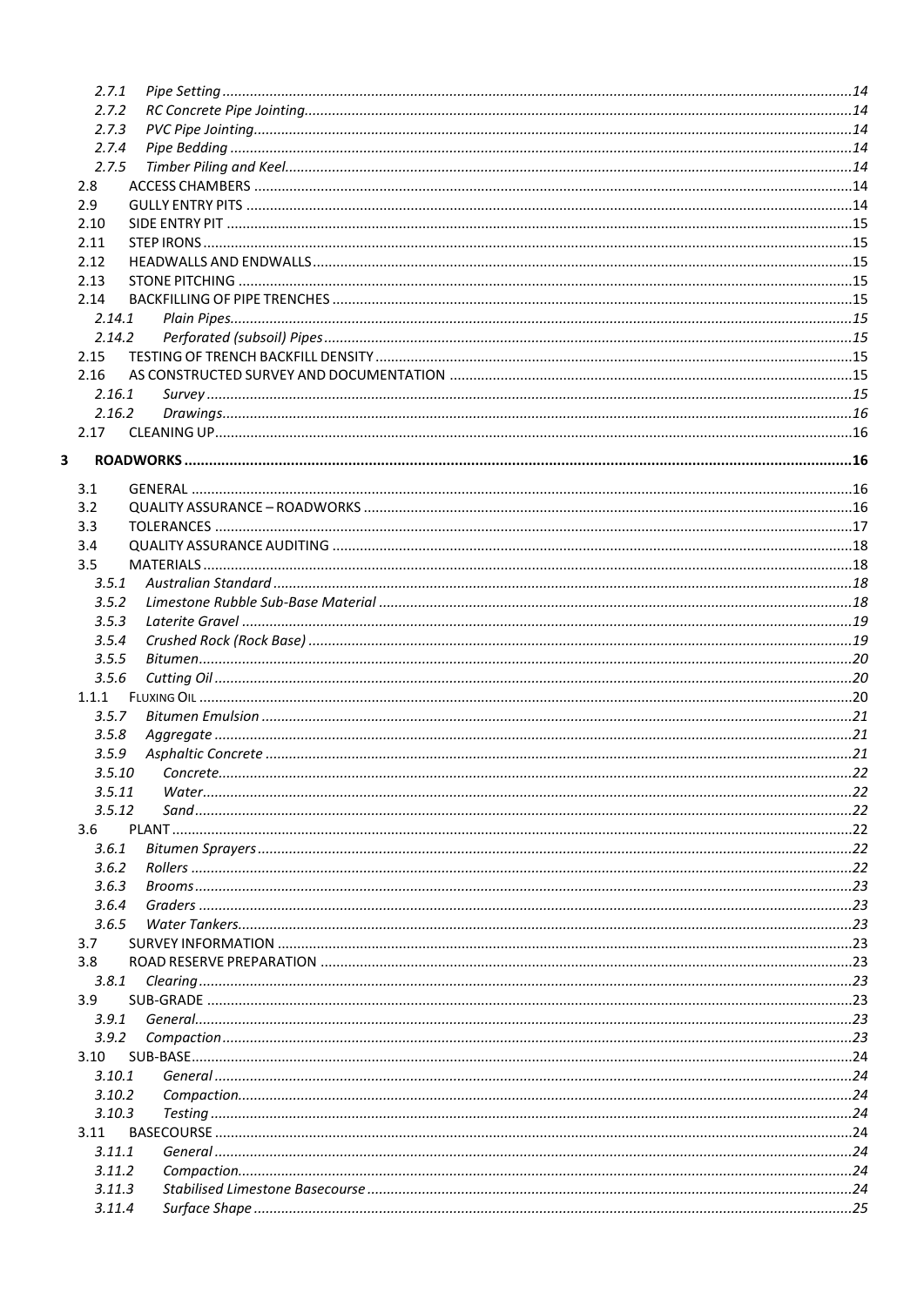2.7.1 *Pipe Setting* ... 14
2.7.2 *RC Concrete Pipe Jointing* ... 14
2.7.3 *PVC Pipe Jointing* ... 14
2.7.4 *Pipe Bedding* ... 14
2.7.5 *Timber Piling and Keel* ... 14
2.8 ACCESS CHAMBERS ... 14
2.9 GULLY ENTRY PITS ... 14
2.10 SIDE ENTRY PIT ... 15
2.11 STEP IRONS ... 15
2.12 HEADWALLS AND ENDWALLS ... 15
2.13 STONE PITCHING ... 15
2.14 BACKFILLING OF PIPE TRENCHES ... 15
2.14.1 *Plain Pipes* ... 15
2.14.2 *Perforated (subsoil) Pipes* ... 15
2.15 TESTING OF TRENCH BACKFILL DENSITY ... 15
2.16 AS CONSTRUCTED SURVEY AND DOCUMENTATION ... 15
2.16.1 *Survey* ... 15
2.16.2 *Drawings* ... 16
2.17 CLEANING UP ... 16

**3 ROADWORKS ... 16**

3.1 GENERAL ... 16
3.2 QUALITY ASSURANCE – ROADWORKS ... 16
3.3 TOLERANCES ... 17
3.4 QUALITY ASSURANCE AUDITING ... 18
3.5 MATERIALS ... 18
3.5.1 *Australian Standard* ... 18
3.5.2 *Limestone Rubble Sub-Base Material* ... 18
3.5.3 *Laterite Gravel* ... 19
3.5.4 *Crushed Rock (Rock Base)* ... 19
3.5.5 *Bitumen* ... 20
3.5.6 *Cutting Oil* ... 20
1.1.1 FLUXING OIL ... 20
3.5.7 *Bitumen Emulsion* ... 21
3.5.8 *Aggregate* ... 21
3.5.9 *Asphaltic Concrete* ... 21
3.5.10 *Concrete* ... 22
3.5.11 *Water* ... 22
3.5.12 *Sand* ... 22
3.6 PLANT ... 22
3.6.1 *Bitumen Sprayers* ... 22
3.6.2 *Rollers* ... 22
3.6.3 *Brooms* ... 23
3.6.4 *Graders* ... 23
3.6.5 *Water Tankers* ... 23
3.7 SURVEY INFORMATION ... 23
3.8 ROAD RESERVE PREPARATION ... 23
3.8.1 *Clearing* ... 23
3.9 SUB-GRADE ... 23
3.9.1 *General* ... 23
3.9.2 *Compaction* ... 23
3.10 SUB-BASE ... 24
3.10.1 *General* ... 24
3.10.2 *Compaction* ... 24
3.10.3 *Testing* ... 24
3.11 BASECOURSE ... 24
3.11.1 *General* ... 24
3.11.2 *Compaction* ... 24
3.11.3 *Stabilised Limestone Basecourse* ... 24
3.11.4 *Surface Shape* ... 25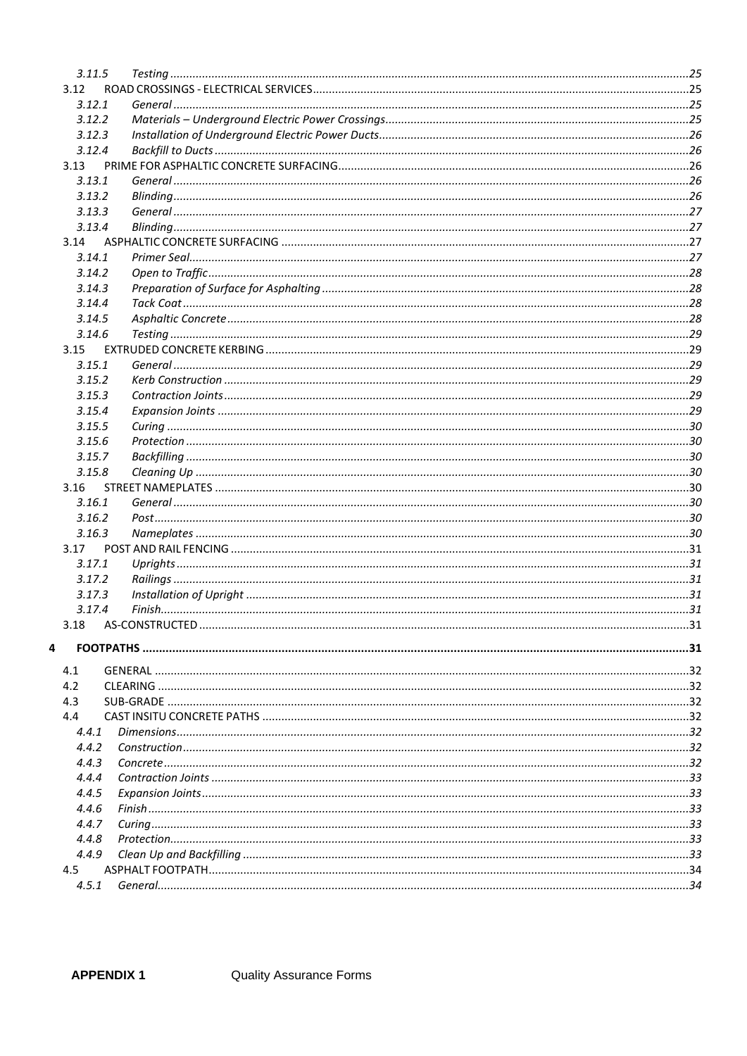3.11.5 *Testing* .....25

3.12 ROAD CROSSINGS - ELECTRICAL SERVICES .....25

3.12.1 *General* .....25

3.12.2 *Materials – Underground Electric Power Crossings* .....25

3.12.3 *Installation of Underground Electric Power Ducts* .....26

3.12.4 *Backfill to Ducts* .....26

3.13 PRIME FOR ASPHALTIC CONCRETE SURFACING .....26

3.13.1 *General* .....26

3.13.2 *Blinding* .....26

3.13.3 *General* .....27

3.13.4 *Blinding* .....27

3.14 ASPHALTIC CONCRETE SURFACING .....27

3.14.1 *Primer Seal* .....27

3.14.2 *Open to Traffic* .....28

3.14.3 *Preparation of Surface for Asphalting* .....28

3.14.4 *Tack Coat* .....28

3.14.5 *Asphaltic Concrete* .....28

3.14.6 *Testing* .....29

3.15 EXTRUDED CONCRETE KERBING .....29

3.15.1 *General* .....29

3.15.2 *Kerb Construction* .....29

3.15.3 *Contraction Joints* .....29

3.15.4 *Expansion Joints* .....29

3.15.5 *Curing* .....30

3.15.6 *Protection* .....30

3.15.7 *Backfilling* .....30

3.15.8 *Cleaning Up* .....30

3.16 STREET NAMEPLATES .....30

3.16.1 *General* .....30

3.16.2 *Post* .....30

3.16.3 *Nameplates* .....30

3.17 POST AND RAIL FENCING .....31

3.17.1 *Uprights* .....31

3.17.2 *Railings* .....31

3.17.3 *Installation of Upright* .....31

3.17.4 *Finish* .....31

3.18 AS-CONSTRUCTED .....31

**4 FOOTPATHS .....31**

4.1 GENERAL .....32

4.2 CLEARING .....32

4.3 SUB-GRADE .....32

4.4 CAST INSITU CONCRETE PATHS .....32

4.4.1 *Dimensions* .....32

4.4.2 *Construction* .....32

4.4.3 *Concrete* .....32

4.4.4 *Contraction Joints* .....33

4.4.5 *Expansion Joints* .....33

4.4.6 *Finish* .....33

4.4.7 *Curing* .....33

4.4.8 *Protection* .....33

4.4.9 *Clean Up and Backfilling* .....33

4.5 ASPHALT FOOTPATH .....34

4.5.1 *General* .....34

**APPENDIX 1** Quality Assurance Forms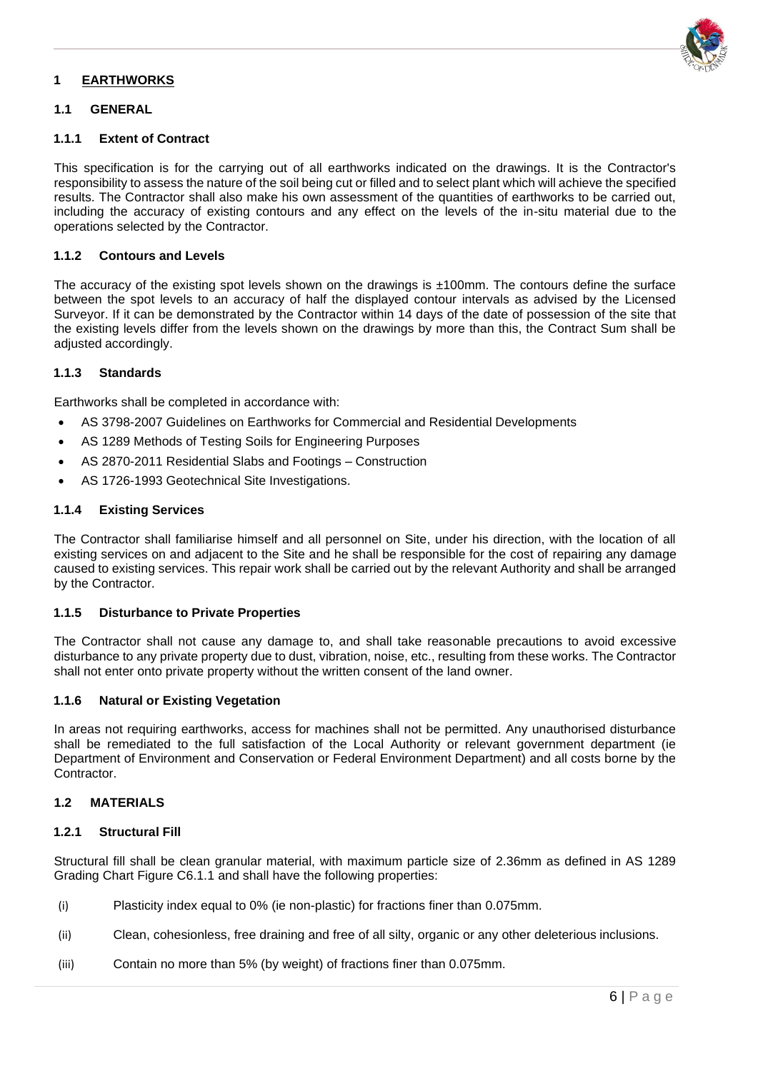# 1 EARTHWORKS

## 1.1 GENERAL

### 1.1.1 Extent of Contract

This specification is for the carrying out of all earthworks indicated on the drawings. It is the Contractor's responsibility to assess the nature of the soil being cut or filled and to select plant which will achieve the specified results. The Contractor shall also make his own assessment of the quantities of earthworks to be carried out, including the accuracy of existing contours and any effect on the levels of the in-situ material due to the operations selected by the Contractor.

### 1.1.2 Contours and Levels

The accuracy of the existing spot levels shown on the drawings is ±100mm. The contours define the surface between the spot levels to an accuracy of half the displayed contour intervals as advised by the Licensed Surveyor. If it can be demonstrated by the Contractor within 14 days of the date of possession of the site that the existing levels differ from the levels shown on the drawings by more than this, the Contract Sum shall be adjusted accordingly.

### 1.1.3 Standards

Earthworks shall be completed in accordance with:

- AS 3798-2007 Guidelines on Earthworks for Commercial and Residential Developments
- AS 1289 Methods of Testing Soils for Engineering Purposes
- AS 2870-2011 Residential Slabs and Footings – Construction
- AS 1726-1993 Geotechnical Site Investigations.

### 1.1.4 Existing Services

The Contractor shall familiarise himself and all personnel on Site, under his direction, with the location of all existing services on and adjacent to the Site and he shall be responsible for the cost of repairing any damage caused to existing services. This repair work shall be carried out by the relevant Authority and shall be arranged by the Contractor.

### 1.1.5 Disturbance to Private Properties

The Contractor shall not cause any damage to, and shall take reasonable precautions to avoid excessive disturbance to any private property due to dust, vibration, noise, etc., resulting from these works. The Contractor shall not enter onto private property without the written consent of the land owner.

### 1.1.6 Natural or Existing Vegetation

In areas not requiring earthworks, access for machines shall not be permitted. Any unauthorised disturbance shall be remediated to the full satisfaction of the Local Authority or relevant government department (ie Department of Environment and Conservation or Federal Environment Department) and all costs borne by the Contractor.

## 1.2 MATERIALS

### 1.2.1 Structural Fill

Structural fill shall be clean granular material, with maximum particle size of 2.36mm as defined in AS 1289 Grading Chart Figure C6.1.1 and shall have the following properties:

(i) Plasticity index equal to 0% (ie non-plastic) for fractions finer than 0.075mm.

(ii) Clean, cohesionless, free draining and free of all silty, organic or any other deleterious inclusions.

(iii) Contain no more than 5% (by weight) of fractions finer than 0.075mm.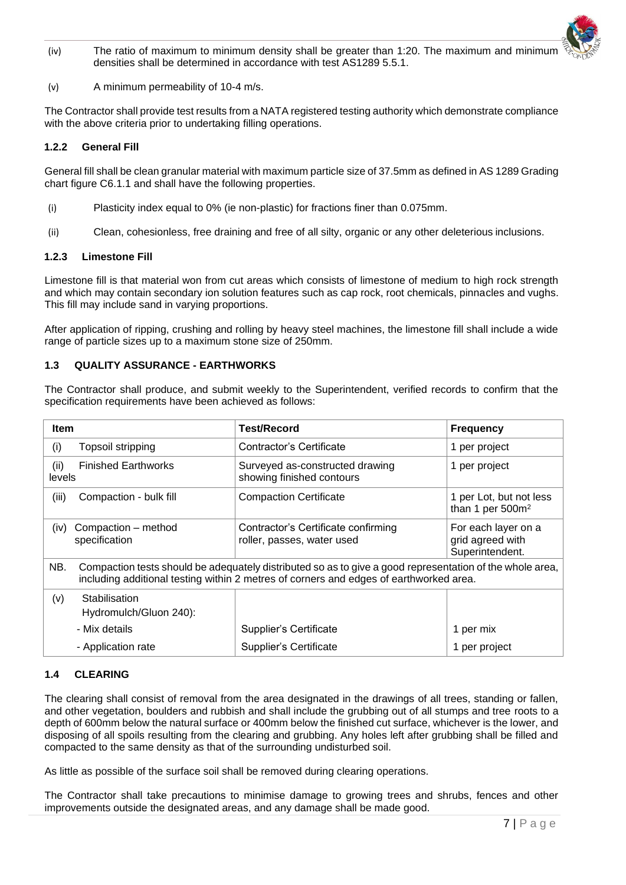(iv) The ratio of maximum to minimum density shall be greater than 1:20. The maximum and minimum densities shall be determined in accordance with test AS1289 5.5.1.

(v) A minimum permeability of 10-4 m/s.

The Contractor shall provide test results from a NATA registered testing authority which demonstrate compliance with the above criteria prior to undertaking filling operations.

### 1.2.2 General Fill

General fill shall be clean granular material with maximum particle size of 37.5mm as defined in AS 1289 Grading chart figure C6.1.1 and shall have the following properties.

(i) Plasticity index equal to 0% (ie non-plastic) for fractions finer than 0.075mm.

(ii) Clean, cohesionless, free draining and free of all silty, organic or any other deleterious inclusions.

### 1.2.3 Limestone Fill

Limestone fill is that material won from cut areas which consists of limestone of medium to high rock strength and which may contain secondary ion solution features such as cap rock, root chemicals, pinnacles and vughs. This fill may include sand in varying proportions.

After application of ripping, crushing and rolling by heavy steel machines, the limestone fill shall include a wide range of particle sizes up to a maximum stone size of 250mm.

## 1.3 QUALITY ASSURANCE - EARTHWORKS

The Contractor shall produce, and submit weekly to the Superintendent, verified records to confirm that the specification requirements have been achieved as follows:

| Item | Test/Record | Frequency |
|---|---|---|
| (i) Topsoil stripping | Contractor's Certificate | 1 per project |
| (ii) Finished Earthworks levels | Surveyed as-constructed drawing showing finished contours | 1 per project |
| (iii) Compaction - bulk fill | Compaction Certificate | 1 per Lot, but not less than 1 per 500m² |
| (iv) Compaction – method specification | Contractor's Certificate confirming roller, passes, water used | For each layer on a grid agreed with Superintendent. |
| NB. Compaction tests should be adequately distributed so as to give a good representation of the whole area, including additional testing within 2 metres of corners and edges of earthworked area. | | |
| (v) Stabilisation Hydromulch/Gluon 240): | | |
| - Mix details | Supplier's Certificate | 1 per mix |
| - Application rate | Supplier's Certificate | 1 per project |

## 1.4 CLEARING

The clearing shall consist of removal from the area designated in the drawings of all trees, standing or fallen, and other vegetation, boulders and rubbish and shall include the grubbing out of all stumps and tree roots to a depth of 600mm below the natural surface or 400mm below the finished cut surface, whichever is the lower, and disposing of all spoils resulting from the clearing and grubbing. Any holes left after grubbing shall be filled and compacted to the same density as that of the surrounding undisturbed soil.

As little as possible of the surface soil shall be removed during clearing operations.

The Contractor shall take precautions to minimise damage to growing trees and shrubs, fences and other improvements outside the designated areas, and any damage shall be made good.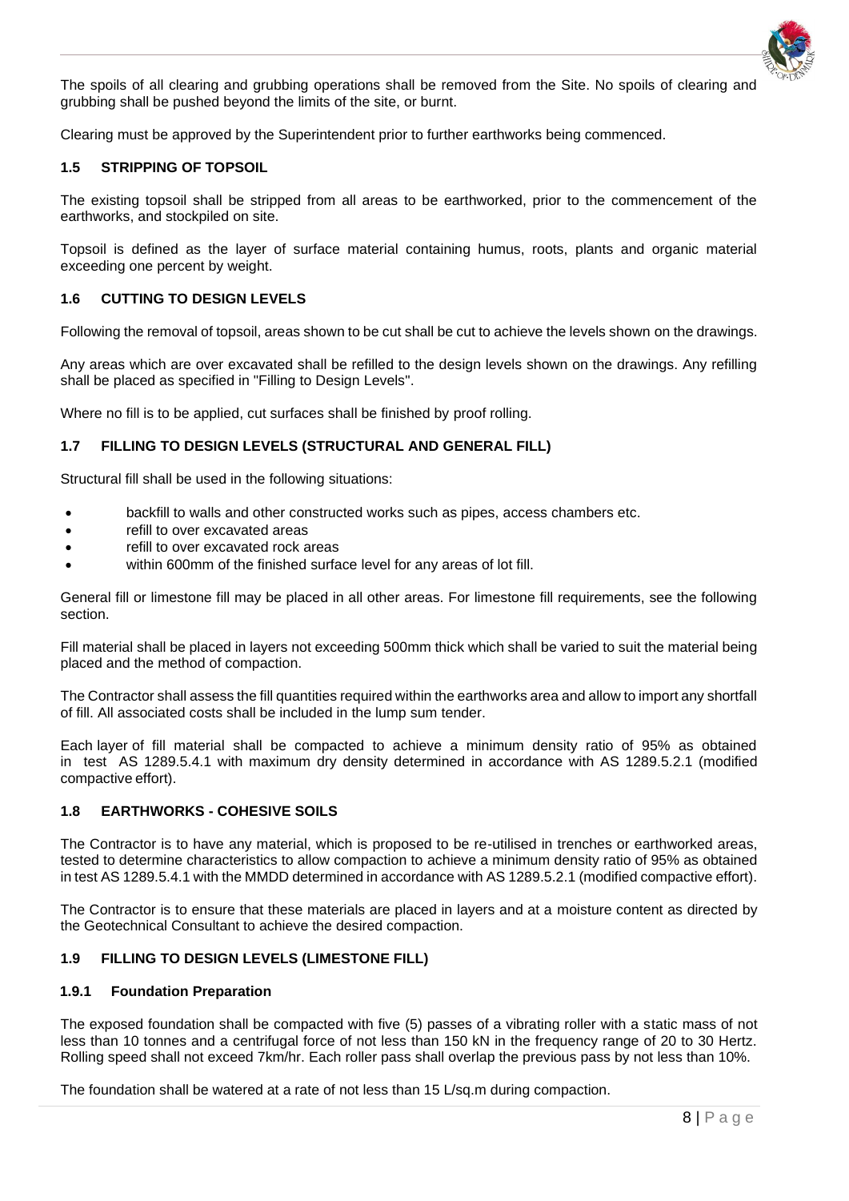The spoils of all clearing and grubbing operations shall be removed from the Site. No spoils of clearing and grubbing shall be pushed beyond the limits of the site, or burnt.

Clearing must be approved by the Superintendent prior to further earthworks being commenced.

### 1.5 STRIPPING OF TOPSOIL

The existing topsoil shall be stripped from all areas to be earthworked, prior to the commencement of the earthworks, and stockpiled on site.

Topsoil is defined as the layer of surface material containing humus, roots, plants and organic material exceeding one percent by weight.

### 1.6 CUTTING TO DESIGN LEVELS

Following the removal of topsoil, areas shown to be cut shall be cut to achieve the levels shown on the drawings.

Any areas which are over excavated shall be refilled to the design levels shown on the drawings. Any refilling shall be placed as specified in "Filling to Design Levels".

Where no fill is to be applied, cut surfaces shall be finished by proof rolling.

### 1.7 FILLING TO DESIGN LEVELS (STRUCTURAL AND GENERAL FILL)

Structural fill shall be used in the following situations:

- backfill to walls and other constructed works such as pipes, access chambers etc.
- refill to over excavated areas
- refill to over excavated rock areas
- within 600mm of the finished surface level for any areas of lot fill.

General fill or limestone fill may be placed in all other areas. For limestone fill requirements, see the following section.

Fill material shall be placed in layers not exceeding 500mm thick which shall be varied to suit the material being placed and the method of compaction.

The Contractor shall assess the fill quantities required within the earthworks area and allow to import any shortfall of fill. All associated costs shall be included in the lump sum tender.

Each layer of fill material shall be compacted to achieve a minimum density ratio of 95% as obtained in test AS 1289.5.4.1 with maximum dry density determined in accordance with AS 1289.5.2.1 (modified compactive effort).

### 1.8 EARTHWORKS - COHESIVE SOILS

The Contractor is to have any material, which is proposed to be re-utilised in trenches or earthworked areas, tested to determine characteristics to allow compaction to achieve a minimum density ratio of 95% as obtained in test AS 1289.5.4.1 with the MMDD determined in accordance with AS 1289.5.2.1 (modified compactive effort).

The Contractor is to ensure that these materials are placed in layers and at a moisture content as directed by the Geotechnical Consultant to achieve the desired compaction.

### 1.9 FILLING TO DESIGN LEVELS (LIMESTONE FILL)

#### 1.9.1 Foundation Preparation

The exposed foundation shall be compacted with five (5) passes of a vibrating roller with a static mass of not less than 10 tonnes and a centrifugal force of not less than 150 kN in the frequency range of 20 to 30 Hertz. Rolling speed shall not exceed 7km/hr. Each roller pass shall overlap the previous pass by not less than 10%.

The foundation shall be watered at a rate of not less than 15 L/sq.m during compaction.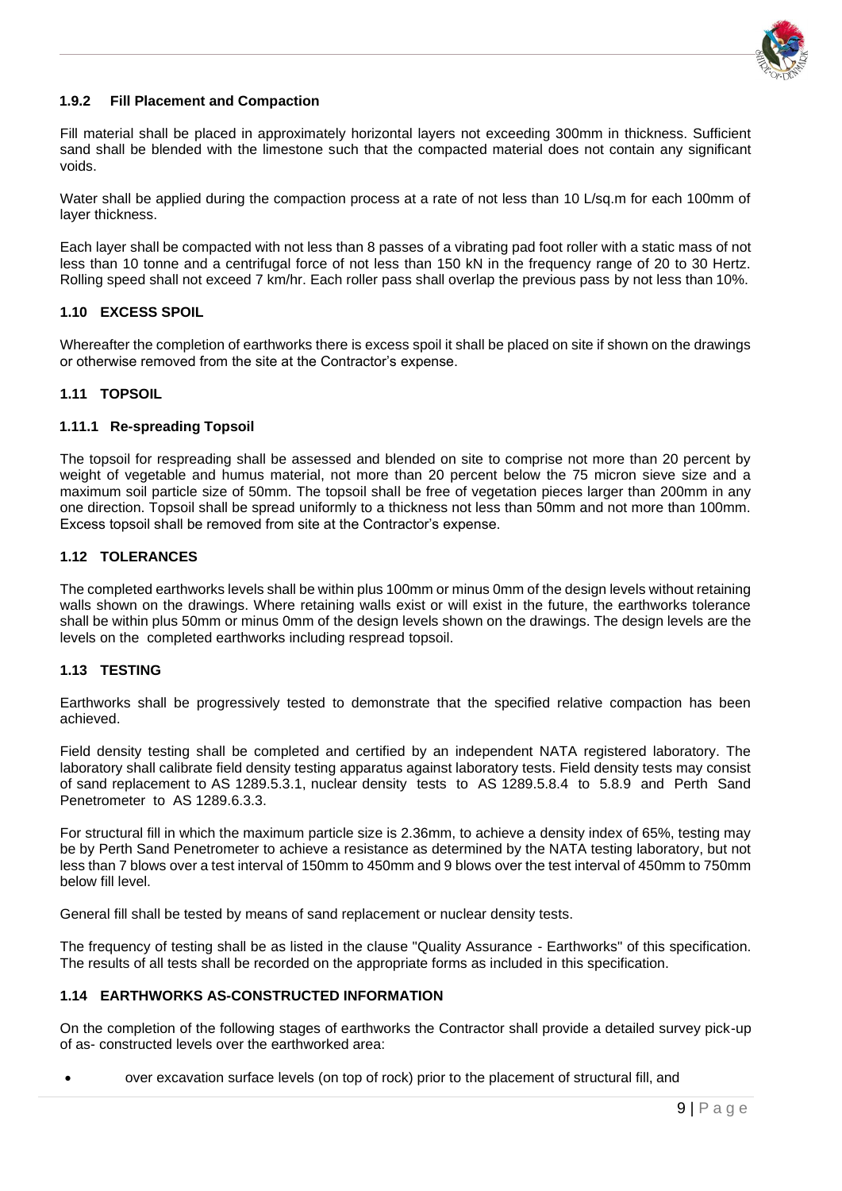#### 1.9.2 Fill Placement and Compaction

Fill material shall be placed in approximately horizontal layers not exceeding 300mm in thickness. Sufficient sand shall be blended with the limestone such that the compacted material does not contain any significant voids.

Water shall be applied during the compaction process at a rate of not less than 10 L/sq.m for each 100mm of layer thickness.

Each layer shall be compacted with not less than 8 passes of a vibrating pad foot roller with a static mass of not less than 10 tonne and a centrifugal force of not less than 150 kN in the frequency range of 20 to 30 Hertz. Rolling speed shall not exceed 7 km/hr. Each roller pass shall overlap the previous pass by not less than 10%.

### 1.10 EXCESS SPOIL

Whereafter the completion of earthworks there is excess spoil it shall be placed on site if shown on the drawings or otherwise removed from the site at the Contractor's expense.

### 1.11 TOPSOIL

#### 1.11.1 Re-spreading Topsoil

The topsoil for respreading shall be assessed and blended on site to comprise not more than 20 percent by weight of vegetable and humus material, not more than 20 percent below the 75 micron sieve size and a maximum soil particle size of 50mm. The topsoil shall be free of vegetation pieces larger than 200mm in any one direction. Topsoil shall be spread uniformly to a thickness not less than 50mm and not more than 100mm. Excess topsoil shall be removed from site at the Contractor's expense.

### 1.12 TOLERANCES

The completed earthworks levels shall be within plus 100mm or minus 0mm of the design levels without retaining walls shown on the drawings. Where retaining walls exist or will exist in the future, the earthworks tolerance shall be within plus 50mm or minus 0mm of the design levels shown on the drawings. The design levels are the levels on the completed earthworks including respread topsoil.

### 1.13 TESTING

Earthworks shall be progressively tested to demonstrate that the specified relative compaction has been achieved.

Field density testing shall be completed and certified by an independent NATA registered laboratory. The laboratory shall calibrate field density testing apparatus against laboratory tests. Field density tests may consist of sand replacement to AS 1289.5.3.1, nuclear density tests to AS 1289.5.8.4 to 5.8.9 and Perth Sand Penetrometer to AS 1289.6.3.3.

For structural fill in which the maximum particle size is 2.36mm, to achieve a density index of 65%, testing may be by Perth Sand Penetrometer to achieve a resistance as determined by the NATA testing laboratory, but not less than 7 blows over a test interval of 150mm to 450mm and 9 blows over the test interval of 450mm to 750mm below fill level.

General fill shall be tested by means of sand replacement or nuclear density tests.

The frequency of testing shall be as listed in the clause "Quality Assurance - Earthworks" of this specification. The results of all tests shall be recorded on the appropriate forms as included in this specification.

### 1.14 EARTHWORKS AS-CONSTRUCTED INFORMATION

On the completion of the following stages of earthworks the Contractor shall provide a detailed survey pick-up of as- constructed levels over the earthworked area:

- over excavation surface levels (on top of rock) prior to the placement of structural fill, and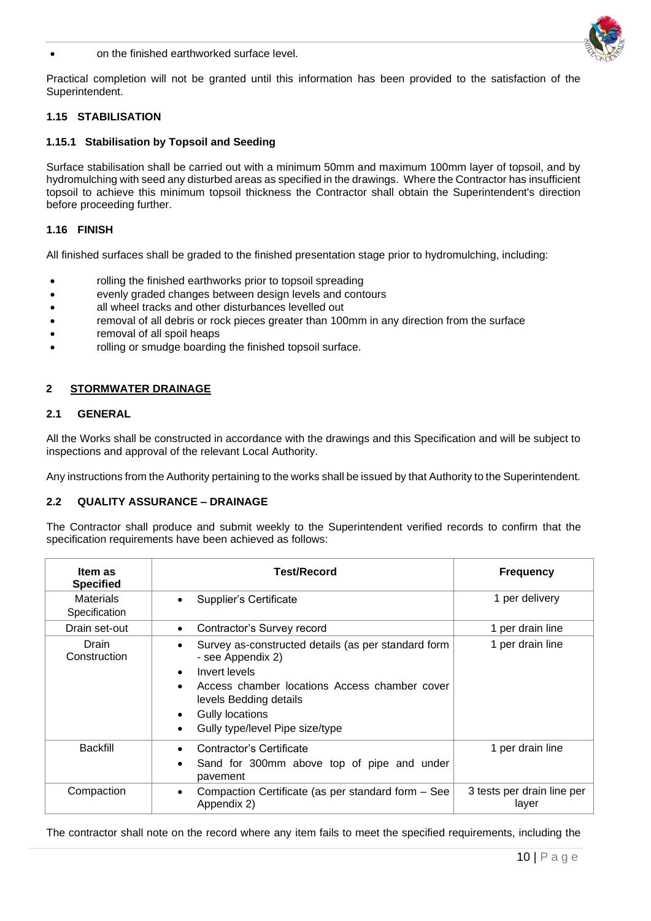- on the finished earthworked surface level.

Practical completion will not be granted until this information has been provided to the satisfaction of the Superintendent.

### 1.15 STABILISATION

#### 1.15.1 Stabilisation by Topsoil and Seeding

Surface stabilisation shall be carried out with a minimum 50mm and maximum 100mm layer of topsoil, and by hydromulching with seed any disturbed areas as specified in the drawings. Where the Contractor has insufficient topsoil to achieve this minimum topsoil thickness the Contractor shall obtain the Superintendent's direction before proceeding further.

### 1.16 FINISH

All finished surfaces shall be graded to the finished presentation stage prior to hydromulching, including:

- rolling the finished earthworks prior to topsoil spreading
- evenly graded changes between design levels and contours
- all wheel tracks and other disturbances levelled out
- removal of all debris or rock pieces greater than 100mm in any direction from the surface
- removal of all spoil heaps
- rolling or smudge boarding the finished topsoil surface.

## 2 STORMWATER DRAINAGE

### 2.1 GENERAL

All the Works shall be constructed in accordance with the drawings and this Specification and will be subject to inspections and approval of the relevant Local Authority.

Any instructions from the Authority pertaining to the works shall be issued by that Authority to the Superintendent.

### 2.2 QUALITY ASSURANCE – DRAINAGE

The Contractor shall produce and submit weekly to the Superintendent verified records to confirm that the specification requirements have been achieved as follows:

| Item as Specified | Test/Record | Frequency |
|---|---|---|
| Materials Specification | • Supplier's Certificate | 1 per delivery |
| Drain set-out | • Contractor's Survey record | 1 per drain line |
| Drain Construction | • Survey as-constructed details (as per standard form - see Appendix 2)<br>• Invert levels<br>• Access chamber locations Access chamber cover levels Bedding details<br>• Gully locations<br>• Gully type/level Pipe size/type | 1 per drain line |
| Backfill | • Contractor's Certificate<br>• Sand for 300mm above top of pipe and under pavement | 1 per drain line |
| Compaction | • Compaction Certificate (as per standard form – See Appendix 2) | 3 tests per drain line per layer |

The contractor shall note on the record where any item fails to meet the specified requirements, including the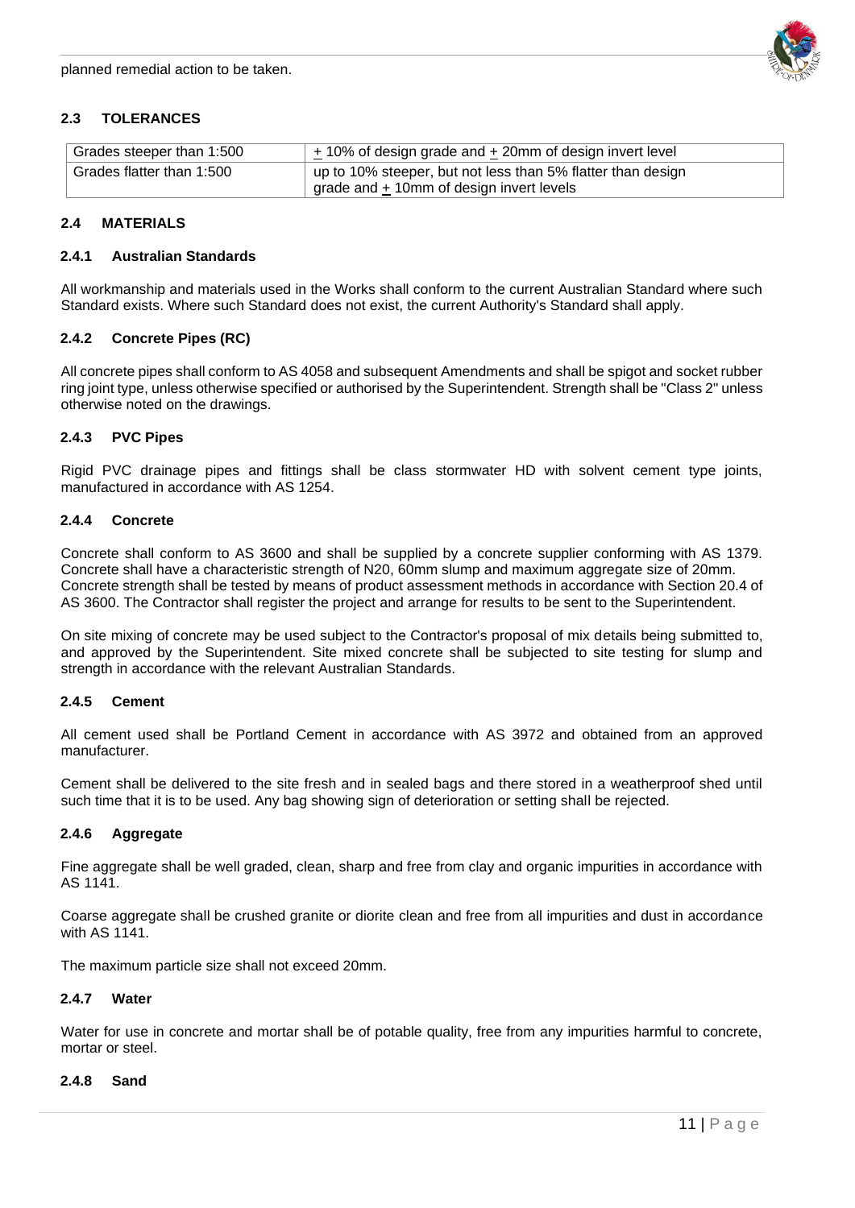planned remedial action to be taken.

### 2.3 TOLERANCES

| Grades steeper than 1:500 | ± 10% of design grade and ± 20mm of design invert level |
|---|---|
| Grades flatter than 1:500 | up to 10% steeper, but not less than 5% flatter than design grade and ± 10mm of design invert levels |

### 2.4 MATERIALS

#### 2.4.1 Australian Standards

All workmanship and materials used in the Works shall conform to the current Australian Standard where such Standard exists. Where such Standard does not exist, the current Authority's Standard shall apply.

#### 2.4.2 Concrete Pipes (RC)

All concrete pipes shall conform to AS 4058 and subsequent Amendments and shall be spigot and socket rubber ring joint type, unless otherwise specified or authorised by the Superintendent. Strength shall be "Class 2" unless otherwise noted on the drawings.

#### 2.4.3 PVC Pipes

Rigid PVC drainage pipes and fittings shall be class stormwater HD with solvent cement type joints, manufactured in accordance with AS 1254.

#### 2.4.4 Concrete

Concrete shall conform to AS 3600 and shall be supplied by a concrete supplier conforming with AS 1379. Concrete shall have a characteristic strength of N20, 60mm slump and maximum aggregate size of 20mm. Concrete strength shall be tested by means of product assessment methods in accordance with Section 20.4 of AS 3600. The Contractor shall register the project and arrange for results to be sent to the Superintendent.

On site mixing of concrete may be used subject to the Contractor's proposal of mix details being submitted to, and approved by the Superintendent. Site mixed concrete shall be subjected to site testing for slump and strength in accordance with the relevant Australian Standards.

#### 2.4.5 Cement

All cement used shall be Portland Cement in accordance with AS 3972 and obtained from an approved manufacturer.

Cement shall be delivered to the site fresh and in sealed bags and there stored in a weatherproof shed until such time that it is to be used. Any bag showing sign of deterioration or setting shall be rejected.

#### 2.4.6 Aggregate

Fine aggregate shall be well graded, clean, sharp and free from clay and organic impurities in accordance with AS 1141.

Coarse aggregate shall be crushed granite or diorite clean and free from all impurities and dust in accordance with AS 1141.

The maximum particle size shall not exceed 20mm.

#### 2.4.7 Water

Water for use in concrete and mortar shall be of potable quality, free from any impurities harmful to concrete, mortar or steel.

#### 2.4.8 Sand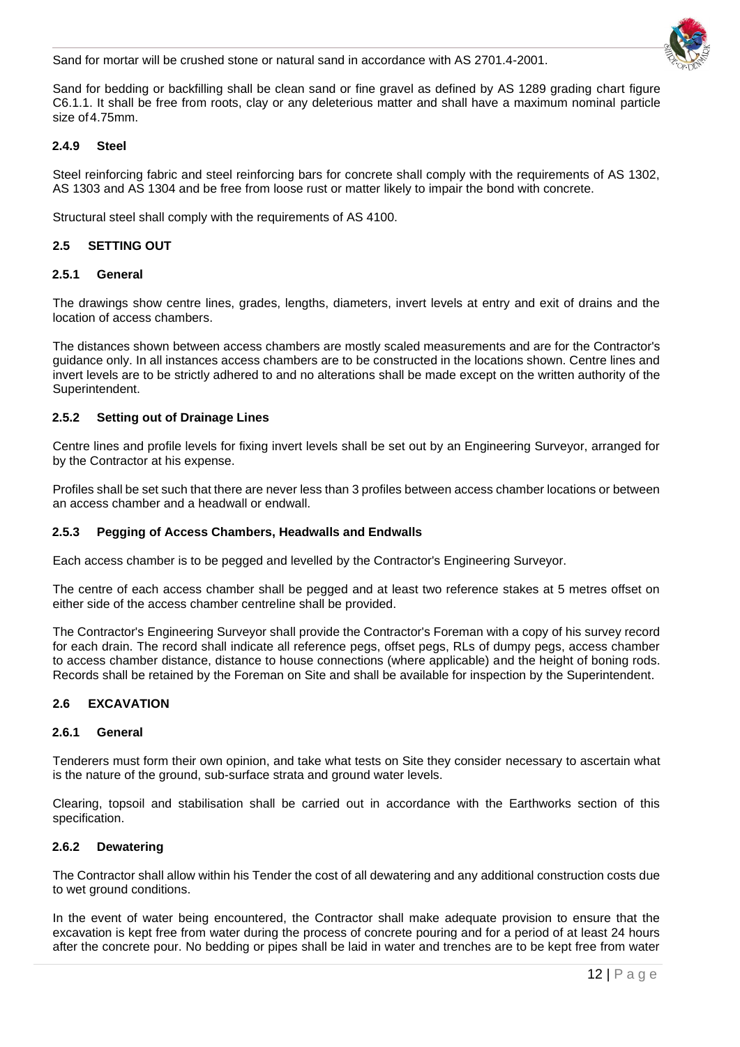Sand for mortar will be crushed stone or natural sand in accordance with AS 2701.4-2001.

Sand for bedding or backfilling shall be clean sand or fine gravel as defined by AS 1289 grading chart figure C6.1.1. It shall be free from roots, clay or any deleterious matter and shall have a maximum nominal particle size of 4.75mm.

#### 2.4.9 Steel

Steel reinforcing fabric and steel reinforcing bars for concrete shall comply with the requirements of AS 1302, AS 1303 and AS 1304 and be free from loose rust or matter likely to impair the bond with concrete.

Structural steel shall comply with the requirements of AS 4100.

### 2.5 SETTING OUT

#### 2.5.1 General

The drawings show centre lines, grades, lengths, diameters, invert levels at entry and exit of drains and the location of access chambers.

The distances shown between access chambers are mostly scaled measurements and are for the Contractor's guidance only. In all instances access chambers are to be constructed in the locations shown. Centre lines and invert levels are to be strictly adhered to and no alterations shall be made except on the written authority of the Superintendent.

#### 2.5.2 Setting out of Drainage Lines

Centre lines and profile levels for fixing invert levels shall be set out by an Engineering Surveyor, arranged for by the Contractor at his expense.

Profiles shall be set such that there are never less than 3 profiles between access chamber locations or between an access chamber and a headwall or endwall.

#### 2.5.3 Pegging of Access Chambers, Headwalls and Endwalls

Each access chamber is to be pegged and levelled by the Contractor's Engineering Surveyor.

The centre of each access chamber shall be pegged and at least two reference stakes at 5 metres offset on either side of the access chamber centreline shall be provided.

The Contractor's Engineering Surveyor shall provide the Contractor's Foreman with a copy of his survey record for each drain. The record shall indicate all reference pegs, offset pegs, RLs of dumpy pegs, access chamber to access chamber distance, distance to house connections (where applicable) and the height of boning rods. Records shall be retained by the Foreman on Site and shall be available for inspection by the Superintendent.

### 2.6 EXCAVATION

#### 2.6.1 General

Tenderers must form their own opinion, and take what tests on Site they consider necessary to ascertain what is the nature of the ground, sub-surface strata and ground water levels.

Clearing, topsoil and stabilisation shall be carried out in accordance with the Earthworks section of this specification.

#### 2.6.2 Dewatering

The Contractor shall allow within his Tender the cost of all dewatering and any additional construction costs due to wet ground conditions.

In the event of water being encountered, the Contractor shall make adequate provision to ensure that the excavation is kept free from water during the process of concrete pouring and for a period of at least 24 hours after the concrete pour. No bedding or pipes shall be laid in water and trenches are to be kept free from water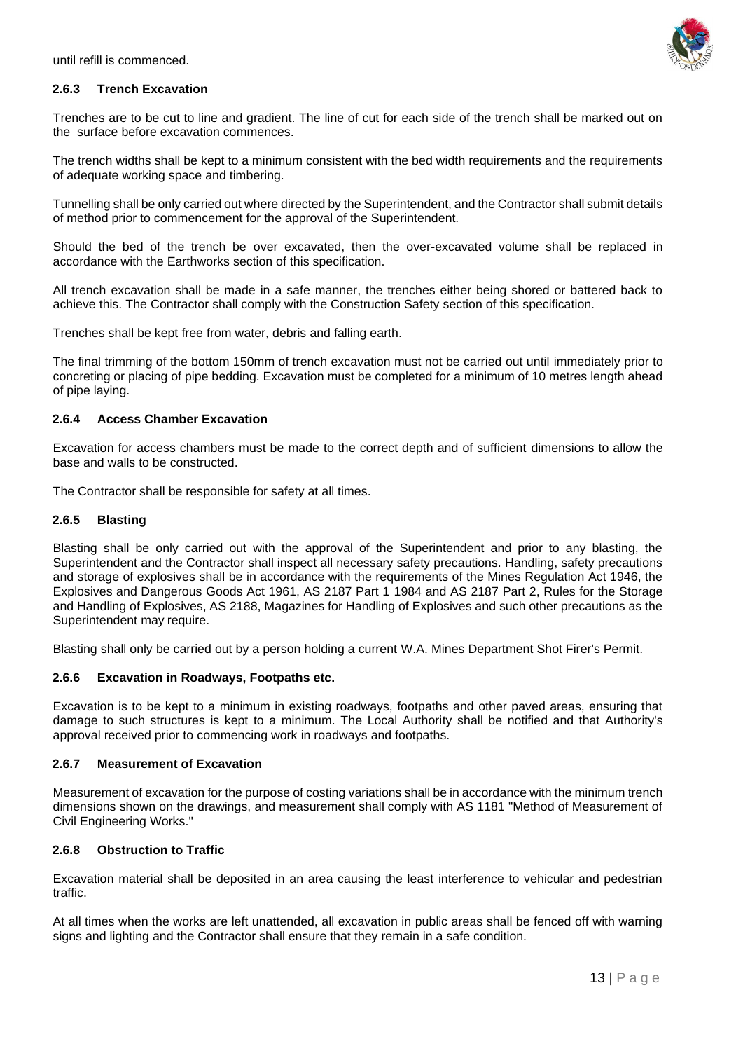until refill is commenced.

### 2.6.3 Trench Excavation

Trenches are to be cut to line and gradient. The line of cut for each side of the trench shall be marked out on the surface before excavation commences.

The trench widths shall be kept to a minimum consistent with the bed width requirements and the requirements of adequate working space and timbering.

Tunnelling shall be only carried out where directed by the Superintendent, and the Contractor shall submit details of method prior to commencement for the approval of the Superintendent.

Should the bed of the trench be over excavated, then the over-excavated volume shall be replaced in accordance with the Earthworks section of this specification.

All trench excavation shall be made in a safe manner, the trenches either being shored or battered back to achieve this. The Contractor shall comply with the Construction Safety section of this specification.

Trenches shall be kept free from water, debris and falling earth.

The final trimming of the bottom 150mm of trench excavation must not be carried out until immediately prior to concreting or placing of pipe bedding. Excavation must be completed for a minimum of 10 metres length ahead of pipe laying.

### 2.6.4 Access Chamber Excavation

Excavation for access chambers must be made to the correct depth and of sufficient dimensions to allow the base and walls to be constructed.

The Contractor shall be responsible for safety at all times.

### 2.6.5 Blasting

Blasting shall be only carried out with the approval of the Superintendent and prior to any blasting, the Superintendent and the Contractor shall inspect all necessary safety precautions. Handling, safety precautions and storage of explosives shall be in accordance with the requirements of the Mines Regulation Act 1946, the Explosives and Dangerous Goods Act 1961, AS 2187 Part 1 1984 and AS 2187 Part 2, Rules for the Storage and Handling of Explosives, AS 2188, Magazines for Handling of Explosives and such other precautions as the Superintendent may require.

Blasting shall only be carried out by a person holding a current W.A. Mines Department Shot Firer's Permit.

### 2.6.6 Excavation in Roadways, Footpaths etc.

Excavation is to be kept to a minimum in existing roadways, footpaths and other paved areas, ensuring that damage to such structures is kept to a minimum. The Local Authority shall be notified and that Authority's approval received prior to commencing work in roadways and footpaths.

### 2.6.7 Measurement of Excavation

Measurement of excavation for the purpose of costing variations shall be in accordance with the minimum trench dimensions shown on the drawings, and measurement shall comply with AS 1181 "Method of Measurement of Civil Engineering Works."

### 2.6.8 Obstruction to Traffic

Excavation material shall be deposited in an area causing the least interference to vehicular and pedestrian traffic.

At all times when the works are left unattended, all excavation in public areas shall be fenced off with warning signs and lighting and the Contractor shall ensure that they remain in a safe condition.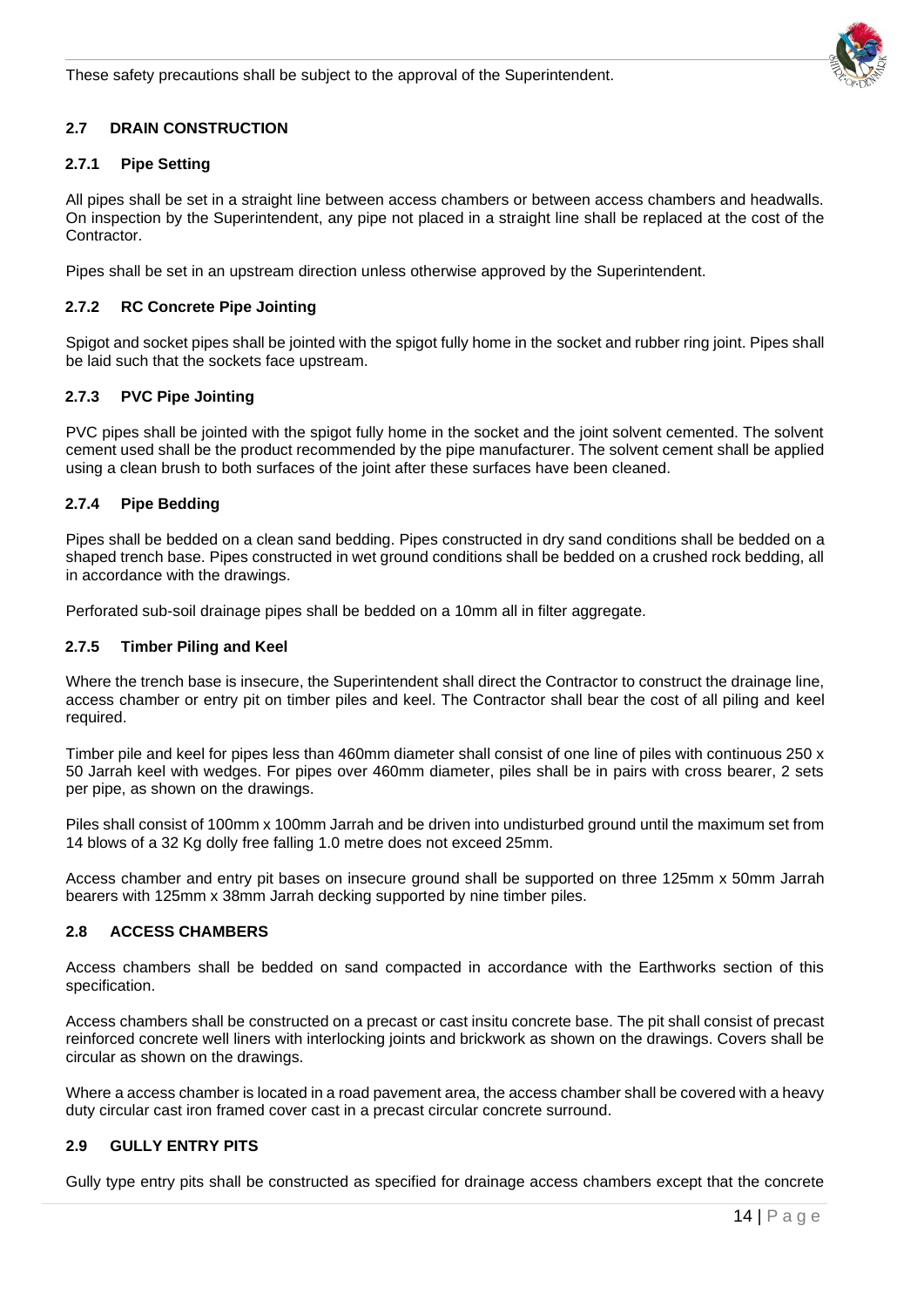These safety precautions shall be subject to the approval of the Superintendent.

## 2.7 DRAIN CONSTRUCTION

### 2.7.1 Pipe Setting

All pipes shall be set in a straight line between access chambers or between access chambers and headwalls. On inspection by the Superintendent, any pipe not placed in a straight line shall be replaced at the cost of the Contractor.

Pipes shall be set in an upstream direction unless otherwise approved by the Superintendent.

### 2.7.2 RC Concrete Pipe Jointing

Spigot and socket pipes shall be jointed with the spigot fully home in the socket and rubber ring joint. Pipes shall be laid such that the sockets face upstream.

### 2.7.3 PVC Pipe Jointing

PVC pipes shall be jointed with the spigot fully home in the socket and the joint solvent cemented. The solvent cement used shall be the product recommended by the pipe manufacturer. The solvent cement shall be applied using a clean brush to both surfaces of the joint after these surfaces have been cleaned.

### 2.7.4 Pipe Bedding

Pipes shall be bedded on a clean sand bedding. Pipes constructed in dry sand conditions shall be bedded on a shaped trench base. Pipes constructed in wet ground conditions shall be bedded on a crushed rock bedding, all in accordance with the drawings.

Perforated sub-soil drainage pipes shall be bedded on a 10mm all in filter aggregate.

### 2.7.5 Timber Piling and Keel

Where the trench base is insecure, the Superintendent shall direct the Contractor to construct the drainage line, access chamber or entry pit on timber piles and keel. The Contractor shall bear the cost of all piling and keel required.

Timber pile and keel for pipes less than 460mm diameter shall consist of one line of piles with continuous 250 x 50 Jarrah keel with wedges. For pipes over 460mm diameter, piles shall be in pairs with cross bearer, 2 sets per pipe, as shown on the drawings.

Piles shall consist of 100mm x 100mm Jarrah and be driven into undisturbed ground until the maximum set from 14 blows of a 32 Kg dolly free falling 1.0 metre does not exceed 25mm.

Access chamber and entry pit bases on insecure ground shall be supported on three 125mm x 50mm Jarrah bearers with 125mm x 38mm Jarrah decking supported by nine timber piles.

## 2.8 ACCESS CHAMBERS

Access chambers shall be bedded on sand compacted in accordance with the Earthworks section of this specification.

Access chambers shall be constructed on a precast or cast insitu concrete base. The pit shall consist of precast reinforced concrete well liners with interlocking joints and brickwork as shown on the drawings. Covers shall be circular as shown on the drawings.

Where a access chamber is located in a road pavement area, the access chamber shall be covered with a heavy duty circular cast iron framed cover cast in a precast circular concrete surround.

## 2.9 GULLY ENTRY PITS

Gully type entry pits shall be constructed as specified for drainage access chambers except that the concrete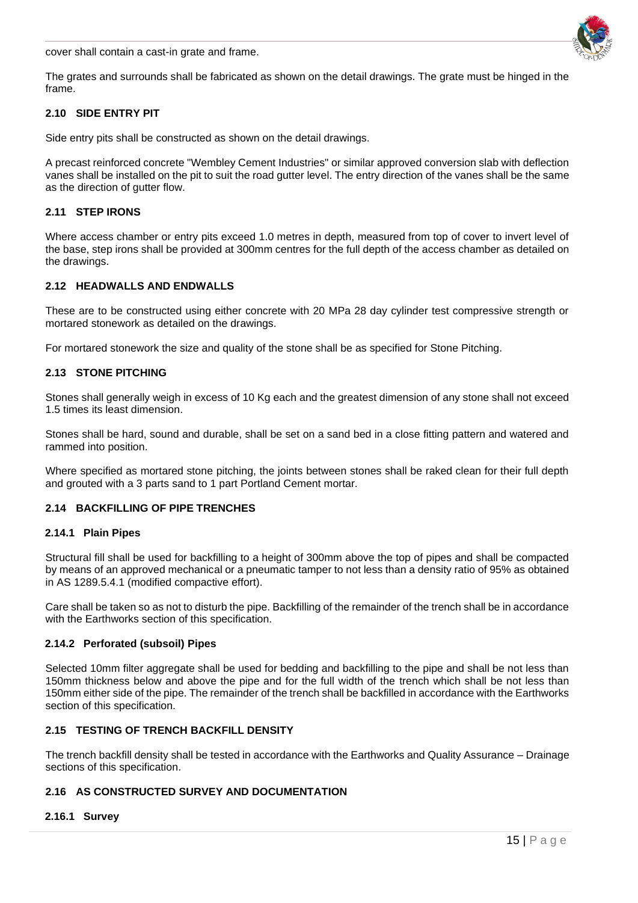cover shall contain a cast-in grate and frame.

The grates and surrounds shall be fabricated as shown on the detail drawings. The grate must be hinged in the frame.

### 2.10 SIDE ENTRY PIT

Side entry pits shall be constructed as shown on the detail drawings.

A precast reinforced concrete "Wembley Cement Industries" or similar approved conversion slab with deflection vanes shall be installed on the pit to suit the road gutter level. The entry direction of the vanes shall be the same as the direction of gutter flow.

### 2.11 STEP IRONS

Where access chamber or entry pits exceed 1.0 metres in depth, measured from top of cover to invert level of the base, step irons shall be provided at 300mm centres for the full depth of the access chamber as detailed on the drawings.

### 2.12 HEADWALLS AND ENDWALLS

These are to be constructed using either concrete with 20 MPa 28 day cylinder test compressive strength or mortared stonework as detailed on the drawings.

For mortared stonework the size and quality of the stone shall be as specified for Stone Pitching.

### 2.13 STONE PITCHING

Stones shall generally weigh in excess of 10 Kg each and the greatest dimension of any stone shall not exceed 1.5 times its least dimension.

Stones shall be hard, sound and durable, shall be set on a sand bed in a close fitting pattern and watered and rammed into position.

Where specified as mortared stone pitching, the joints between stones shall be raked clean for their full depth and grouted with a 3 parts sand to 1 part Portland Cement mortar.

### 2.14 BACKFILLING OF PIPE TRENCHES

#### 2.14.1 Plain Pipes

Structural fill shall be used for backfilling to a height of 300mm above the top of pipes and shall be compacted by means of an approved mechanical or a pneumatic tamper to not less than a density ratio of 95% as obtained in AS 1289.5.4.1 (modified compactive effort).

Care shall be taken so as not to disturb the pipe. Backfilling of the remainder of the trench shall be in accordance with the Earthworks section of this specification.

#### 2.14.2 Perforated (subsoil) Pipes

Selected 10mm filter aggregate shall be used for bedding and backfilling to the pipe and shall be not less than 150mm thickness below and above the pipe and for the full width of the trench which shall be not less than 150mm either side of the pipe. The remainder of the trench shall be backfilled in accordance with the Earthworks section of this specification.

### 2.15 TESTING OF TRENCH BACKFILL DENSITY

The trench backfill density shall be tested in accordance with the Earthworks and Quality Assurance – Drainage sections of this specification.

### 2.16 AS CONSTRUCTED SURVEY AND DOCUMENTATION

#### 2.16.1 Survey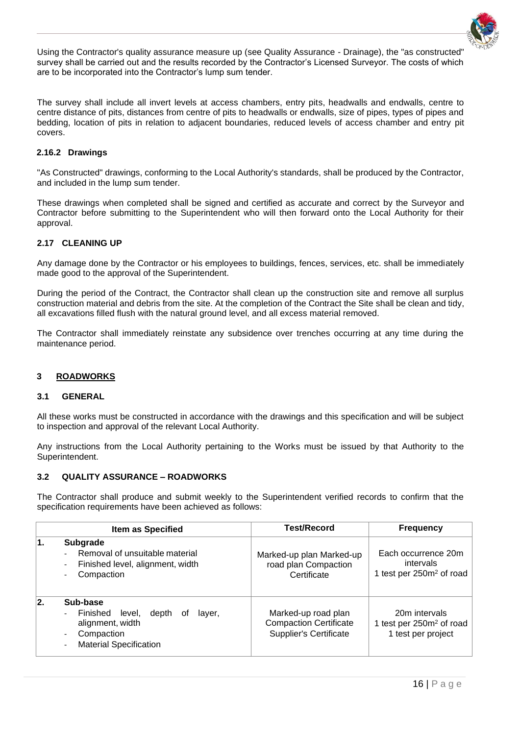Using the Contractor's quality assurance measure up (see Quality Assurance - Drainage), the "as constructed" survey shall be carried out and the results recorded by the Contractor's Licensed Surveyor. The costs of which are to be incorporated into the Contractor's lump sum tender.

The survey shall include all invert levels at access chambers, entry pits, headwalls and endwalls, centre to centre distance of pits, distances from centre of pits to headwalls or endwalls, size of pipes, types of pipes and bedding, location of pits in relation to adjacent boundaries, reduced levels of access chamber and entry pit covers.

#### 2.16.2 Drawings

"As Constructed" drawings, conforming to the Local Authority's standards, shall be produced by the Contractor, and included in the lump sum tender.

These drawings when completed shall be signed and certified as accurate and correct by the Surveyor and Contractor before submitting to the Superintendent who will then forward onto the Local Authority for their approval.

### 2.17 CLEANING UP

Any damage done by the Contractor or his employees to buildings, fences, services, etc. shall be immediately made good to the approval of the Superintendent.

During the period of the Contract, the Contractor shall clean up the construction site and remove all surplus construction material and debris from the site. At the completion of the Contract the Site shall be clean and tidy, all excavations filled flush with the natural ground level, and all excess material removed.

The Contractor shall immediately reinstate any subsidence over trenches occurring at any time during the maintenance period.

## 3 ROADWORKS

### 3.1 GENERAL

All these works must be constructed in accordance with the drawings and this specification and will be subject to inspection and approval of the relevant Local Authority.

Any instructions from the Local Authority pertaining to the Works must be issued by that Authority to the Superintendent.

### 3.2 QUALITY ASSURANCE – ROADWORKS

The Contractor shall produce and submit weekly to the Superintendent verified records to confirm that the specification requirements have been achieved as follows:

| | Item as Specified | Test/Record | Frequency |
|---|---|---|---|
| 1. | **Subgrade**<br>- Removal of unsuitable material<br>- Finished level, alignment, width<br>- Compaction | Marked-up plan Marked-up road plan Compaction Certificate | Each occurrence 20m intervals<br>1 test per 250m² of road |
| 2. | **Sub-base**<br>- Finished level, depth of layer, alignment, width<br>- Compaction<br>- Material Specification | Marked-up road plan<br>Compaction Certificate<br>Supplier's Certificate | 20m intervals<br>1 test per 250m² of road<br>1 test per project |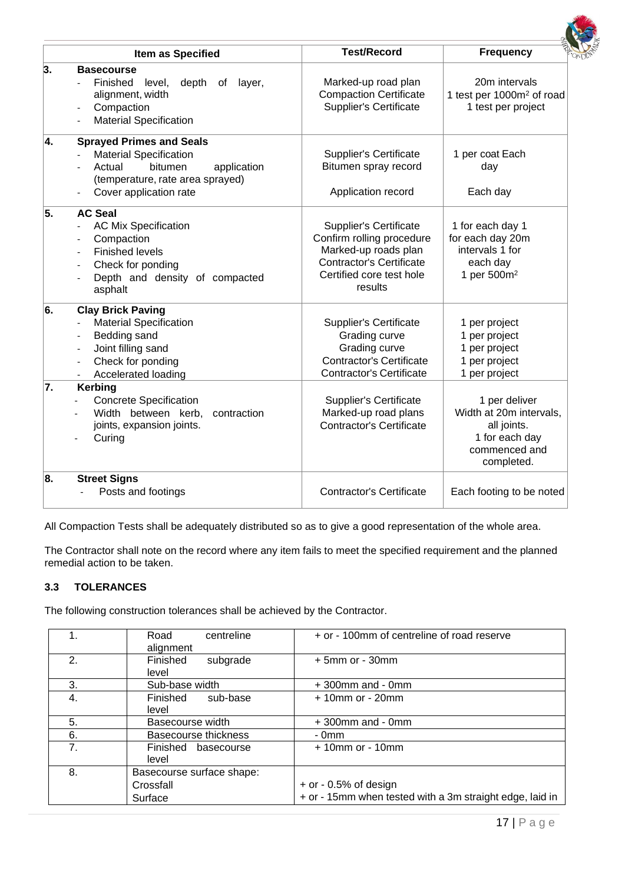| | Item as Specified | Test/Record | Frequency |
|---|---|---|---|
| 3. | **Basecourse**<br>- Finished level, depth of layer, alignment, width<br>- Compaction<br>- Material Specification | Marked-up road plan<br>Compaction Certificate<br>Supplier's Certificate | 20m intervals<br>1 test per 1000m$^2$ of road<br>1 test per project |
| 4. | **Sprayed Primes and Seals**<br>- Material Specification<br>- Actual bitumen application (temperature, rate area sprayed)<br>- Cover application rate | Supplier's Certificate<br>Bitumen spray record<br><br>Application record | 1 per coat Each<br>day<br><br>Each day |
| 5. | **AC Seal**<br>- AC Mix Specification<br>- Compaction<br>- Finished levels<br>- Check for ponding<br>- Depth and density of compacted asphalt | Supplier's Certificate<br>Confirm rolling procedure<br>Marked-up roads plan<br>Contractor's Certificate<br>Certified core test hole results | 1 for each day 1<br>for each day 20m<br>intervals 1 for<br>each day<br>1 per 500m$^2$ |
| 6. | **Clay Brick Paving**<br>- Material Specification<br>- Bedding sand<br>- Joint filling sand<br>- Check for ponding<br>- Accelerated loading | Supplier's Certificate<br>Grading curve<br>Grading curve<br>Contractor's Certificate<br>Contractor's Certificate | 1 per project<br>1 per project<br>1 per project<br>1 per project<br>1 per project |
| 7. | **Kerbing**<br>- Concrete Specification<br>- Width between kerb, contraction joints, expansion joints.<br>- Curing | Supplier's Certificate<br>Marked-up road plans<br>Contractor's Certificate | 1 per deliver<br>Width at 20m intervals, all joints.<br>1 for each day commenced and completed. |
| 8. | **Street Signs**<br>- Posts and footings | Contractor's Certificate | Each footing to be noted |

All Compaction Tests shall be adequately distributed so as to give a good representation of the whole area.

The Contractor shall note on the record where any item fails to meet the specified requirement and the planned remedial action to be taken.

### 3.3 TOLERANCES

The following construction tolerances shall be achieved by the Contractor.

| | | |
|---|---|---|
| 1. | Road centreline alignment | + or - 100mm of centreline of road reserve |
| 2. | Finished subgrade level | + 5mm or - 30mm |
| 3. | Sub-base width | + 300mm and - 0mm |
| 4. | Finished sub-base level | + 10mm or - 20mm |
| 5. | Basecourse width | + 300mm and - 0mm |
| 6. | Basecourse thickness | - 0mm |
| 7. | Finished basecourse level | + 10mm or - 10mm |
| 8. | Basecourse surface shape:<br>Crossfall<br>Surface | <br>+ or - 0.5% of design<br>+ or - 15mm when tested with a 3m straight edge, laid in |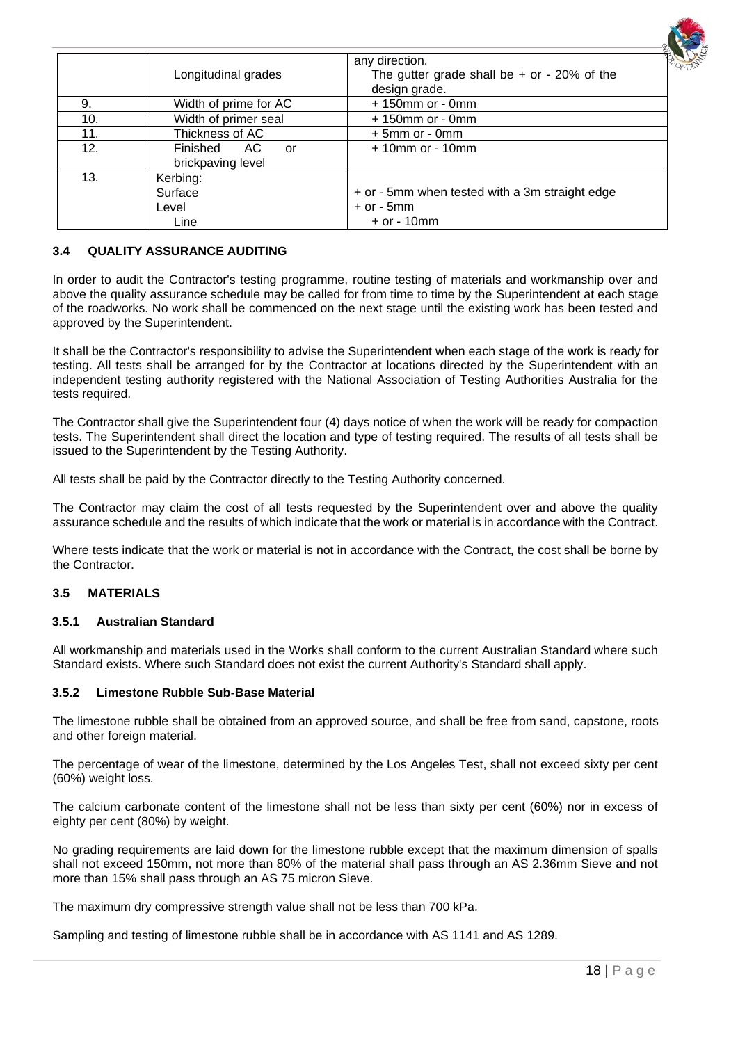|  | Longitudinal grades | any direction. The gutter grade shall be + or - 20% of the design grade. |
|---|---|---|
| 9. | Width of prime for AC | + 150mm or - 0mm |
| 10. | Width of primer seal | + 150mm or - 0mm |
| 11. | Thickness of AC | + 5mm or - 0mm |
| 12. | Finished AC or brickpaving level | + 10mm or - 10mm |
| 13. | Kerbing: Surface Level Line | + or - 5mm when tested with a 3m straight edge + or - 5mm + or - 10mm |

### 3.4 QUALITY ASSURANCE AUDITING

In order to audit the Contractor's testing programme, routine testing of materials and workmanship over and above the quality assurance schedule may be called for from time to time by the Superintendent at each stage of the roadworks. No work shall be commenced on the next stage until the existing work has been tested and approved by the Superintendent.

It shall be the Contractor's responsibility to advise the Superintendent when each stage of the work is ready for testing. All tests shall be arranged for by the Contractor at locations directed by the Superintendent with an independent testing authority registered with the National Association of Testing Authorities Australia for the tests required.

The Contractor shall give the Superintendent four (4) days notice of when the work will be ready for compaction tests. The Superintendent shall direct the location and type of testing required. The results of all tests shall be issued to the Superintendent by the Testing Authority.

All tests shall be paid by the Contractor directly to the Testing Authority concerned.

The Contractor may claim the cost of all tests requested by the Superintendent over and above the quality assurance schedule and the results of which indicate that the work or material is in accordance with the Contract.

Where tests indicate that the work or material is not in accordance with the Contract, the cost shall be borne by the Contractor.

### 3.5 MATERIALS

#### 3.5.1 Australian Standard

All workmanship and materials used in the Works shall conform to the current Australian Standard where such Standard exists. Where such Standard does not exist the current Authority's Standard shall apply.

#### 3.5.2 Limestone Rubble Sub-Base Material

The limestone rubble shall be obtained from an approved source, and shall be free from sand, capstone, roots and other foreign material.

The percentage of wear of the limestone, determined by the Los Angeles Test, shall not exceed sixty per cent (60%) weight loss.

The calcium carbonate content of the limestone shall not be less than sixty per cent (60%) nor in excess of eighty per cent (80%) by weight.

No grading requirements are laid down for the limestone rubble except that the maximum dimension of spalls shall not exceed 150mm, not more than 80% of the material shall pass through an AS 2.36mm Sieve and not more than 15% shall pass through an AS 75 micron Sieve.

The maximum dry compressive strength value shall not be less than 700 kPa.

Sampling and testing of limestone rubble shall be in accordance with AS 1141 and AS 1289.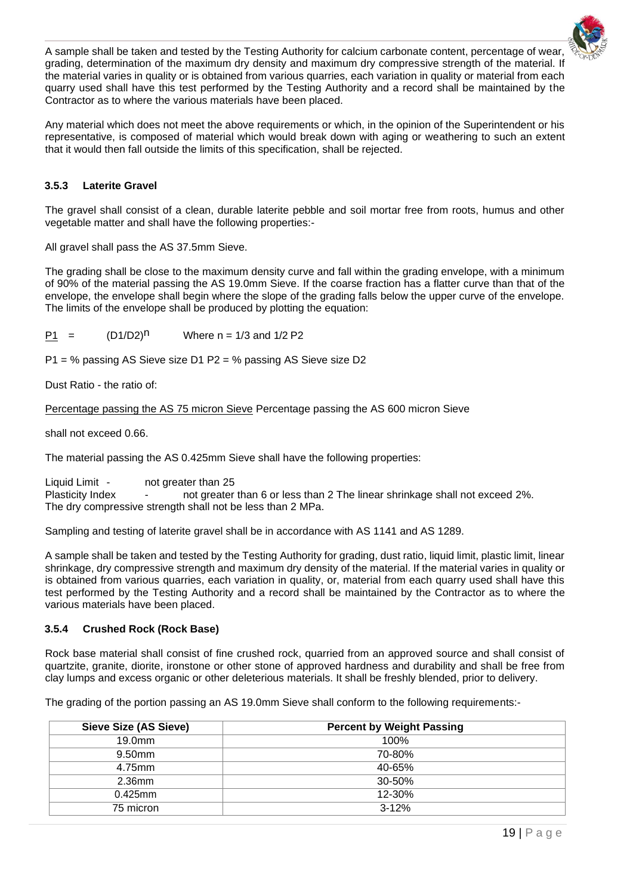A sample shall be taken and tested by the Testing Authority for calcium carbonate content, percentage of wear, grading, determination of the maximum dry density and maximum dry compressive strength of the material. If the material varies in quality or is obtained from various quarries, each variation in quality or material from each quarry used shall have this test performed by the Testing Authority and a record shall be maintained by the Contractor as to where the various materials have been placed.

Any material which does not meet the above requirements or which, in the opinion of the Superintendent or his representative, is composed of material which would break down with aging or weathering to such an extent that it would then fall outside the limits of this specification, shall be rejected.

### 3.5.3 Laterite Gravel

The gravel shall consist of a clean, durable laterite pebble and soil mortar free from roots, humus and other vegetable matter and shall have the following properties:-

All gravel shall pass the AS 37.5mm Sieve.

The grading shall be close to the maximum density curve and fall within the grading envelope, with a minimum of 90% of the material passing the AS 19.0mm Sieve. If the coarse fraction has a flatter curve than that of the envelope, the envelope shall begin where the slope of the grading falls below the upper curve of the envelope. The limits of the envelope shall be produced by plotting the equation:

$\underline{P1} = (D1/D2)^n$ Where n = 1/3 and 1/2 P2

P1 = % passing AS Sieve size D1 P2 = % passing AS Sieve size D2

Dust Ratio - the ratio of:

Percentage passing the AS 75 micron Sieve Percentage passing the AS 600 micron Sieve

shall not exceed 0.66.

The material passing the AS 0.425mm Sieve shall have the following properties:

Liquid Limit - not greater than 25
Plasticity Index - not greater than 6 or less than 2 The linear shrinkage shall not exceed 2%.
The dry compressive strength shall not be less than 2 MPa.

Sampling and testing of laterite gravel shall be in accordance with AS 1141 and AS 1289.

A sample shall be taken and tested by the Testing Authority for grading, dust ratio, liquid limit, plastic limit, linear shrinkage, dry compressive strength and maximum dry density of the material. If the material varies in quality or is obtained from various quarries, each variation in quality, or, material from each quarry used shall have this test performed by the Testing Authority and a record shall be maintained by the Contractor as to where the various materials have been placed.

### 3.5.4 Crushed Rock (Rock Base)

Rock base material shall consist of fine crushed rock, quarried from an approved source and shall consist of quartzite, granite, diorite, ironstone or other stone of approved hardness and durability and shall be free from clay lumps and excess organic or other deleterious materials. It shall be freshly blended, prior to delivery.

The grading of the portion passing an AS 19.0mm Sieve shall conform to the following requirements:-

| Sieve Size (AS Sieve) | Percent by Weight Passing |
|---|---|
| 19.0mm | 100% |
| 9.50mm | 70-80% |
| 4.75mm | 40-65% |
| 2.36mm | 30-50% |
| 0.425mm | 12-30% |
| 75 micron | 3-12% |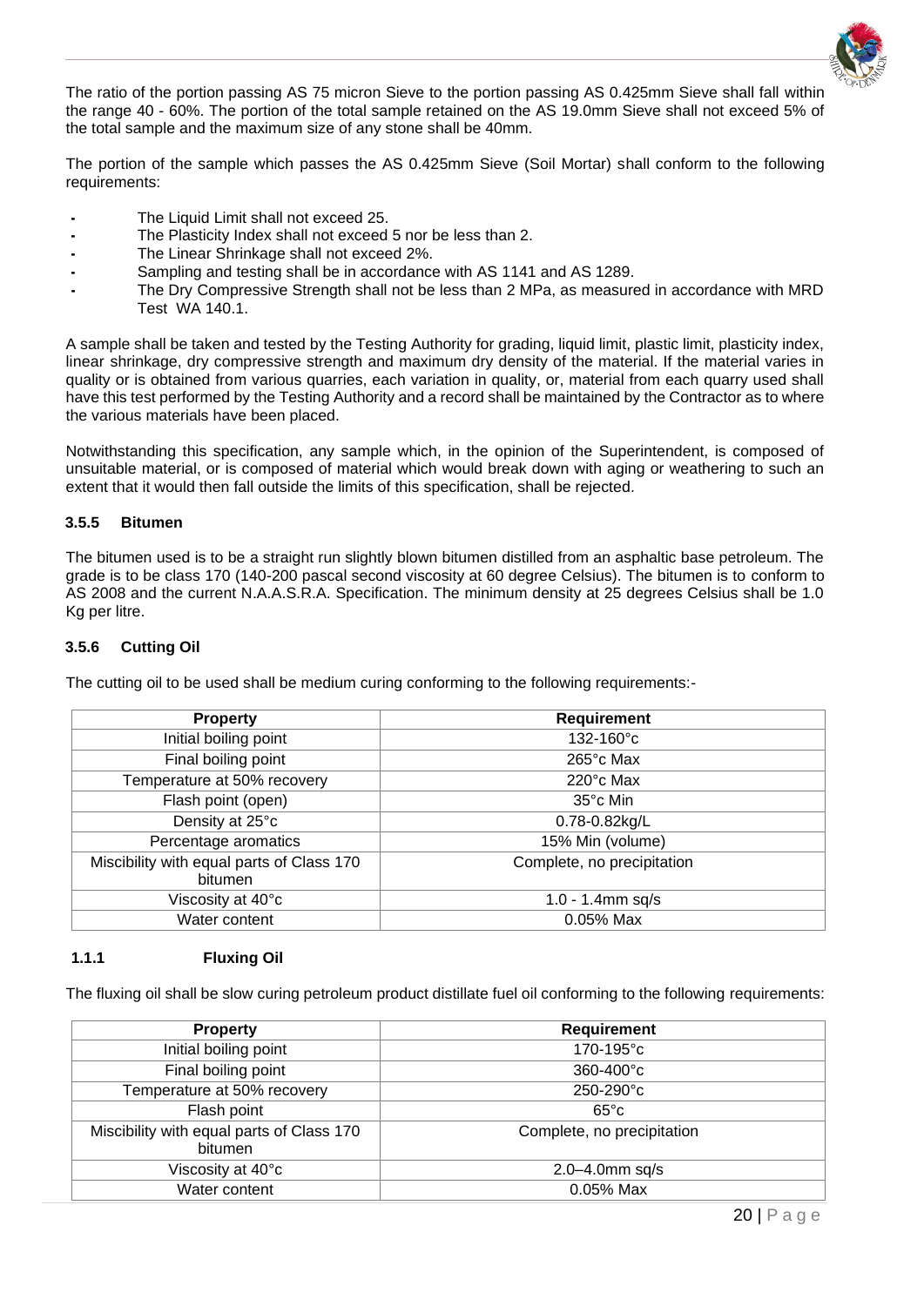The ratio of the portion passing AS 75 micron Sieve to the portion passing AS 0.425mm Sieve shall fall within the range 40 - 60%. The portion of the total sample retained on the AS 19.0mm Sieve shall not exceed 5% of the total sample and the maximum size of any stone shall be 40mm.

The portion of the sample which passes the AS 0.425mm Sieve (Soil Mortar) shall conform to the following requirements:

- The Liquid Limit shall not exceed 25.
- The Plasticity Index shall not exceed 5 nor be less than 2.
- The Linear Shrinkage shall not exceed 2%.
- Sampling and testing shall be in accordance with AS 1141 and AS 1289.
- The Dry Compressive Strength shall not be less than 2 MPa, as measured in accordance with MRD Test WA 140.1.

A sample shall be taken and tested by the Testing Authority for grading, liquid limit, plastic limit, plasticity index, linear shrinkage, dry compressive strength and maximum dry density of the material. If the material varies in quality or is obtained from various quarries, each variation in quality, or, material from each quarry used shall have this test performed by the Testing Authority and a record shall be maintained by the Contractor as to where the various materials have been placed.

Notwithstanding this specification, any sample which, in the opinion of the Superintendent, is composed of unsuitable material, or is composed of material which would break down with aging or weathering to such an extent that it would then fall outside the limits of this specification, shall be rejected.

### 3.5.5 Bitumen

The bitumen used is to be a straight run slightly blown bitumen distilled from an asphaltic base petroleum. The grade is to be class 170 (140-200 pascal second viscosity at 60 degree Celsius). The bitumen is to conform to AS 2008 and the current N.A.A.S.R.A. Specification. The minimum density at 25 degrees Celsius shall be 1.0 Kg per litre.

### 3.5.6 Cutting Oil

The cutting oil to be used shall be medium curing conforming to the following requirements:-

| Property | Requirement |
|---|---|
| Initial boiling point | 132-160°c |
| Final boiling point | 265°c Max |
| Temperature at 50% recovery | 220°c Max |
| Flash point (open) | 35°c Min |
| Density at 25°c | 0.78-0.82kg/L |
| Percentage aromatics | 15% Min (volume) |
| Miscibility with equal parts of Class 170 bitumen | Complete, no precipitation |
| Viscosity at 40°c | 1.0 - 1.4mm sq/s |
| Water content | 0.05% Max |

### 1.1.1 Fluxing Oil

The fluxing oil shall be slow curing petroleum product distillate fuel oil conforming to the following requirements:

| Property | Requirement |
|---|---|
| Initial boiling point | 170-195°c |
| Final boiling point | 360-400°c |
| Temperature at 50% recovery | 250-290°c |
| Flash point | 65°c |
| Miscibility with equal parts of Class 170 bitumen | Complete, no precipitation |
| Viscosity at 40°c | 2.0–4.0mm sq/s |
| Water content | 0.05% Max |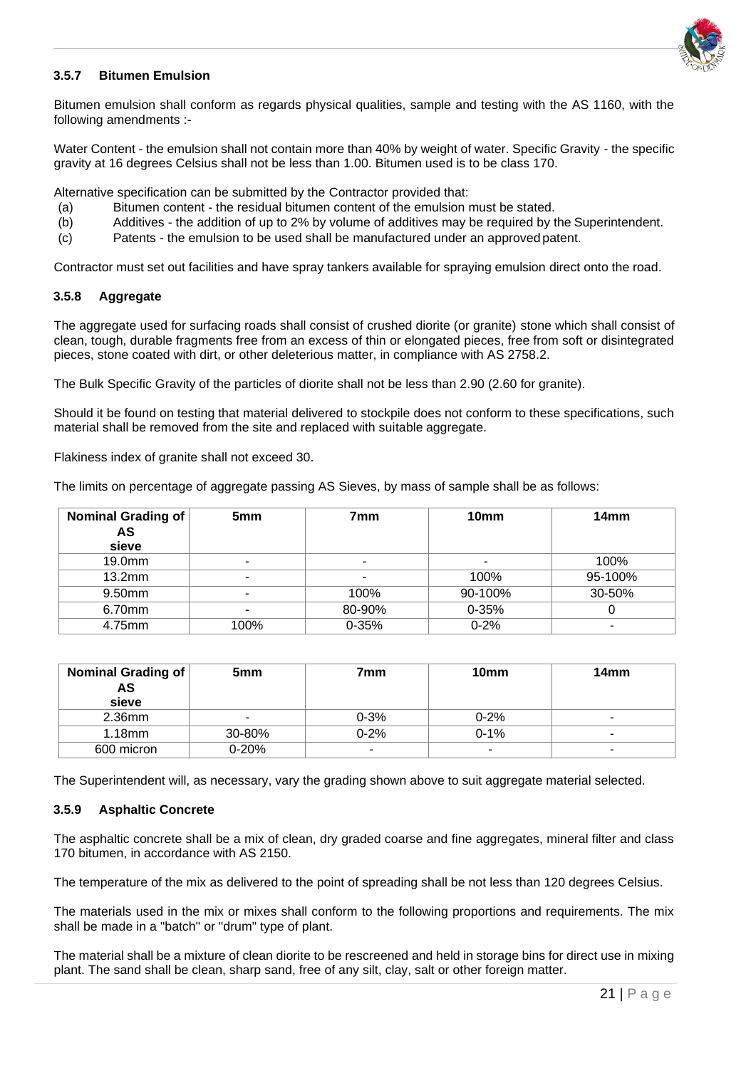### 3.5.7 Bitumen Emulsion

Bitumen emulsion shall conform as regards physical qualities, sample and testing with the AS 1160, with the following amendments :-

Water Content - the emulsion shall not contain more than 40% by weight of water. Specific Gravity - the specific gravity at 16 degrees Celsius shall not be less than 1.00. Bitumen used is to be class 170.

Alternative specification can be submitted by the Contractor provided that:

(a) Bitumen content - the residual bitumen content of the emulsion must be stated.
(b) Additives - the addition of up to 2% by volume of additives may be required by the Superintendent.
(c) Patents - the emulsion to be used shall be manufactured under an approved patent.

Contractor must set out facilities and have spray tankers available for spraying emulsion direct onto the road.

### 3.5.8 Aggregate

The aggregate used for surfacing roads shall consist of crushed diorite (or granite) stone which shall consist of clean, tough, durable fragments free from an excess of thin or elongated pieces, free from soft or disintegrated pieces, stone coated with dirt, or other deleterious matter, in compliance with AS 2758.2.

The Bulk Specific Gravity of the particles of diorite shall not be less than 2.90 (2.60 for granite).

Should it be found on testing that material delivered to stockpile does not conform to these specifications, such material shall be removed from the site and replaced with suitable aggregate.

Flakiness index of granite shall not exceed 30.

The limits on percentage of aggregate passing AS Sieves, by mass of sample shall be as follows:

| Nominal Grading of AS sieve | 5mm | 7mm | 10mm | 14mm |
|---|---|---|---|---|
| 19.0mm | - | - | - | 100% |
| 13.2mm | - | - | 100% | 95-100% |
| 9.50mm | - | 100% | 90-100% | 30-50% |
| 6.70mm | - | 80-90% | 0-35% | 0 |
| 4.75mm | 100% | 0-35% | 0-2% | - |
| 2.36mm | - | 0-3% | 0-2% | - |
| 1.18mm | 30-80% | 0-2% | 0-1% | - |
| 600 micron | 0-20% | - | - | - |

The Superintendent will, as necessary, vary the grading shown above to suit aggregate material selected.

### 3.5.9 Asphaltic Concrete

The asphaltic concrete shall be a mix of clean, dry graded coarse and fine aggregates, mineral filter and class 170 bitumen, in accordance with AS 2150.

The temperature of the mix as delivered to the point of spreading shall be not less than 120 degrees Celsius.

The materials used in the mix or mixes shall conform to the following proportions and requirements. The mix shall be made in a "batch" or "drum" type of plant.

The material shall be a mixture of clean diorite to be rescreened and held in storage bins for direct use in mixing plant. The sand shall be clean, sharp sand, free of any silt, clay, salt or other foreign matter.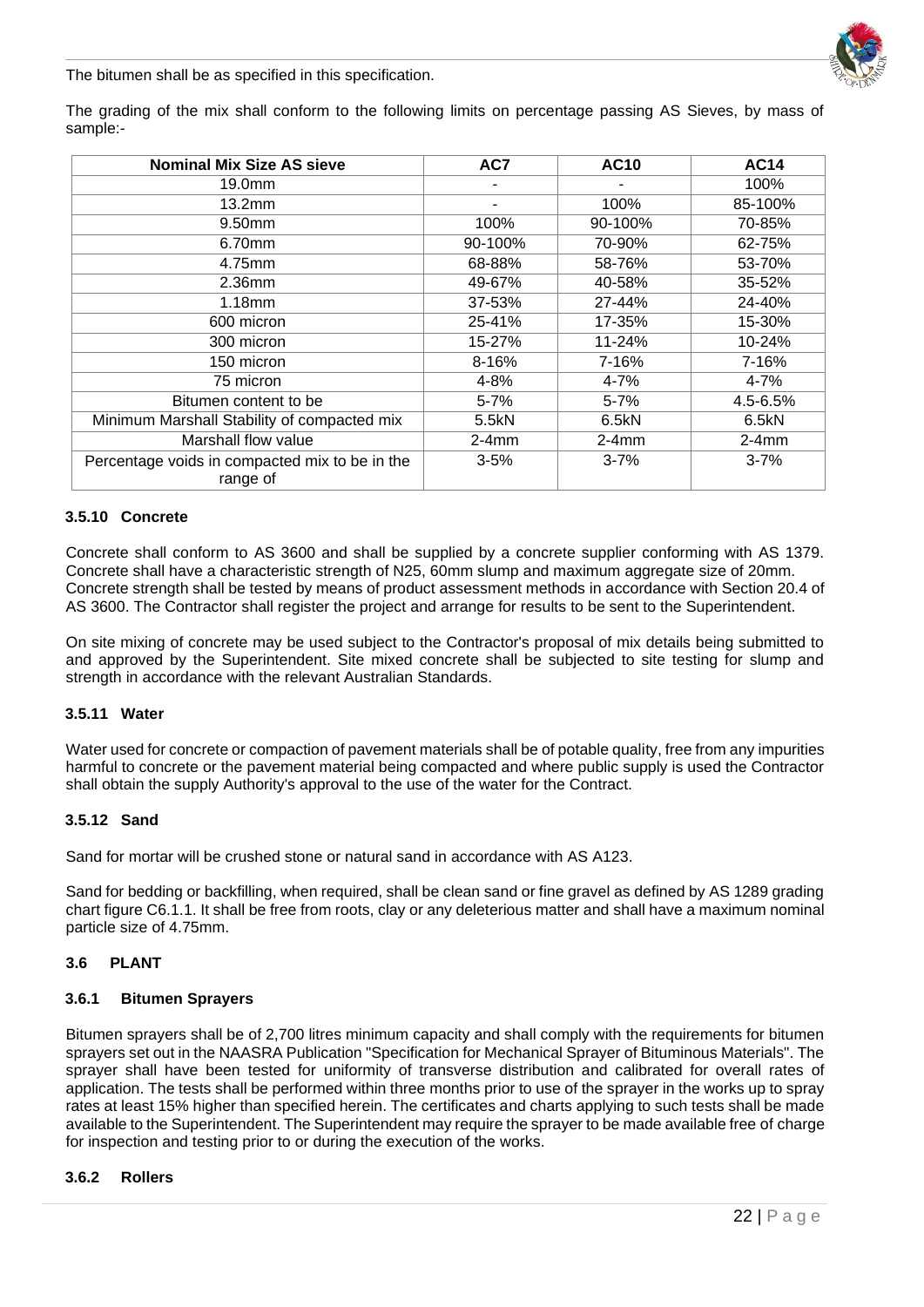The bitumen shall be as specified in this specification.

The grading of the mix shall conform to the following limits on percentage passing AS Sieves, by mass of sample:-

| Nominal Mix Size AS sieve | AC7 | AC10 | AC14 |
|---|---|---|---|
| 19.0mm | - | - | 100% |
| 13.2mm | - | 100% | 85-100% |
| 9.50mm | 100% | 90-100% | 70-85% |
| 6.70mm | 90-100% | 70-90% | 62-75% |
| 4.75mm | 68-88% | 58-76% | 53-70% |
| 2.36mm | 49-67% | 40-58% | 35-52% |
| 1.18mm | 37-53% | 27-44% | 24-40% |
| 600 micron | 25-41% | 17-35% | 15-30% |
| 300 micron | 15-27% | 11-24% | 10-24% |
| 150 micron | 8-16% | 7-16% | 7-16% |
| 75 micron | 4-8% | 4-7% | 4-7% |
| Bitumen content to be | 5-7% | 5-7% | 4.5-6.5% |
| Minimum Marshall Stability of compacted mix | 5.5kN | 6.5kN | 6.5kN |
| Marshall flow value | 2-4mm | 2-4mm | 2-4mm |
| Percentage voids in compacted mix to be in the range of | 3-5% | 3-7% | 3-7% |

#### 3.5.10 Concrete

Concrete shall conform to AS 3600 and shall be supplied by a concrete supplier conforming with AS 1379. Concrete shall have a characteristic strength of N25, 60mm slump and maximum aggregate size of 20mm. Concrete strength shall be tested by means of product assessment methods in accordance with Section 20.4 of AS 3600. The Contractor shall register the project and arrange for results to be sent to the Superintendent.

On site mixing of concrete may be used subject to the Contractor's proposal of mix details being submitted to and approved by the Superintendent. Site mixed concrete shall be subjected to site testing for slump and strength in accordance with the relevant Australian Standards.

#### 3.5.11 Water

Water used for concrete or compaction of pavement materials shall be of potable quality, free from any impurities harmful to concrete or the pavement material being compacted and where public supply is used the Contractor shall obtain the supply Authority's approval to the use of the water for the Contract.

#### 3.5.12 Sand

Sand for mortar will be crushed stone or natural sand in accordance with AS A123.

Sand for bedding or backfilling, when required, shall be clean sand or fine gravel as defined by AS 1289 grading chart figure C6.1.1. It shall be free from roots, clay or any deleterious matter and shall have a maximum nominal particle size of 4.75mm.

### 3.6 PLANT

#### 3.6.1 Bitumen Sprayers

Bitumen sprayers shall be of 2,700 litres minimum capacity and shall comply with the requirements for bitumen sprayers set out in the NAASRA Publication "Specification for Mechanical Sprayer of Bituminous Materials". The sprayer shall have been tested for uniformity of transverse distribution and calibrated for overall rates of application. The tests shall be performed within three months prior to use of the sprayer in the works up to spray rates at least 15% higher than specified herein. The certificates and charts applying to such tests shall be made available to the Superintendent. The Superintendent may require the sprayer to be made available free of charge for inspection and testing prior to or during the execution of the works.

#### 3.6.2 Rollers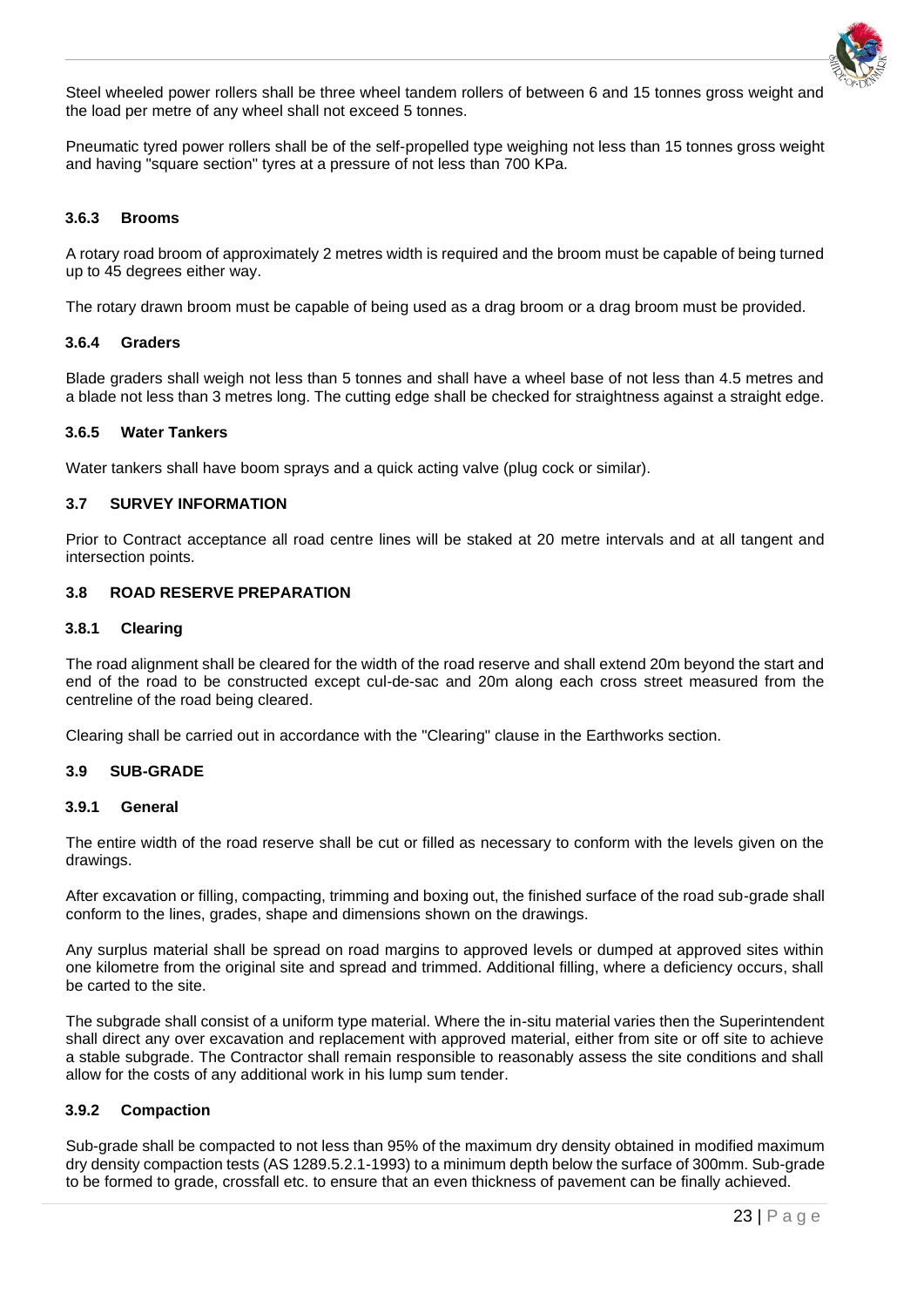Steel wheeled power rollers shall be three wheel tandem rollers of between 6 and 15 tonnes gross weight and the load per metre of any wheel shall not exceed 5 tonnes.

Pneumatic tyred power rollers shall be of the self-propelled type weighing not less than 15 tonnes gross weight and having "square section" tyres at a pressure of not less than 700 KPa.

#### 3.6.3 Brooms

A rotary road broom of approximately 2 metres width is required and the broom must be capable of being turned up to 45 degrees either way.

The rotary drawn broom must be capable of being used as a drag broom or a drag broom must be provided.

#### 3.6.4 Graders

Blade graders shall weigh not less than 5 tonnes and shall have a wheel base of not less than 4.5 metres and a blade not less than 3 metres long. The cutting edge shall be checked for straightness against a straight edge.

#### 3.6.5 Water Tankers

Water tankers shall have boom sprays and a quick acting valve (plug cock or similar).

### 3.7 SURVEY INFORMATION

Prior to Contract acceptance all road centre lines will be staked at 20 metre intervals and at all tangent and intersection points.

### 3.8 ROAD RESERVE PREPARATION

#### 3.8.1 Clearing

The road alignment shall be cleared for the width of the road reserve and shall extend 20m beyond the start and end of the road to be constructed except cul-de-sac and 20m along each cross street measured from the centreline of the road being cleared.

Clearing shall be carried out in accordance with the "Clearing" clause in the Earthworks section.

### 3.9 SUB-GRADE

#### 3.9.1 General

The entire width of the road reserve shall be cut or filled as necessary to conform with the levels given on the drawings.

After excavation or filling, compacting, trimming and boxing out, the finished surface of the road sub-grade shall conform to the lines, grades, shape and dimensions shown on the drawings.

Any surplus material shall be spread on road margins to approved levels or dumped at approved sites within one kilometre from the original site and spread and trimmed. Additional filling, where a deficiency occurs, shall be carted to the site.

The subgrade shall consist of a uniform type material. Where the in-situ material varies then the Superintendent shall direct any over excavation and replacement with approved material, either from site or off site to achieve a stable subgrade. The Contractor shall remain responsible to reasonably assess the site conditions and shall allow for the costs of any additional work in his lump sum tender.

#### 3.9.2 Compaction

Sub-grade shall be compacted to not less than 95% of the maximum dry density obtained in modified maximum dry density compaction tests (AS 1289.5.2.1-1993) to a minimum depth below the surface of 300mm. Sub-grade to be formed to grade, crossfall etc. to ensure that an even thickness of pavement can be finally achieved.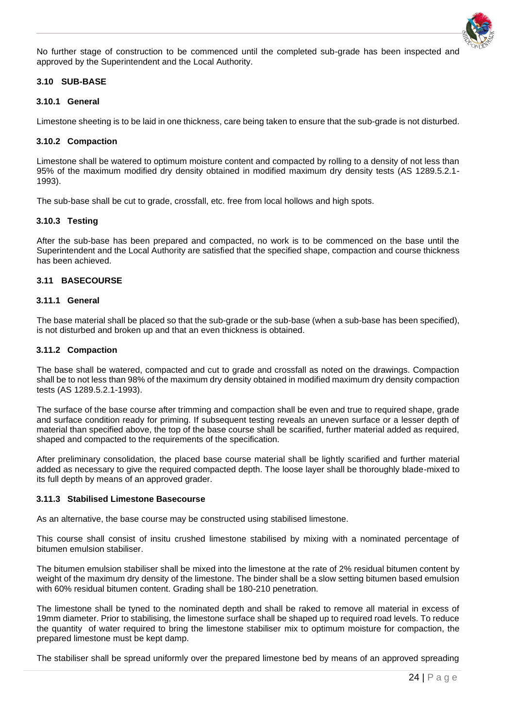No further stage of construction to be commenced until the completed sub-grade has been inspected and approved by the Superintendent and the Local Authority.

## 3.10 SUB-BASE

### 3.10.1 General

Limestone sheeting is to be laid in one thickness, care being taken to ensure that the sub-grade is not disturbed.

### 3.10.2 Compaction

Limestone shall be watered to optimum moisture content and compacted by rolling to a density of not less than 95% of the maximum modified dry density obtained in modified maximum dry density tests (AS 1289.5.2.1-1993).

The sub-base shall be cut to grade, crossfall, etc. free from local hollows and high spots.

### 3.10.3 Testing

After the sub-base has been prepared and compacted, no work is to be commenced on the base until the Superintendent and the Local Authority are satisfied that the specified shape, compaction and course thickness has been achieved.

## 3.11 BASECOURSE

### 3.11.1 General

The base material shall be placed so that the sub-grade or the sub-base (when a sub-base has been specified), is not disturbed and broken up and that an even thickness is obtained.

### 3.11.2 Compaction

The base shall be watered, compacted and cut to grade and crossfall as noted on the drawings. Compaction shall be to not less than 98% of the maximum dry density obtained in modified maximum dry density compaction tests (AS 1289.5.2.1-1993).

The surface of the base course after trimming and compaction shall be even and true to required shape, grade and surface condition ready for priming. If subsequent testing reveals an uneven surface or a lesser depth of material than specified above, the top of the base course shall be scarified, further material added as required, shaped and compacted to the requirements of the specification.

After preliminary consolidation, the placed base course material shall be lightly scarified and further material added as necessary to give the required compacted depth. The loose layer shall be thoroughly blade-mixed to its full depth by means of an approved grader.

### 3.11.3 Stabilised Limestone Basecourse

As an alternative, the base course may be constructed using stabilised limestone.

This course shall consist of insitu crushed limestone stabilised by mixing with a nominated percentage of bitumen emulsion stabiliser.

The bitumen emulsion stabiliser shall be mixed into the limestone at the rate of 2% residual bitumen content by weight of the maximum dry density of the limestone. The binder shall be a slow setting bitumen based emulsion with 60% residual bitumen content. Grading shall be 180-210 penetration.

The limestone shall be tyned to the nominated depth and shall be raked to remove all material in excess of 19mm diameter. Prior to stabilising, the limestone surface shall be shaped up to required road levels. To reduce the quantity of water required to bring the limestone stabiliser mix to optimum moisture for compaction, the prepared limestone must be kept damp.

The stabiliser shall be spread uniformly over the prepared limestone bed by means of an approved spreading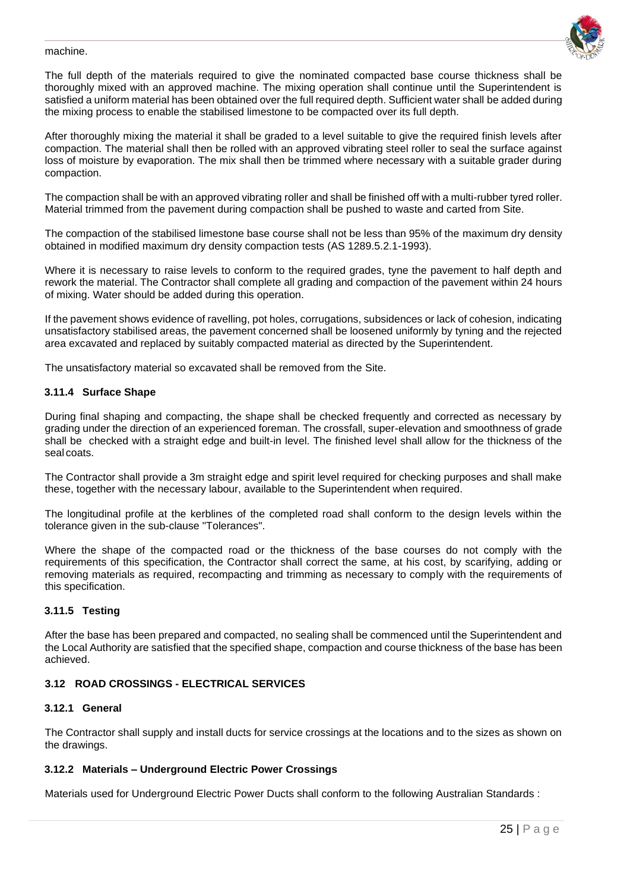machine.

The full depth of the materials required to give the nominated compacted base course thickness shall be thoroughly mixed with an approved machine. The mixing operation shall continue until the Superintendent is satisfied a uniform material has been obtained over the full required depth. Sufficient water shall be added during the mixing process to enable the stabilised limestone to be compacted over its full depth.

After thoroughly mixing the material it shall be graded to a level suitable to give the required finish levels after compaction. The material shall then be rolled with an approved vibrating steel roller to seal the surface against loss of moisture by evaporation. The mix shall then be trimmed where necessary with a suitable grader during compaction.

The compaction shall be with an approved vibrating roller and shall be finished off with a multi-rubber tyred roller. Material trimmed from the pavement during compaction shall be pushed to waste and carted from Site.

The compaction of the stabilised limestone base course shall not be less than 95% of the maximum dry density obtained in modified maximum dry density compaction tests (AS 1289.5.2.1-1993).

Where it is necessary to raise levels to conform to the required grades, tyne the pavement to half depth and rework the material. The Contractor shall complete all grading and compaction of the pavement within 24 hours of mixing. Water should be added during this operation.

If the pavement shows evidence of ravelling, pot holes, corrugations, subsidences or lack of cohesion, indicating unsatisfactory stabilised areas, the pavement concerned shall be loosened uniformly by tyning and the rejected area excavated and replaced by suitably compacted material as directed by the Superintendent.

The unsatisfactory material so excavated shall be removed from the Site.

### 3.11.4 Surface Shape

During final shaping and compacting, the shape shall be checked frequently and corrected as necessary by grading under the direction of an experienced foreman. The crossfall, super-elevation and smoothness of grade shall be checked with a straight edge and built-in level. The finished level shall allow for the thickness of the seal coats.

The Contractor shall provide a 3m straight edge and spirit level required for checking purposes and shall make these, together with the necessary labour, available to the Superintendent when required.

The longitudinal profile at the kerblines of the completed road shall conform to the design levels within the tolerance given in the sub-clause "Tolerances".

Where the shape of the compacted road or the thickness of the base courses do not comply with the requirements of this specification, the Contractor shall correct the same, at his cost, by scarifying, adding or removing materials as required, recompacting and trimming as necessary to comply with the requirements of this specification.

### 3.11.5 Testing

After the base has been prepared and compacted, no sealing shall be commenced until the Superintendent and the Local Authority are satisfied that the specified shape, compaction and course thickness of the base has been achieved.

## 3.12 ROAD CROSSINGS - ELECTRICAL SERVICES

### 3.12.1 General

The Contractor shall supply and install ducts for service crossings at the locations and to the sizes as shown on the drawings.

### 3.12.2 Materials – Underground Electric Power Crossings

Materials used for Underground Electric Power Ducts shall conform to the following Australian Standards :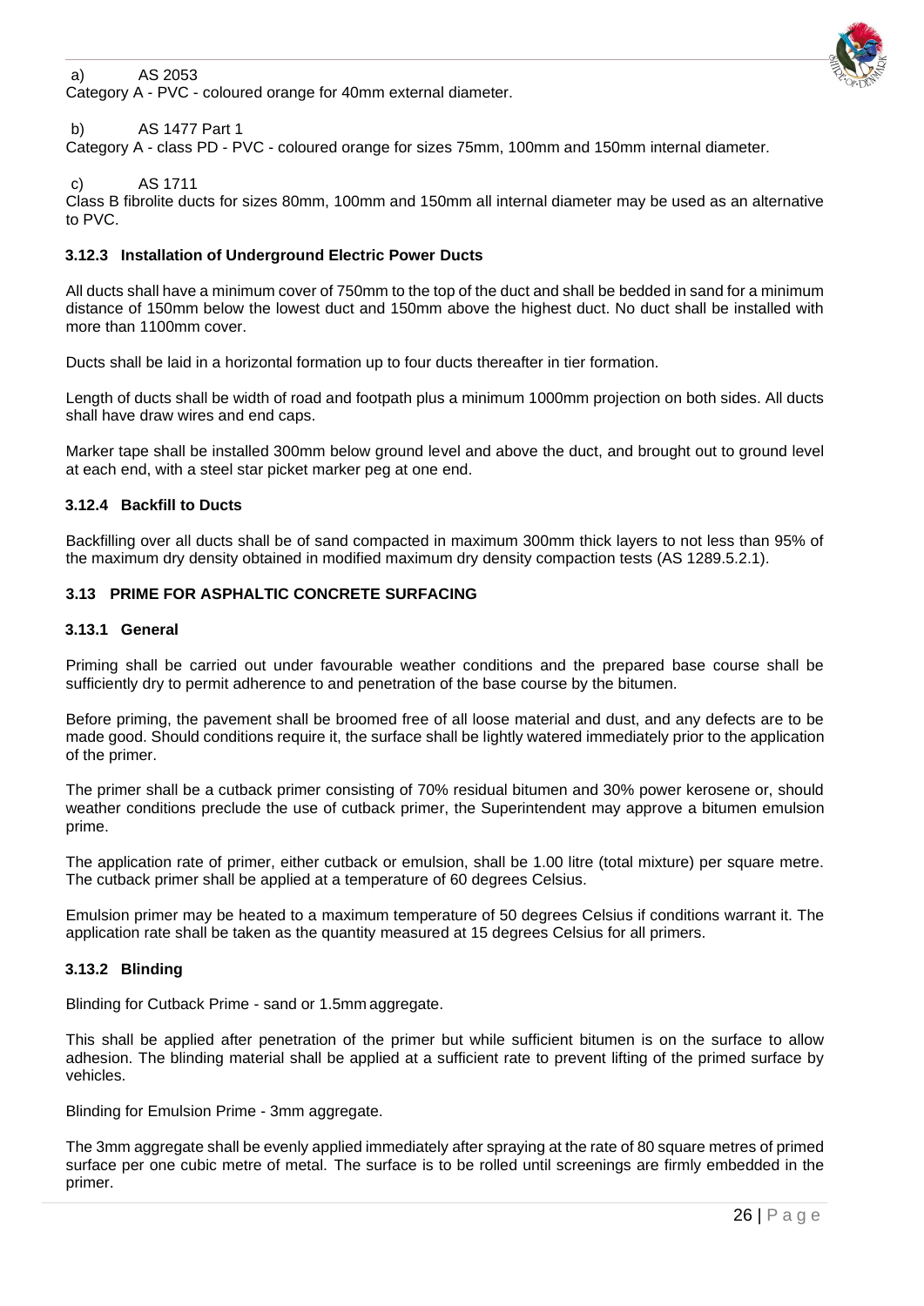a) AS 2053

Category A - PVC - coloured orange for 40mm external diameter.

b) AS 1477 Part 1

Category A - class PD - PVC - coloured orange for sizes 75mm, 100mm and 150mm internal diameter.

c) AS 1711

Class B fibrolite ducts for sizes 80mm, 100mm and 150mm all internal diameter may be used as an alternative to PVC.

### 3.12.3 Installation of Underground Electric Power Ducts

All ducts shall have a minimum cover of 750mm to the top of the duct and shall be bedded in sand for a minimum distance of 150mm below the lowest duct and 150mm above the highest duct. No duct shall be installed with more than 1100mm cover.

Ducts shall be laid in a horizontal formation up to four ducts thereafter in tier formation.

Length of ducts shall be width of road and footpath plus a minimum 1000mm projection on both sides. All ducts shall have draw wires and end caps.

Marker tape shall be installed 300mm below ground level and above the duct, and brought out to ground level at each end, with a steel star picket marker peg at one end.

### 3.12.4 Backfill to Ducts

Backfilling over all ducts shall be of sand compacted in maximum 300mm thick layers to not less than 95% of the maximum dry density obtained in modified maximum dry density compaction tests (AS 1289.5.2.1).

## 3.13 PRIME FOR ASPHALTIC CONCRETE SURFACING

### 3.13.1 General

Priming shall be carried out under favourable weather conditions and the prepared base course shall be sufficiently dry to permit adherence to and penetration of the base course by the bitumen.

Before priming, the pavement shall be broomed free of all loose material and dust, and any defects are to be made good. Should conditions require it, the surface shall be lightly watered immediately prior to the application of the primer.

The primer shall be a cutback primer consisting of 70% residual bitumen and 30% power kerosene or, should weather conditions preclude the use of cutback primer, the Superintendent may approve a bitumen emulsion prime.

The application rate of primer, either cutback or emulsion, shall be 1.00 litre (total mixture) per square metre. The cutback primer shall be applied at a temperature of 60 degrees Celsius.

Emulsion primer may be heated to a maximum temperature of 50 degrees Celsius if conditions warrant it. The application rate shall be taken as the quantity measured at 15 degrees Celsius for all primers.

### 3.13.2 Blinding

Blinding for Cutback Prime - sand or 1.5mm aggregate.

This shall be applied after penetration of the primer but while sufficient bitumen is on the surface to allow adhesion. The blinding material shall be applied at a sufficient rate to prevent lifting of the primed surface by vehicles.

Blinding for Emulsion Prime - 3mm aggregate.

The 3mm aggregate shall be evenly applied immediately after spraying at the rate of 80 square metres of primed surface per one cubic metre of metal. The surface is to be rolled until screenings are firmly embedded in the primer.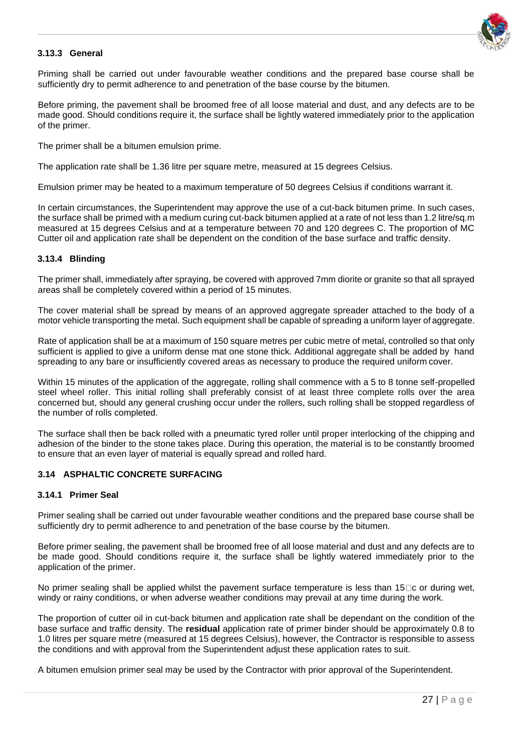### 3.13.3 General

Priming shall be carried out under favourable weather conditions and the prepared base course shall be sufficiently dry to permit adherence to and penetration of the base course by the bitumen.

Before priming, the pavement shall be broomed free of all loose material and dust, and any defects are to be made good. Should conditions require it, the surface shall be lightly watered immediately prior to the application of the primer.

The primer shall be a bitumen emulsion prime.

The application rate shall be 1.36 litre per square metre, measured at 15 degrees Celsius.

Emulsion primer may be heated to a maximum temperature of 50 degrees Celsius if conditions warrant it.

In certain circumstances, the Superintendent may approve the use of a cut-back bitumen prime. In such cases, the surface shall be primed with a medium curing cut-back bitumen applied at a rate of not less than 1.2 litre/sq.m measured at 15 degrees Celsius and at a temperature between 70 and 120 degrees C. The proportion of MC Cutter oil and application rate shall be dependent on the condition of the base surface and traffic density.

### 3.13.4 Blinding

The primer shall, immediately after spraying, be covered with approved 7mm diorite or granite so that all sprayed areas shall be completely covered within a period of 15 minutes.

The cover material shall be spread by means of an approved aggregate spreader attached to the body of a motor vehicle transporting the metal. Such equipment shall be capable of spreading a uniform layer of aggregate.

Rate of application shall be at a maximum of 150 square metres per cubic metre of metal, controlled so that only sufficient is applied to give a uniform dense mat one stone thick. Additional aggregate shall be added by hand spreading to any bare or insufficiently covered areas as necessary to produce the required uniform cover.

Within 15 minutes of the application of the aggregate, rolling shall commence with a 5 to 8 tonne self-propelled steel wheel roller. This initial rolling shall preferably consist of at least three complete rolls over the area concerned but, should any general crushing occur under the rollers, such rolling shall be stopped regardless of the number of rolls completed.

The surface shall then be back rolled with a pneumatic tyred roller until proper interlocking of the chipping and adhesion of the binder to the stone takes place. During this operation, the material is to be constantly broomed to ensure that an even layer of material is equally spread and rolled hard.

## 3.14 ASPHALTIC CONCRETE SURFACING

### 3.14.1 Primer Seal

Primer sealing shall be carried out under favourable weather conditions and the prepared base course shall be sufficiently dry to permit adherence to and penetration of the base course by the bitumen.

Before primer sealing, the pavement shall be broomed free of all loose material and dust and any defects are to be made good. Should conditions require it, the surface shall be lightly watered immediately prior to the application of the primer.

No primer sealing shall be applied whilst the pavement surface temperature is less than 15°c or during wet, windy or rainy conditions, or when adverse weather conditions may prevail at any time during the work.

The proportion of cutter oil in cut-back bitumen and application rate shall be dependant on the condition of the base surface and traffic density. The **residual** application rate of primer binder should be approximately 0.8 to 1.0 litres per square metre (measured at 15 degrees Celsius), however, the Contractor is responsible to assess the conditions and with approval from the Superintendent adjust these application rates to suit.

A bitumen emulsion primer seal may be used by the Contractor with prior approval of the Superintendent.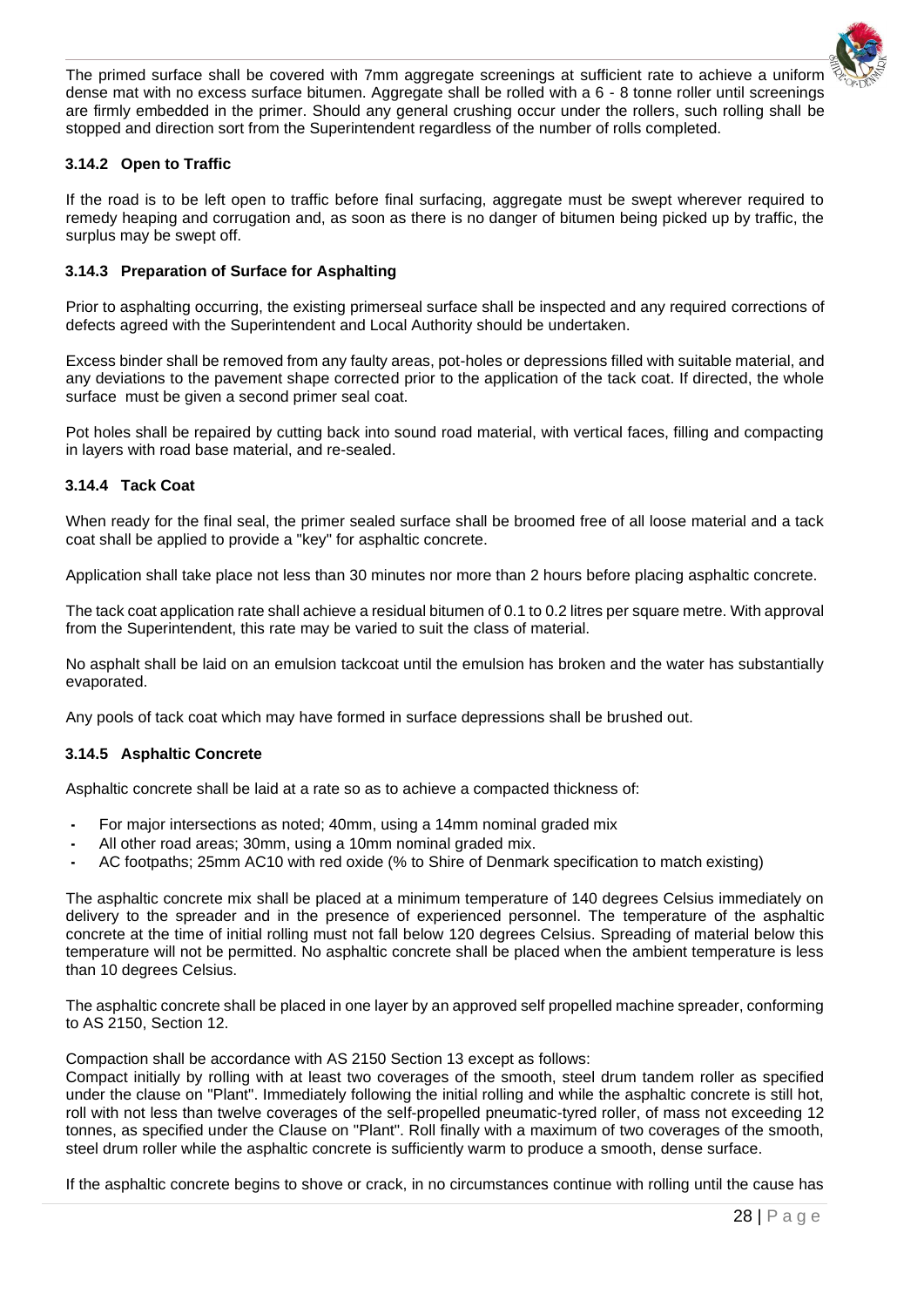The primed surface shall be covered with 7mm aggregate screenings at sufficient rate to achieve a uniform dense mat with no excess surface bitumen. Aggregate shall be rolled with a 6 - 8 tonne roller until screenings are firmly embedded in the primer. Should any general crushing occur under the rollers, such rolling shall be stopped and direction sort from the Superintendent regardless of the number of rolls completed.

### 3.14.2 Open to Traffic

If the road is to be left open to traffic before final surfacing, aggregate must be swept wherever required to remedy heaping and corrugation and, as soon as there is no danger of bitumen being picked up by traffic, the surplus may be swept off.

### 3.14.3 Preparation of Surface for Asphalting

Prior to asphalting occurring, the existing primerseal surface shall be inspected and any required corrections of defects agreed with the Superintendent and Local Authority should be undertaken.

Excess binder shall be removed from any faulty areas, pot-holes or depressions filled with suitable material, and any deviations to the pavement shape corrected prior to the application of the tack coat. If directed, the whole surface must be given a second primer seal coat.

Pot holes shall be repaired by cutting back into sound road material, with vertical faces, filling and compacting in layers with road base material, and re-sealed.

### 3.14.4 Tack Coat

When ready for the final seal, the primer sealed surface shall be broomed free of all loose material and a tack coat shall be applied to provide a "key" for asphaltic concrete.

Application shall take place not less than 30 minutes nor more than 2 hours before placing asphaltic concrete.

The tack coat application rate shall achieve a residual bitumen of 0.1 to 0.2 litres per square metre. With approval from the Superintendent, this rate may be varied to suit the class of material.

No asphalt shall be laid on an emulsion tackcoat until the emulsion has broken and the water has substantially evaporated.

Any pools of tack coat which may have formed in surface depressions shall be brushed out.

### 3.14.5 Asphaltic Concrete

Asphaltic concrete shall be laid at a rate so as to achieve a compacted thickness of:

- For major intersections as noted; 40mm, using a 14mm nominal graded mix
- All other road areas; 30mm, using a 10mm nominal graded mix.
- AC footpaths; 25mm AC10 with red oxide (% to Shire of Denmark specification to match existing)

The asphaltic concrete mix shall be placed at a minimum temperature of 140 degrees Celsius immediately on delivery to the spreader and in the presence of experienced personnel. The temperature of the asphaltic concrete at the time of initial rolling must not fall below 120 degrees Celsius. Spreading of material below this temperature will not be permitted. No asphaltic concrete shall be placed when the ambient temperature is less than 10 degrees Celsius.

The asphaltic concrete shall be placed in one layer by an approved self propelled machine spreader, conforming to AS 2150, Section 12.

Compaction shall be accordance with AS 2150 Section 13 except as follows:
Compact initially by rolling with at least two coverages of the smooth, steel drum tandem roller as specified under the clause on "Plant". Immediately following the initial rolling and while the asphaltic concrete is still hot, roll with not less than twelve coverages of the self-propelled pneumatic-tyred roller, of mass not exceeding 12 tonnes, as specified under the Clause on "Plant". Roll finally with a maximum of two coverages of the smooth, steel drum roller while the asphaltic concrete is sufficiently warm to produce a smooth, dense surface.

If the asphaltic concrete begins to shove or crack, in no circumstances continue with rolling until the cause has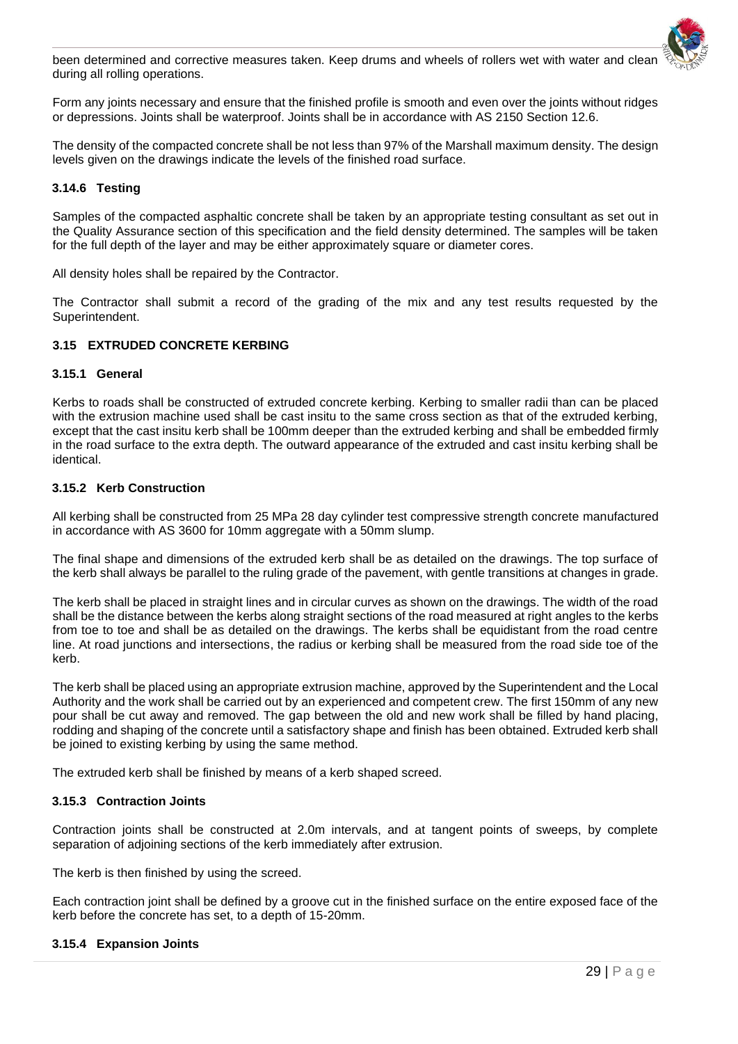been determined and corrective measures taken. Keep drums and wheels of rollers wet with water and clean during all rolling operations.

Form any joints necessary and ensure that the finished profile is smooth and even over the joints without ridges or depressions. Joints shall be waterproof. Joints shall be in accordance with AS 2150 Section 12.6.

The density of the compacted concrete shall be not less than 97% of the Marshall maximum density. The design levels given on the drawings indicate the levels of the finished road surface.

### 3.14.6 Testing

Samples of the compacted asphaltic concrete shall be taken by an appropriate testing consultant as set out in the Quality Assurance section of this specification and the field density determined. The samples will be taken for the full depth of the layer and may be either approximately square or diameter cores.

All density holes shall be repaired by the Contractor.

The Contractor shall submit a record of the grading of the mix and any test results requested by the Superintendent.

## 3.15 EXTRUDED CONCRETE KERBING

### 3.15.1 General

Kerbs to roads shall be constructed of extruded concrete kerbing. Kerbing to smaller radii than can be placed with the extrusion machine used shall be cast insitu to the same cross section as that of the extruded kerbing, except that the cast insitu kerb shall be 100mm deeper than the extruded kerbing and shall be embedded firmly in the road surface to the extra depth. The outward appearance of the extruded and cast insitu kerbing shall be identical.

### 3.15.2 Kerb Construction

All kerbing shall be constructed from 25 MPa 28 day cylinder test compressive strength concrete manufactured in accordance with AS 3600 for 10mm aggregate with a 50mm slump.

The final shape and dimensions of the extruded kerb shall be as detailed on the drawings. The top surface of the kerb shall always be parallel to the ruling grade of the pavement, with gentle transitions at changes in grade.

The kerb shall be placed in straight lines and in circular curves as shown on the drawings. The width of the road shall be the distance between the kerbs along straight sections of the road measured at right angles to the kerbs from toe to toe and shall be as detailed on the drawings. The kerbs shall be equidistant from the road centre line. At road junctions and intersections, the radius or kerbing shall be measured from the road side toe of the kerb.

The kerb shall be placed using an appropriate extrusion machine, approved by the Superintendent and the Local Authority and the work shall be carried out by an experienced and competent crew. The first 150mm of any new pour shall be cut away and removed. The gap between the old and new work shall be filled by hand placing, rodding and shaping of the concrete until a satisfactory shape and finish has been obtained. Extruded kerb shall be joined to existing kerbing by using the same method.

The extruded kerb shall be finished by means of a kerb shaped screed.

### 3.15.3 Contraction Joints

Contraction joints shall be constructed at 2.0m intervals, and at tangent points of sweeps, by complete separation of adjoining sections of the kerb immediately after extrusion.

The kerb is then finished by using the screed.

Each contraction joint shall be defined by a groove cut in the finished surface on the entire exposed face of the kerb before the concrete has set, to a depth of 15-20mm.

### 3.15.4 Expansion Joints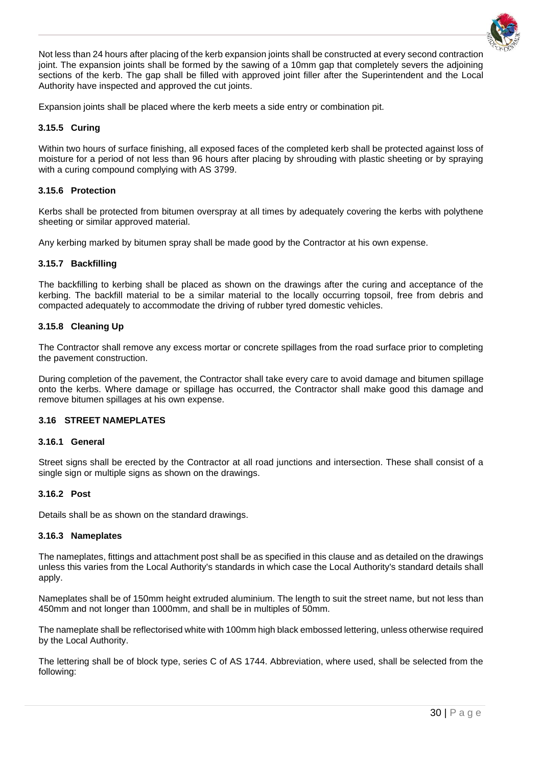Not less than 24 hours after placing of the kerb expansion joints shall be constructed at every second contraction joint. The expansion joints shall be formed by the sawing of a 10mm gap that completely severs the adjoining sections of the kerb. The gap shall be filled with approved joint filler after the Superintendent and the Local Authority have inspected and approved the cut joints.

Expansion joints shall be placed where the kerb meets a side entry or combination pit.

### 3.15.5 Curing

Within two hours of surface finishing, all exposed faces of the completed kerb shall be protected against loss of moisture for a period of not less than 96 hours after placing by shrouding with plastic sheeting or by spraying with a curing compound complying with AS 3799.

### 3.15.6 Protection

Kerbs shall be protected from bitumen overspray at all times by adequately covering the kerbs with polythene sheeting or similar approved material.

Any kerbing marked by bitumen spray shall be made good by the Contractor at his own expense.

### 3.15.7 Backfilling

The backfilling to kerbing shall be placed as shown on the drawings after the curing and acceptance of the kerbing. The backfill material to be a similar material to the locally occurring topsoil, free from debris and compacted adequately to accommodate the driving of rubber tyred domestic vehicles.

### 3.15.8 Cleaning Up

The Contractor shall remove any excess mortar or concrete spillages from the road surface prior to completing the pavement construction.

During completion of the pavement, the Contractor shall take every care to avoid damage and bitumen spillage onto the kerbs. Where damage or spillage has occurred, the Contractor shall make good this damage and remove bitumen spillages at his own expense.

## 3.16 STREET NAMEPLATES

### 3.16.1 General

Street signs shall be erected by the Contractor at all road junctions and intersection. These shall consist of a single sign or multiple signs as shown on the drawings.

### 3.16.2 Post

Details shall be as shown on the standard drawings.

### 3.16.3 Nameplates

The nameplates, fittings and attachment post shall be as specified in this clause and as detailed on the drawings unless this varies from the Local Authority's standards in which case the Local Authority's standard details shall apply.

Nameplates shall be of 150mm height extruded aluminium. The length to suit the street name, but not less than 450mm and not longer than 1000mm, and shall be in multiples of 50mm.

The nameplate shall be reflectorised white with 100mm high black embossed lettering, unless otherwise required by the Local Authority.

The lettering shall be of block type, series C of AS 1744. Abbreviation, where used, shall be selected from the following: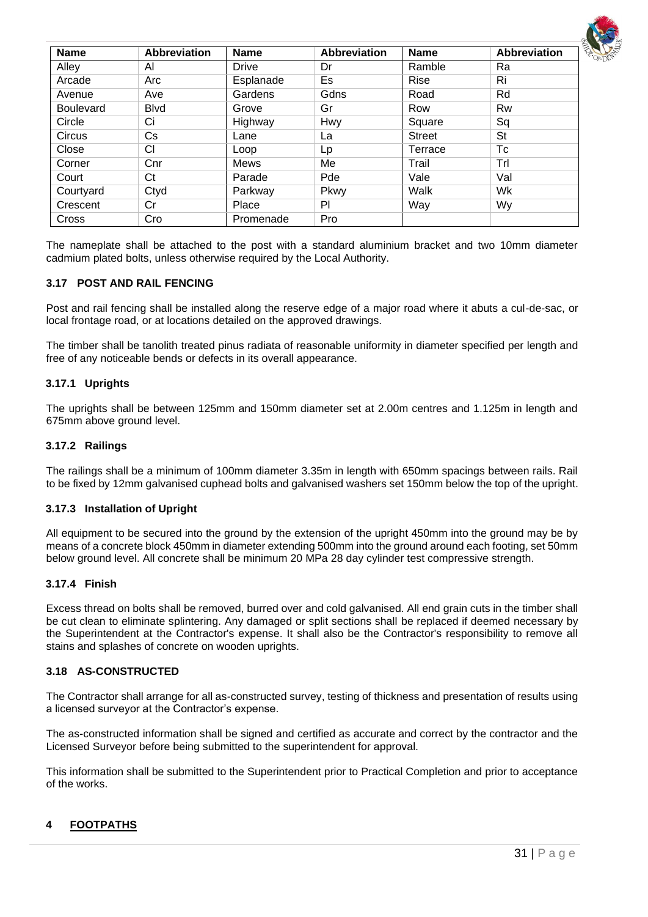| Name | Abbreviation | Name | Abbreviation | Name | Abbreviation |
|---|---|---|---|---|---|
| Alley | Al | Drive | Dr | Ramble | Ra |
| Arcade | Arc | Esplanade | Es | Rise | Ri |
| Avenue | Ave | Gardens | Gdns | Road | Rd |
| Boulevard | Blvd | Grove | Gr | Row | Rw |
| Circle | Ci | Highway | Hwy | Square | Sq |
| Circus | Cs | Lane | La | Street | St |
| Close | Cl | Loop | Lp | Terrace | Tc |
| Corner | Cnr | Mews | Me | Trail | Trl |
| Court | Ct | Parade | Pde | Vale | Val |
| Courtyard | Ctyd | Parkway | Pkwy | Walk | Wk |
| Crescent | Cr | Place | Pl | Way | Wy |
| Cross | Cro | Promenade | Pro | | |

The nameplate shall be attached to the post with a standard aluminium bracket and two 10mm diameter cadmium plated bolts, unless otherwise required by the Local Authority.

### 3.17 POST AND RAIL FENCING

Post and rail fencing shall be installed along the reserve edge of a major road where it abuts a cul-de-sac, or local frontage road, or at locations detailed on the approved drawings.

The timber shall be tanolith treated pinus radiata of reasonable uniformity in diameter specified per length and free of any noticeable bends or defects in its overall appearance.

#### 3.17.1 Uprights

The uprights shall be between 125mm and 150mm diameter set at 2.00m centres and 1.125m in length and 675mm above ground level.

#### 3.17.2 Railings

The railings shall be a minimum of 100mm diameter 3.35m in length with 650mm spacings between rails. Rail to be fixed by 12mm galvanised cuphead bolts and galvanised washers set 150mm below the top of the upright.

#### 3.17.3 Installation of Upright

All equipment to be secured into the ground by the extension of the upright 450mm into the ground may be by means of a concrete block 450mm in diameter extending 500mm into the ground around each footing, set 50mm below ground level. All concrete shall be minimum 20 MPa 28 day cylinder test compressive strength.

#### 3.17.4 Finish

Excess thread on bolts shall be removed, burred over and cold galvanised. All end grain cuts in the timber shall be cut clean to eliminate splintering. Any damaged or split sections shall be replaced if deemed necessary by the Superintendent at the Contractor's expense. It shall also be the Contractor's responsibility to remove all stains and splashes of concrete on wooden uprights.

### 3.18 AS-CONSTRUCTED

The Contractor shall arrange for all as-constructed survey, testing of thickness and presentation of results using a licensed surveyor at the Contractor's expense.

The as-constructed information shall be signed and certified as accurate and correct by the contractor and the Licensed Surveyor before being submitted to the superintendent for approval.

This information shall be submitted to the Superintendent prior to Practical Completion and prior to acceptance of the works.

## 4 FOOTPATHS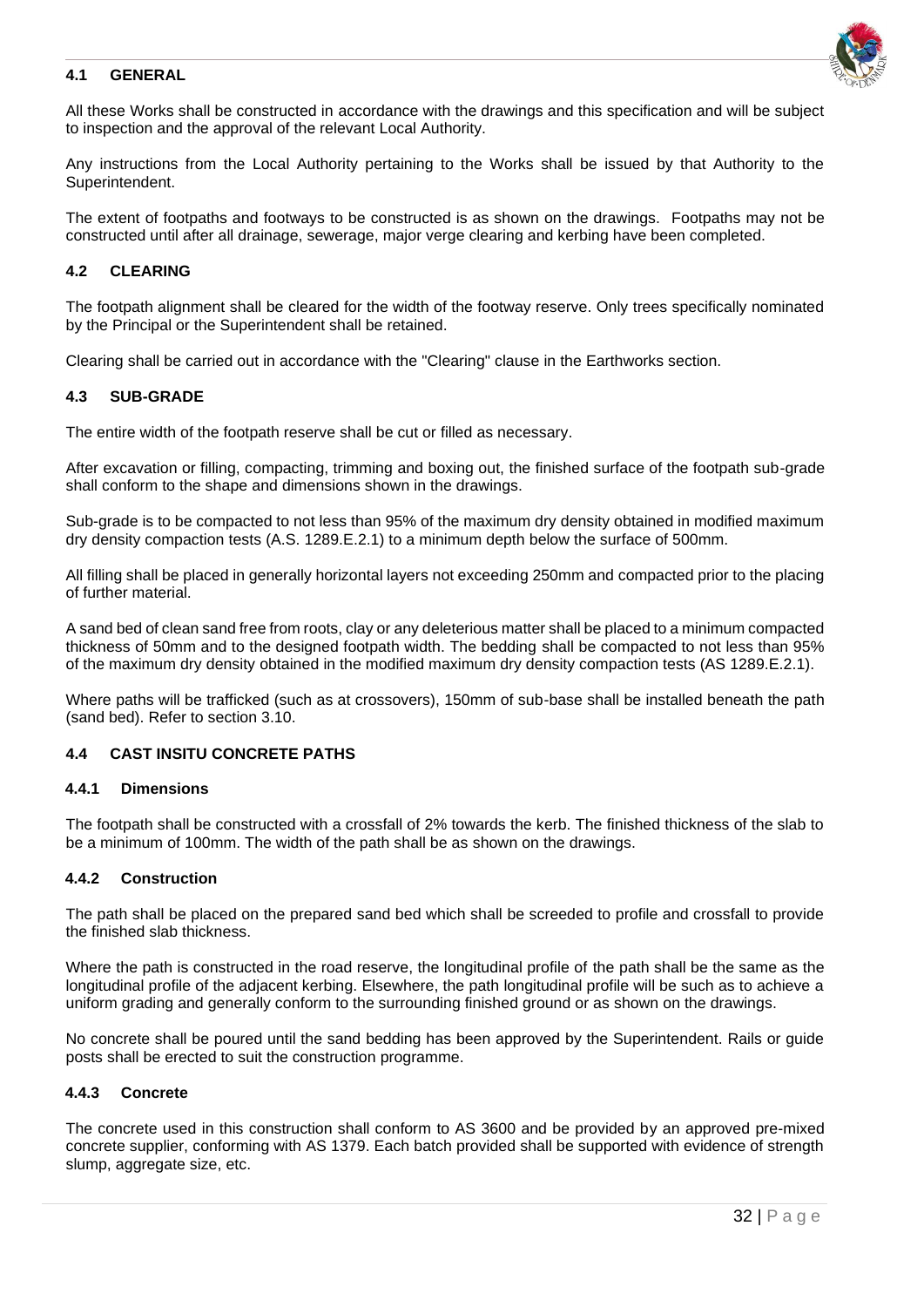## 4.1 GENERAL

All these Works shall be constructed in accordance with the drawings and this specification and will be subject to inspection and the approval of the relevant Local Authority.

Any instructions from the Local Authority pertaining to the Works shall be issued by that Authority to the Superintendent.

The extent of footpaths and footways to be constructed is as shown on the drawings. Footpaths may not be constructed until after all drainage, sewerage, major verge clearing and kerbing have been completed.

## 4.2 CLEARING

The footpath alignment shall be cleared for the width of the footway reserve. Only trees specifically nominated by the Principal or the Superintendent shall be retained.

Clearing shall be carried out in accordance with the "Clearing" clause in the Earthworks section.

## 4.3 SUB-GRADE

The entire width of the footpath reserve shall be cut or filled as necessary.

After excavation or filling, compacting, trimming and boxing out, the finished surface of the footpath sub-grade shall conform to the shape and dimensions shown in the drawings.

Sub-grade is to be compacted to not less than 95% of the maximum dry density obtained in modified maximum dry density compaction tests (A.S. 1289.E.2.1) to a minimum depth below the surface of 500mm.

All filling shall be placed in generally horizontal layers not exceeding 250mm and compacted prior to the placing of further material.

A sand bed of clean sand free from roots, clay or any deleterious matter shall be placed to a minimum compacted thickness of 50mm and to the designed footpath width. The bedding shall be compacted to not less than 95% of the maximum dry density obtained in the modified maximum dry density compaction tests (AS 1289.E.2.1).

Where paths will be trafficked (such as at crossovers), 150mm of sub-base shall be installed beneath the path (sand bed). Refer to section 3.10.

## 4.4 CAST INSITU CONCRETE PATHS

### 4.4.1 Dimensions

The footpath shall be constructed with a crossfall of 2% towards the kerb. The finished thickness of the slab to be a minimum of 100mm. The width of the path shall be as shown on the drawings.

### 4.4.2 Construction

The path shall be placed on the prepared sand bed which shall be screeded to profile and crossfall to provide the finished slab thickness.

Where the path is constructed in the road reserve, the longitudinal profile of the path shall be the same as the longitudinal profile of the adjacent kerbing. Elsewhere, the path longitudinal profile will be such as to achieve a uniform grading and generally conform to the surrounding finished ground or as shown on the drawings.

No concrete shall be poured until the sand bedding has been approved by the Superintendent. Rails or guide posts shall be erected to suit the construction programme.

### 4.4.3 Concrete

The concrete used in this construction shall conform to AS 3600 and be provided by an approved pre-mixed concrete supplier, conforming with AS 1379. Each batch provided shall be supported with evidence of strength slump, aggregate size, etc.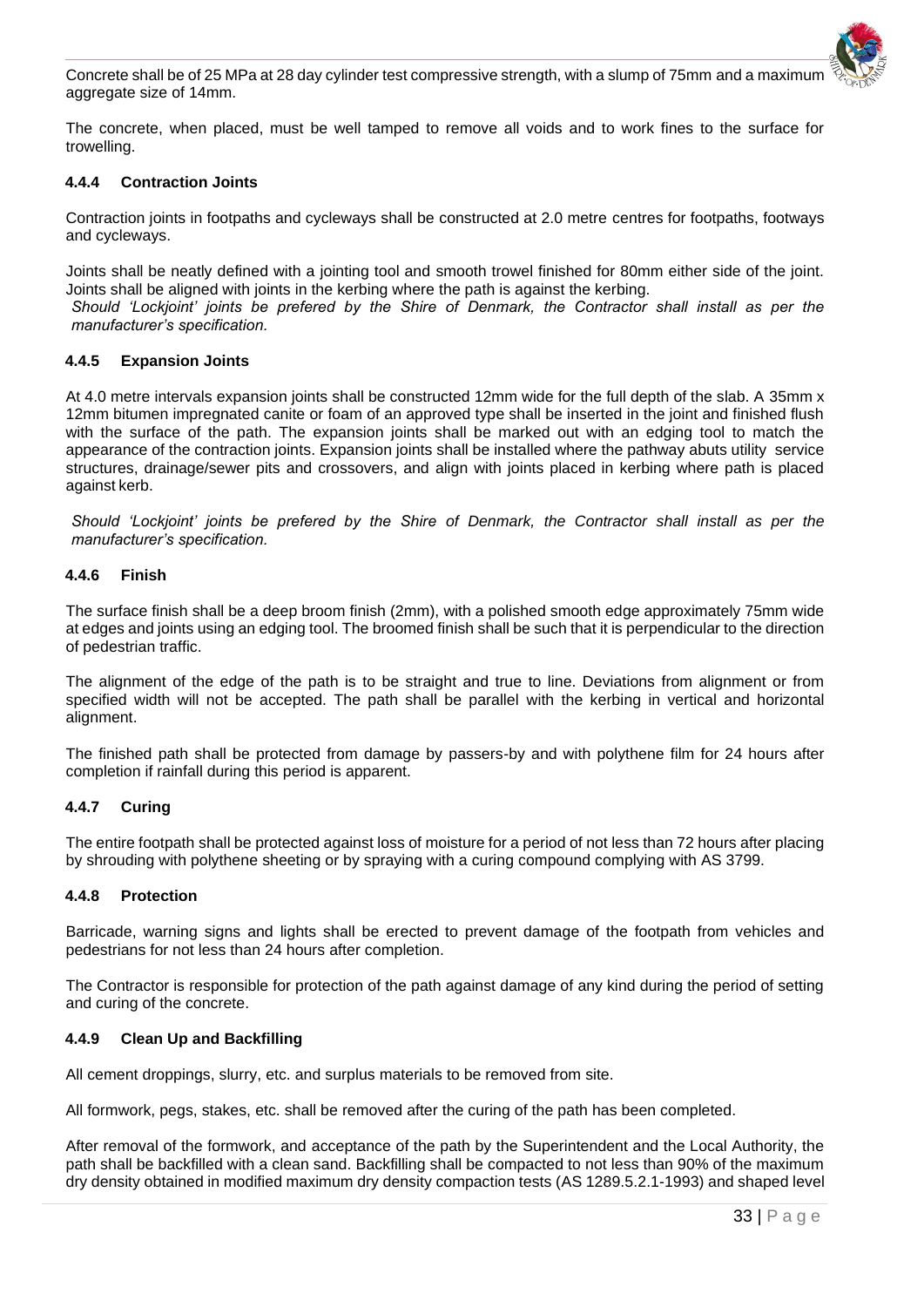Concrete shall be of 25 MPa at 28 day cylinder test compressive strength, with a slump of 75mm and a maximum aggregate size of 14mm.

The concrete, when placed, must be well tamped to remove all voids and to work fines to the surface for trowelling.

### 4.4.4 Contraction Joints

Contraction joints in footpaths and cycleways shall be constructed at 2.0 metre centres for footpaths, footways and cycleways.

Joints shall be neatly defined with a jointing tool and smooth trowel finished for 80mm either side of the joint. Joints shall be aligned with joints in the kerbing where the path is against the kerbing.

*Should 'Lockjoint' joints be prefered by the Shire of Denmark, the Contractor shall install as per the manufacturer's specification.*

### 4.4.5 Expansion Joints

At 4.0 metre intervals expansion joints shall be constructed 12mm wide for the full depth of the slab. A 35mm x 12mm bitumen impregnated canite or foam of an approved type shall be inserted in the joint and finished flush with the surface of the path. The expansion joints shall be marked out with an edging tool to match the appearance of the contraction joints. Expansion joints shall be installed where the pathway abuts utility service structures, drainage/sewer pits and crossovers, and align with joints placed in kerbing where path is placed against kerb.

*Should 'Lockjoint' joints be prefered by the Shire of Denmark, the Contractor shall install as per the manufacturer's specification.*

### 4.4.6 Finish

The surface finish shall be a deep broom finish (2mm), with a polished smooth edge approximately 75mm wide at edges and joints using an edging tool. The broomed finish shall be such that it is perpendicular to the direction of pedestrian traffic.

The alignment of the edge of the path is to be straight and true to line. Deviations from alignment or from specified width will not be accepted. The path shall be parallel with the kerbing in vertical and horizontal alignment.

The finished path shall be protected from damage by passers-by and with polythene film for 24 hours after completion if rainfall during this period is apparent.

### 4.4.7 Curing

The entire footpath shall be protected against loss of moisture for a period of not less than 72 hours after placing by shrouding with polythene sheeting or by spraying with a curing compound complying with AS 3799.

### 4.4.8 Protection

Barricade, warning signs and lights shall be erected to prevent damage of the footpath from vehicles and pedestrians for not less than 24 hours after completion.

The Contractor is responsible for protection of the path against damage of any kind during the period of setting and curing of the concrete.

### 4.4.9 Clean Up and Backfilling

All cement droppings, slurry, etc. and surplus materials to be removed from site.

All formwork, pegs, stakes, etc. shall be removed after the curing of the path has been completed.

After removal of the formwork, and acceptance of the path by the Superintendent and the Local Authority, the path shall be backfilled with a clean sand. Backfilling shall be compacted to not less than 90% of the maximum dry density obtained in modified maximum dry density compaction tests (AS 1289.5.2.1-1993) and shaped level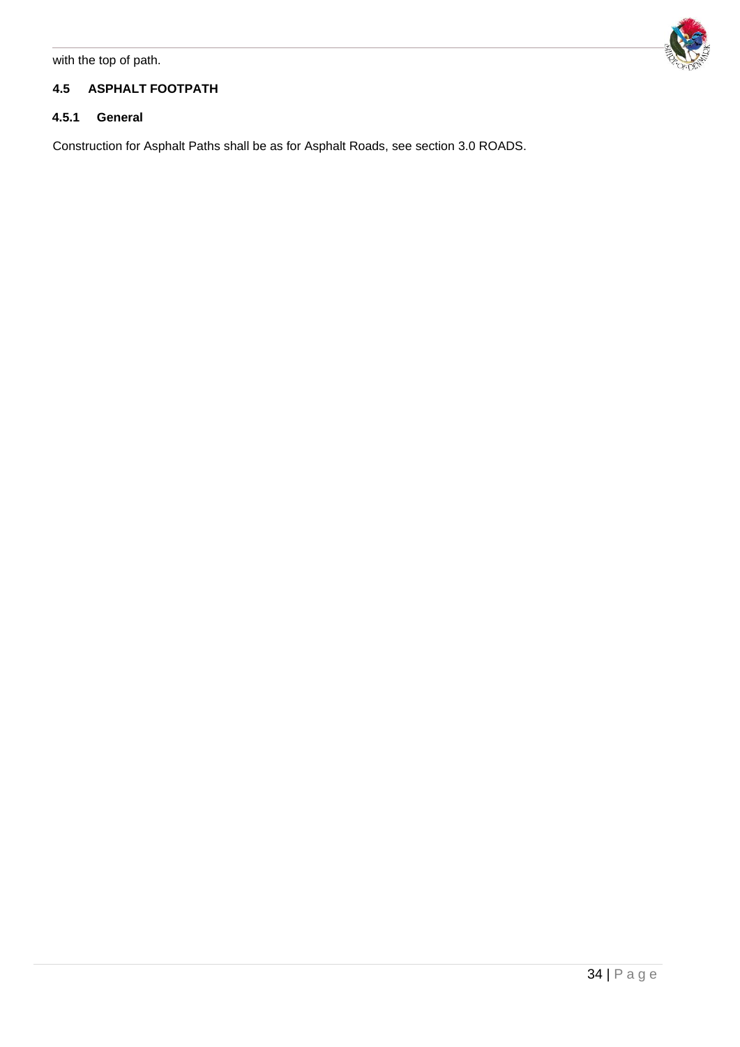with the top of path.

### 4.5 ASPHALT FOOTPATH

#### 4.5.1 General

Construction for Asphalt Paths shall be as for Asphalt Roads, see section 3.0 ROADS.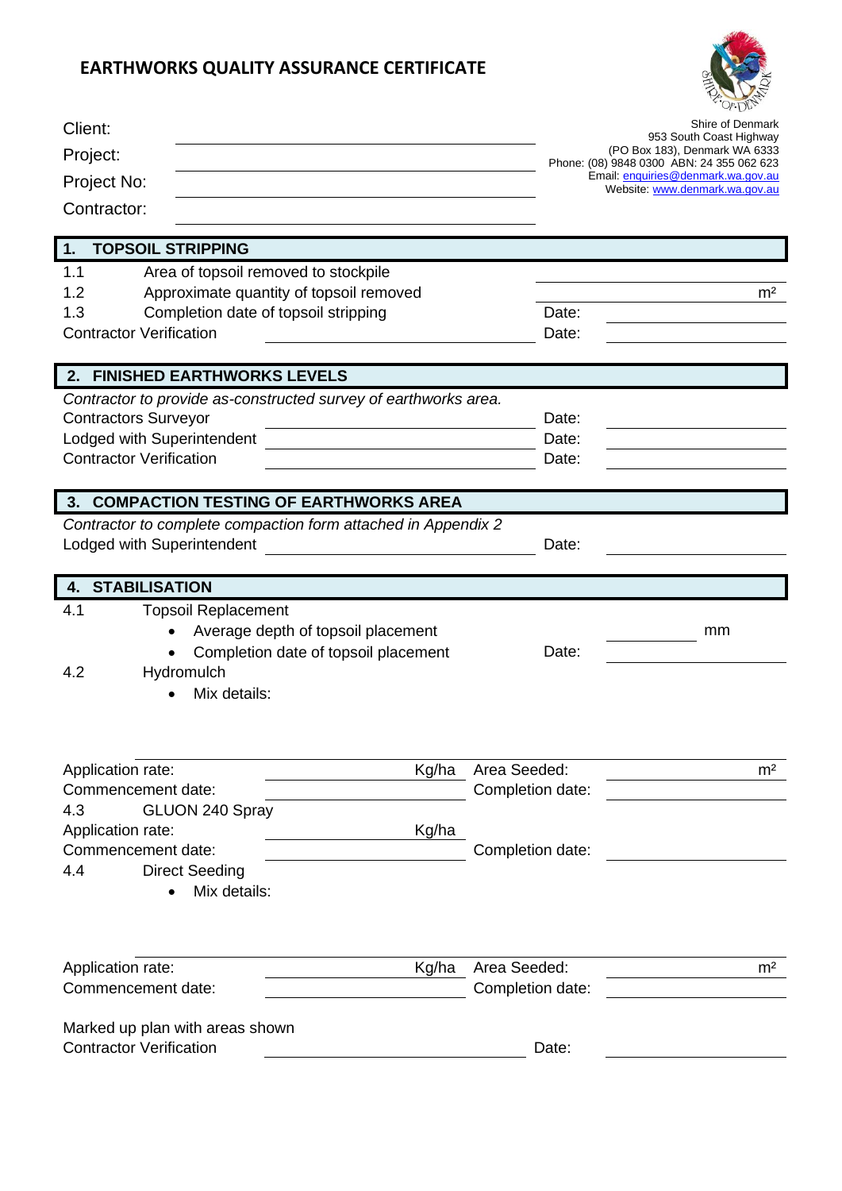# EARTHWORKS QUALITY ASSURANCE CERTIFICATE

Client: ______________________________

Project: ______________________________

Project No: ______________________________

Contractor: ______________________________

Shire of Denmark
953 South Coast Highway
(PO Box 183), Denmark WA 6333
Phone: (08) 9848 0300 ABN: 24 355 062 623
Email: enquiries@denmark.wa.gov.au
Website: www.denmark.wa.gov.au

## 1. TOPSOIL STRIPPING

1.1 Area of topsoil removed to stockpile ______________________________

1.2 Approximate quantity of topsoil removed ______________________________ m²

1.3 Completion date of topsoil stripping Date: ______________

Contractor Verification ______________________________ Date: ______________

## 2. FINISHED EARTHWORKS LEVELS

*Contractor to provide as-constructed survey of earthworks area.*

Contractors Surveyor Date: ______________

Lodged with Superintendent ______________________________ Date: ______________

Contractor Verification ______________________________ Date: ______________

## 3. COMPACTION TESTING OF EARTHWORKS AREA

*Contractor to complete compaction form attached in Appendix 2*

Lodged with Superintendent ______________________________ Date: ______________

## 4. STABILISATION

4.1 Topsoil Replacement

- Average depth of topsoil placement ______________ mm
- Completion date of topsoil placement Date: ______________

4.2 Hydromulch

- Mix details:

______________________________

Application rate: ______________ Kg/ha Area Seeded: ______________ m²

Commencement date: ______________ Completion date: ______________

4.3 GLUON 240 Spray

Application rate: ______________ Kg/ha

Commencement date: ______________ Completion date: ______________

4.4 Direct Seeding

- Mix details:

______________________________

Application rate: ______________ Kg/ha Area Seeded: ______________ m²

Commencement date: ______________ Completion date: ______________

Marked up plan with areas shown

Contractor Verification ______________________________ Date: ______________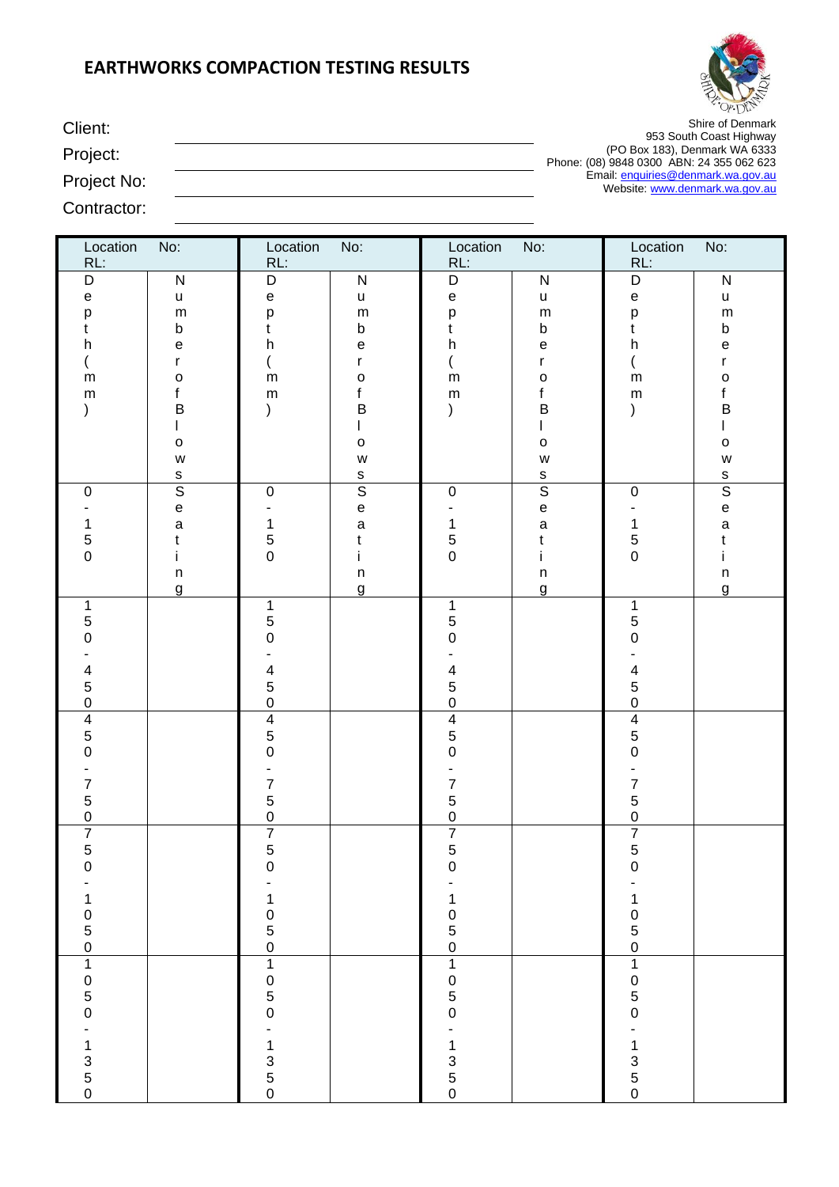# EARTHWORKS COMPACTION TESTING RESULTS

Client: ______________________________

Project: ______________________________

Project No: ______________________________

Contractor: ______________________________

Shire of Denmark
953 South Coast Highway
(PO Box 183), Denmark WA 6333
Phone: (08) 9848 0300 ABN: 24 355 062 623
Email: enquiries@denmark.wa.gov.au
Website: www.denmark.wa.gov.au

| Location No: RL: | | Location No: RL: | | Location No: RL: | | Location No: RL: | |
|---|---|---|---|---|---|---|---|
| Depth (mm) | Number of Blows | Depth (mm) | Number of Blows | Depth (mm) | Number of Blows | Depth (mm) | Number of Blows |
| 0-150 | Seating | 0-150 | Seating | 0-150 | Seating | 0-150 | Seating |
| 150-450 | | 150-450 | | 150-450 | | 150-450 | |
| 450-750 | | 450-750 | | 450-750 | | 450-750 | |
| 750-1050 | | 750-1050 | | 750-1050 | | 750-1050 | |
| 1050-1350 | | 1050-1350 | | 1050-1350 | | 1050-1350 | |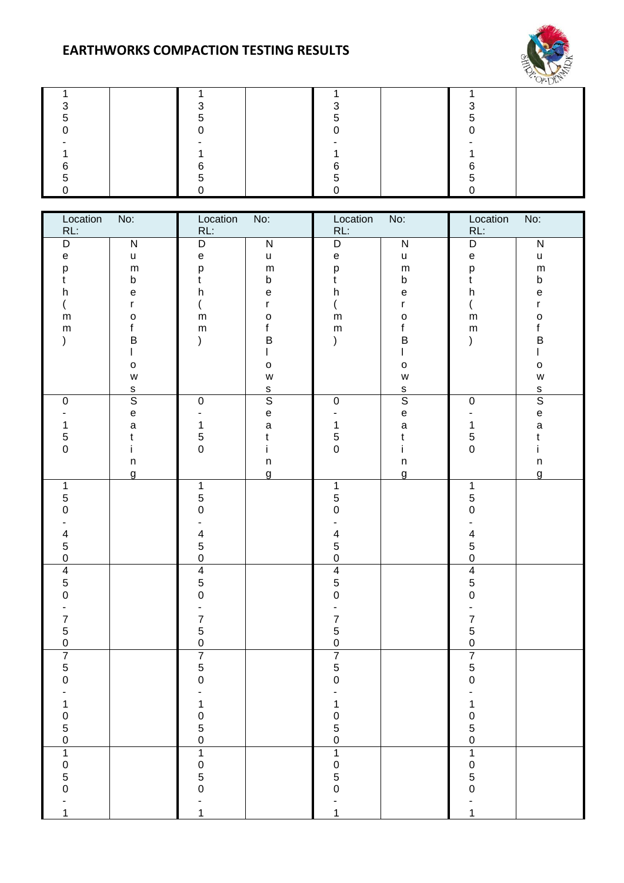# EARTHWORKS COMPACTION TESTING RESULTS

| 1350-1650 | | 1350-1650 | | 1350-1650 | | 1350-1650 | |
|---|---|---|---|---|---|---|---|

| Location RL: | No: | Location RL: | No: | Location RL: | No: | Location RL: | No: |
|---|---|---|---|---|---|---|---|
| Depth (mm) | Number of Blows | Depth (mm) | Number of Blows | Depth (mm) | Number of Blows | Depth (mm) | Number of Blows |
| 0-150 | Seating | 0-150 | Seating | 0-150 | Seating | 0-150 | Seating |
| 150-450 | | 150-450 | | 150-450 | | 150-450 | |
| 450-750 | | 450-750 | | 450-750 | | 450-750 | |
| 750-1050 | | 750-1050 | | 750-1050 | | 750-1050 | |
| 1050-1 | | 1050-1 | | 1050-1 | | 1050-1 | |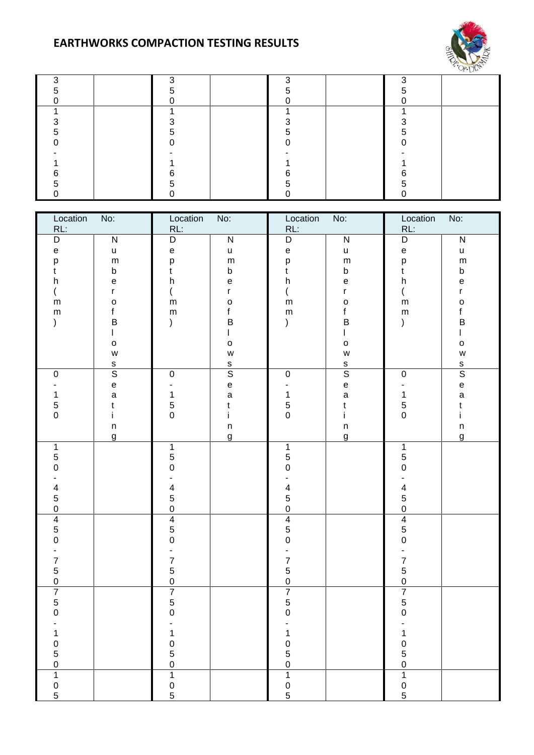## EARTHWORKS COMPACTION TESTING RESULTS

| | | | | | | | |
|---|---|---|---|---|---|---|---|
| 350 | | 350 | | 350 | | 350 | |
| 1350-1650 | | 1350-1650 | | 1350-1650 | | 1350-1650 | |

| Location RL: | No: | Location RL: | No: | Location RL: | No: | Location RL: | No: |
|---|---|---|---|---|---|---|---|
| Depth (mm) | Number of Blows | Depth (mm) | Number of Blows | Depth (mm) | Number of Blows | Depth (mm) | Number of Blows |
| 0-150 | Seating | 0-150 | Seating | 0-150 | Seating | 0-150 | Seating |
| 150-450 | | 150-450 | | 150-450 | | 150-450 | |
| 450-750 | | 450-750 | | 450-750 | | 450-750 | |
| 750-1050 | | 750-1050 | | 750-1050 | | 750-1050 | |
| 105 | | 105 | | 105 | | 105 | |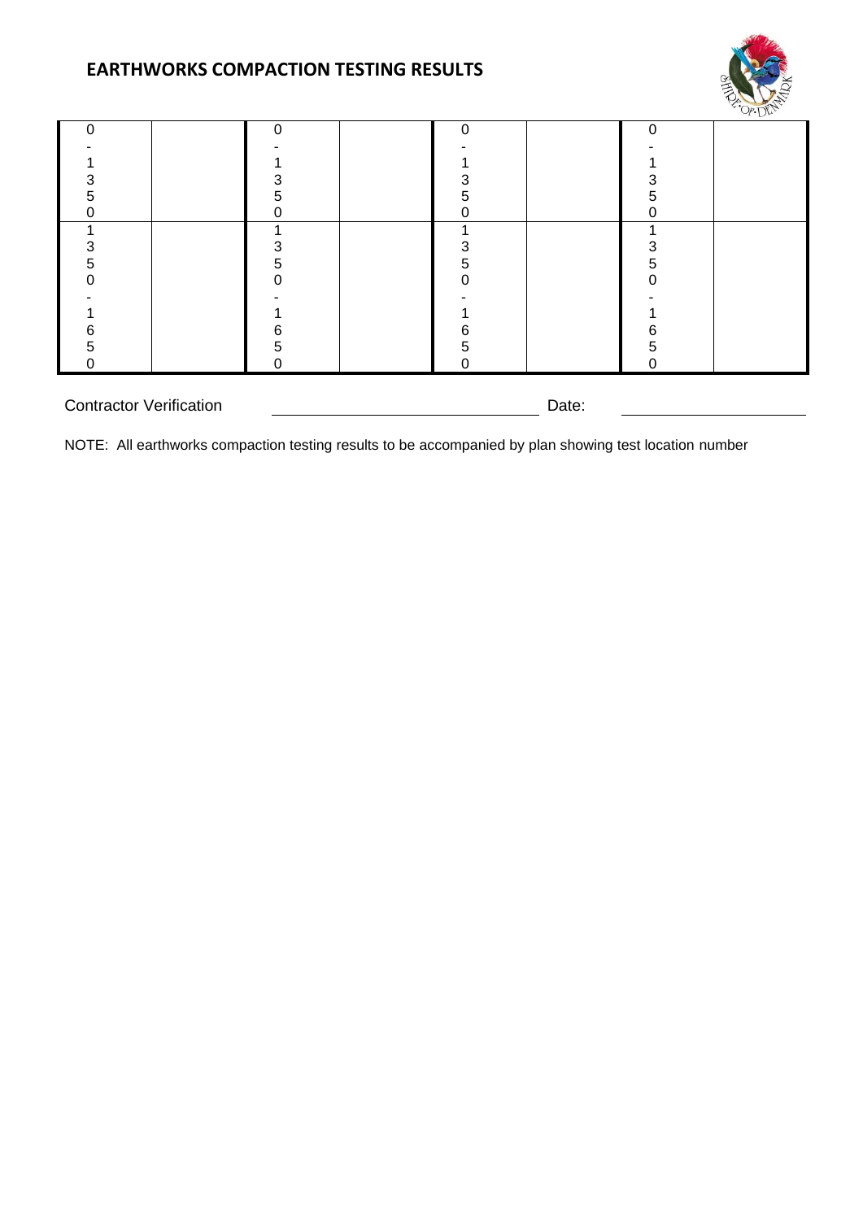## EARTHWORKS COMPACTION TESTING RESULTS

| | | | | | | | |
|---|---|---|---|---|---|---|---|
| 0-1350 | | 0-1350 | | 0-1350 | | 0-1350 | |
| 1350-1650 | | 1350-1650 | | 1350-1650 | | 1350-1650 | |

Contractor Verification ______________________________ Date: ____________________

NOTE: All earthworks compaction testing results to be accompanied by plan showing test location number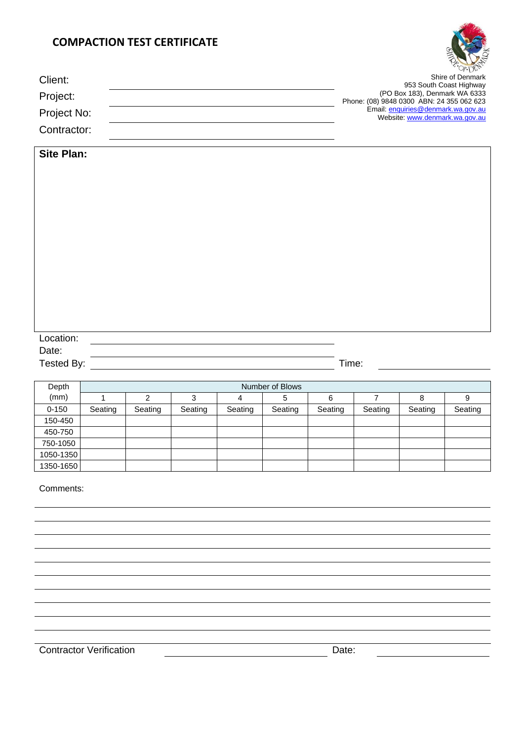# COMPACTION TEST CERTIFICATE

Shire of Denmark
953 South Coast Highway
(PO Box 183), Denmark WA 6333
Phone: (08) 9848 0300 ABN: 24 355 062 623
Email: enquiries@denmark.wa.gov.au
Website: www.denmark.wa.gov.au

Client: ______________________________

Project: ______________________________

Project No: ______________________________

Contractor: ______________________________

**Site Plan:**

Location: ______________________________

Date: ______________________________

Tested By: ______________________________ Time: ______________

| Depth (mm) | Number of Blows | | | | | | | | |
|---|---|---|---|---|---|---|---|---|---|
| | 1 | 2 | 3 | 4 | 5 | 6 | 7 | 8 | 9 |
| 0-150 | Seating | Seating | Seating | Seating | Seating | Seating | Seating | Seating | Seating |
| 150-450 | | | | | | | | | |
| 450-750 | | | | | | | | | |
| 750-1050 | | | | | | | | | |
| 1050-1350 | | | | | | | | | |
| 1350-1650 | | | | | | | | | |

Comments:

Contractor Verification ______________________________ Date: ______________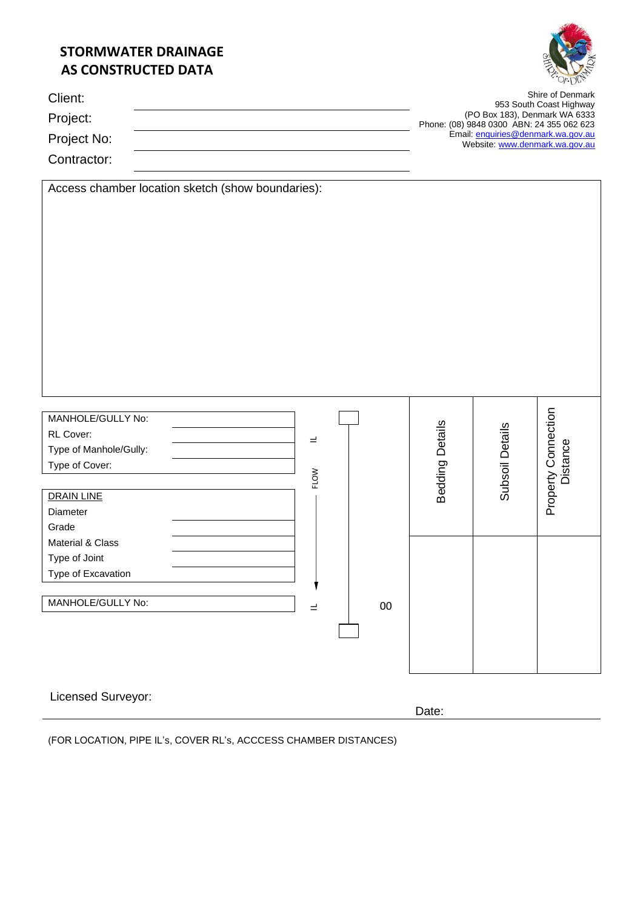# STORMWATER DRAINAGE AS CONSTRUCTED DATA

Shire of Denmark
953 South Coast Highway
(PO Box 183), Denmark WA 6333
Phone: (08) 9848 0300 ABN: 24 355 062 623
Email: enquiries@denmark.wa.gov.au
Website: www.denmark.wa.gov.au

Client: ____________________

Project: ____________________

Project No: ____________________

Contractor: ____________________

| Access chamber location sketch (show boundaries): |
|---|
| |

| MANHOLE/GULLY No: | | IL | | Bedding Details | Subsoil Details | Property Connection Distance |
|---|---|---|---|---|---|---|
| RL Cover: | | | | | | |
| Type of Manhole/Gully: | | | | | | |
| Type of Cover: | | FLOW | | | | |
| DRAIN LINE | | | | | | |
| Diameter | | | | | | |
| Grade | | | | | | |
| Material & Class | | | | | | |
| Type of Joint | | | | | | |
| Type of Excavation | | | | | | |
| MANHOLE/GULLY No: | | IL | 00 | | | |

Licensed Surveyor: ____________________ Date: ____________________

(FOR LOCATION, PIPE IL's, COVER RL's, ACCCESS CHAMBER DISTANCES)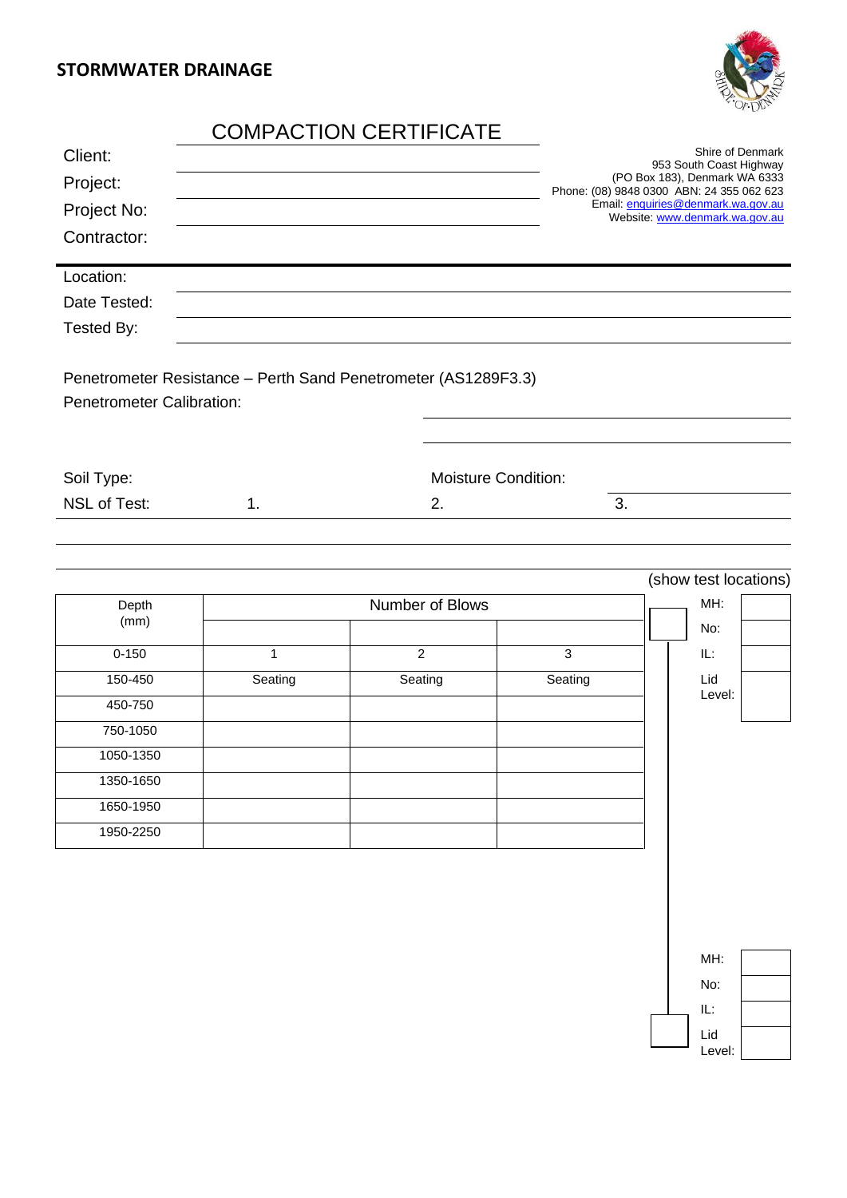**STORMWATER DRAINAGE**

# COMPACTION CERTIFICATE

Client:

Project:

Project No:

Contractor:

Shire of Denmark
953 South Coast Highway
(PO Box 183), Denmark WA 6333
Phone: (08) 9848 0300 ABN: 24 355 062 623
Email: enquiries@denmark.wa.gov.au
Website: www.denmark.wa.gov.au

Location:

Date Tested:

Tested By:

Penetrometer Resistance – Perth Sand Penetrometer (AS1289F3.3)

Penetrometer Calibration:

Soil Type: Moisture Condition:

NSL of Test: 1. 2. 3.

(show test locations)

| Depth (mm) | Number of Blows | | |
|---|---|---|---|
| | | | |
| 0-150 | 1 | 2 | 3 |
| 150-450 | Seating | Seating | Seating |
| 450-750 | | | |
| 750-1050 | | | |
| 1050-1350 | | | |
| 1350-1650 | | | |
| 1650-1950 | | | |
| 1950-2250 | | | |

| MH: | |
|---|---|
| No: | |
| IL: | |
| Lid Level: | |

| MH: | |
|---|---|
| No: | |
| IL: | |
| Lid Level: | |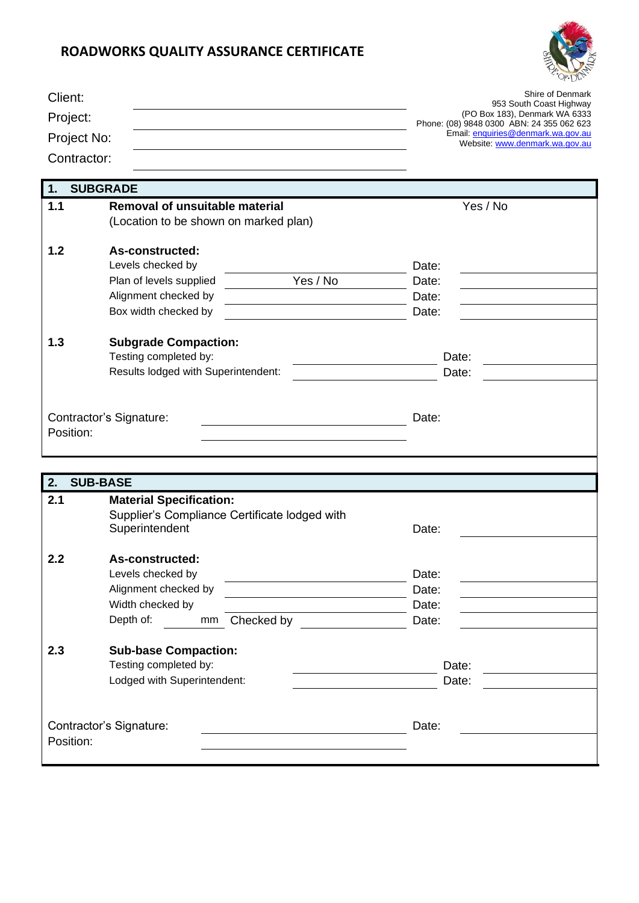# ROADWORKS QUALITY ASSURANCE CERTIFICATE

Client: ______________________

Project: ______________________

Project No: ______________________

Contractor: ______________________

Shire of Denmark
953 South Coast Highway
(PO Box 183), Denmark WA 6333
Phone: (08) 9848 0300 ABN: 24 355 062 623
Email: enquiries@denmark.wa.gov.au
Website: www.denmark.wa.gov.au

## 1. SUBGRADE

**1.1 Removal of unsuitable material** — Yes / No
(Location to be shown on marked plan)

**1.2 As-constructed:**

| | | | |
|---|---|---|---|
| Levels checked by | | Date: | |
| Plan of levels supplied | Yes / No | Date: | |
| Alignment checked by | | Date: | |
| Box width checked by | | Date: | |

**1.3 Subgrade Compaction:**

| | | | |
|---|---|---|---|
| Testing completed by: | | Date: | |
| Results lodged with Superintendent: | | Date: | |

Contractor's Signature: ______________________ Date:

Position: ______________________

## 2. SUB-BASE

**2.1 Material Specification:**
Supplier's Compliance Certificate lodged with Superintendent — Date: ______________

**2.2 As-constructed:**

| | | | |
|---|---|---|---|
| Levels checked by | | Date: | |
| Alignment checked by | | Date: | |
| Width checked by | | Date: | |
| Depth of: ____ mm | Checked by | Date: | |

**2.3 Sub-base Compaction:**

| | | | |
|---|---|---|---|
| Testing completed by: | | Date: | |
| Lodged with Superintendent: | | Date: | |

Contractor's Signature: ______________________ Date: ______________

Position: ______________________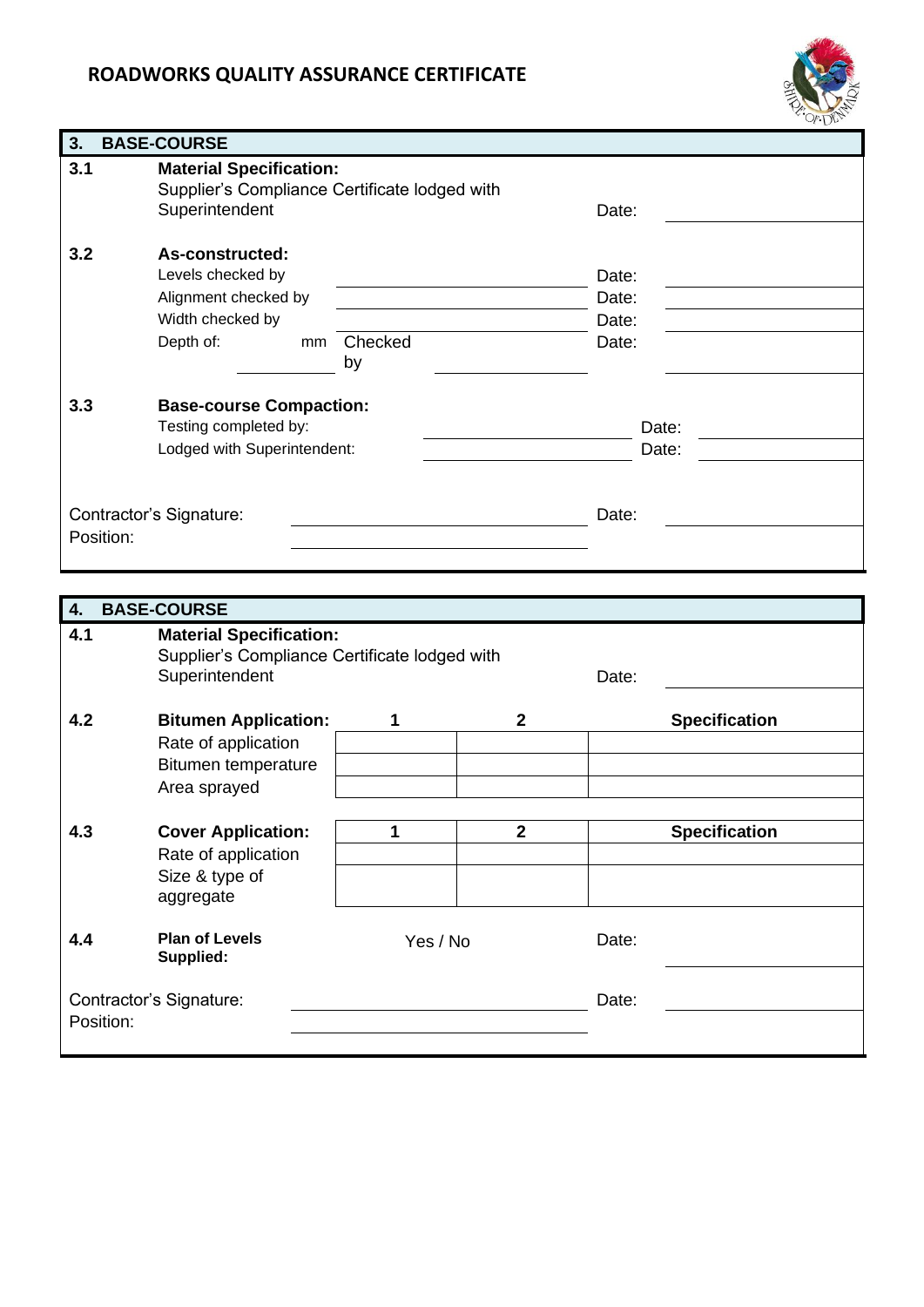# ROADWORKS QUALITY ASSURANCE CERTIFICATE

## 3. BASE-COURSE

**3.1 Material Specification:**
Supplier's Compliance Certificate lodged with Superintendent — Date: ____________

**3.2 As-constructed:**

Levels checked by ____________ Date: ____________

Alignment checked by ____________ Date: ____________

Width checked by ____________ Date: ____________

Depth of: ________ mm Checked by ____________ Date: ____________

**3.3 Base-course Compaction:**

Testing completed by: ____________ Date: ____________

Lodged with Superintendent: ____________ Date: ____________

Contractor's Signature: ____________ Date: ____________

Position: ____________

## 4. BASE-COURSE

**4.1 Material Specification:**
Supplier's Compliance Certificate lodged with Superintendent — Date: ____________

**4.2**

| Bitumen Application: | 1 | 2 | Specification |
|---|---|---|---|
| Rate of application | | | |
| Bitumen temperature | | | |
| Area sprayed | | | |

**4.3**

| Cover Application: | 1 | 2 | Specification |
|---|---|---|---|
| Rate of application | | | |
| Size & type of aggregate | | | |

**4.4 Plan of Levels Supplied:** Yes / No — Date: ____________

Contractor's Signature: ____________ Date: ____________

Position: ____________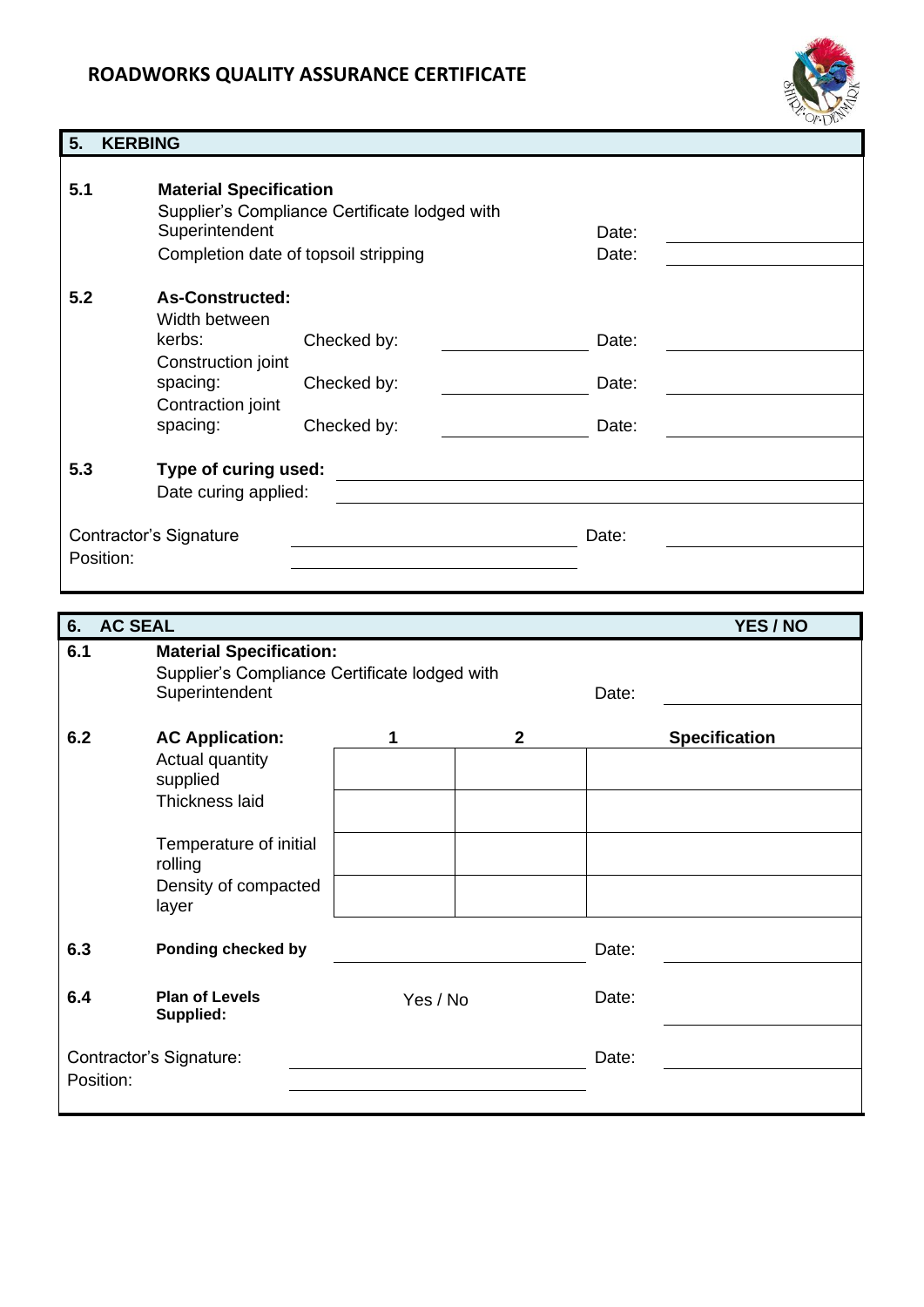## ROADWORKS QUALITY ASSURANCE CERTIFICATE

### 5. KERBING

**5.1 Material Specification**

Supplier's Compliance Certificate lodged with Superintendent Date: ____________

Completion date of topsoil stripping Date: ____________

**5.2 As-Constructed:**

| | Checked by: | | Date: | |
|---|---|---|---|---|
| Width between kerbs: | Checked by: | ____________ | Date: | ____________ |
| Construction joint spacing: | Checked by: | ____________ | Date: | ____________ |
| Contraction joint spacing: | Checked by: | ____________ | Date: | ____________ |

**5.3 Type of curing used:** ____________

Date curing applied: ____________

Contractor's Signature ____________ Date: ____________

Position: ____________

### 6. AC SEAL — YES / NO

**6.1 Material Specification:**

Supplier's Compliance Certificate lodged with Superintendent Date: ____________

**6.2**

| AC Application: | 1 | 2 | Specification |
|---|---|---|---|
| Actual quantity supplied | | | |
| Thickness laid | | | |
| Temperature of initial rolling | | | |
| Density of compacted layer | | | |

**6.3 Ponding checked by** ____________ Date: ____________

**6.4 Plan of Levels Supplied:** Yes / No Date: ____________

Contractor's Signature: ____________ Date: ____________

Position: ____________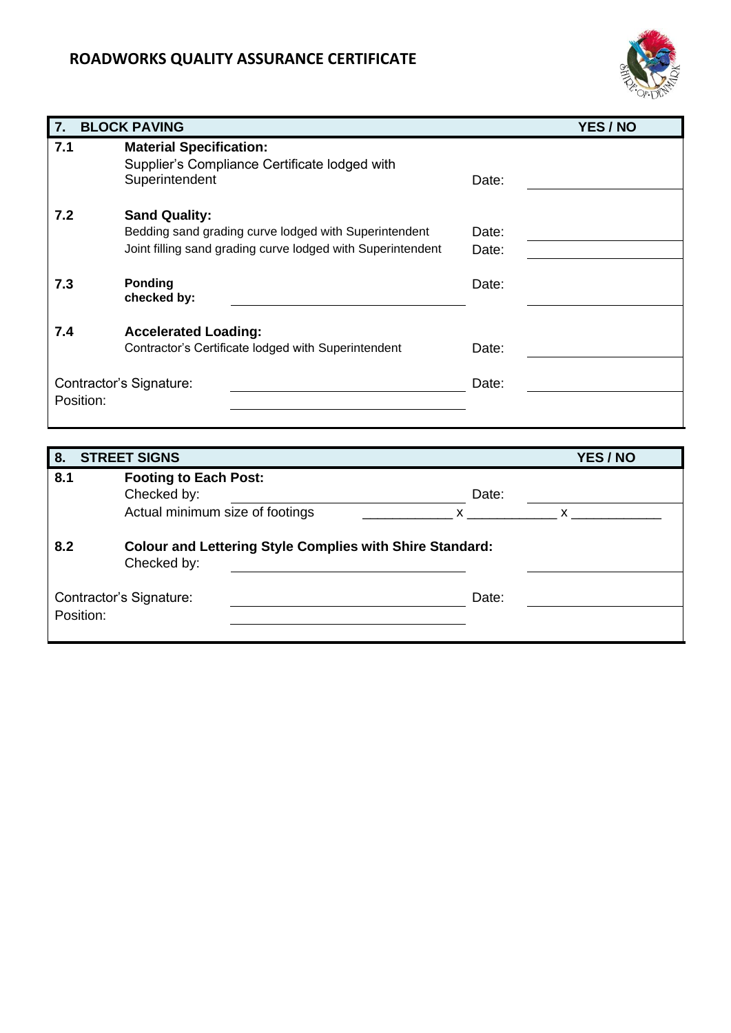## ROADWORKS QUALITY ASSURANCE CERTIFICATE

| 7. | BLOCK PAVING | | YES / NO |
|---|---|---|---|
| 7.1 | **Material Specification:**<br>Supplier's Compliance Certificate lodged with Superintendent | Date: | |
| 7.2 | **Sand Quality:**<br>Bedding sand grading curve lodged with Superintendent | Date: | |
| | Joint filling sand grading curve lodged with Superintendent | Date: | |
| 7.3 | **Ponding checked by:** | Date: | |
| 7.4 | **Accelerated Loading:**<br>Contractor's Certificate lodged with Superintendent | Date: | |
| Contractor's Signature: | | Date: | |
| Position: | | | |

| 8. | STREET SIGNS | | YES / NO |
|---|---|---|---|
| 8.1 | **Footing to Each Post:**<br>Checked by: | Date: | |
| | Actual minimum size of footings | ____________ x ____________ x ____________ | |
| 8.2 | **Colour and Lettering Style Complies with Shire Standard:**<br>Checked by: | | |
| Contractor's Signature: | | Date: | |
| Position: | | | |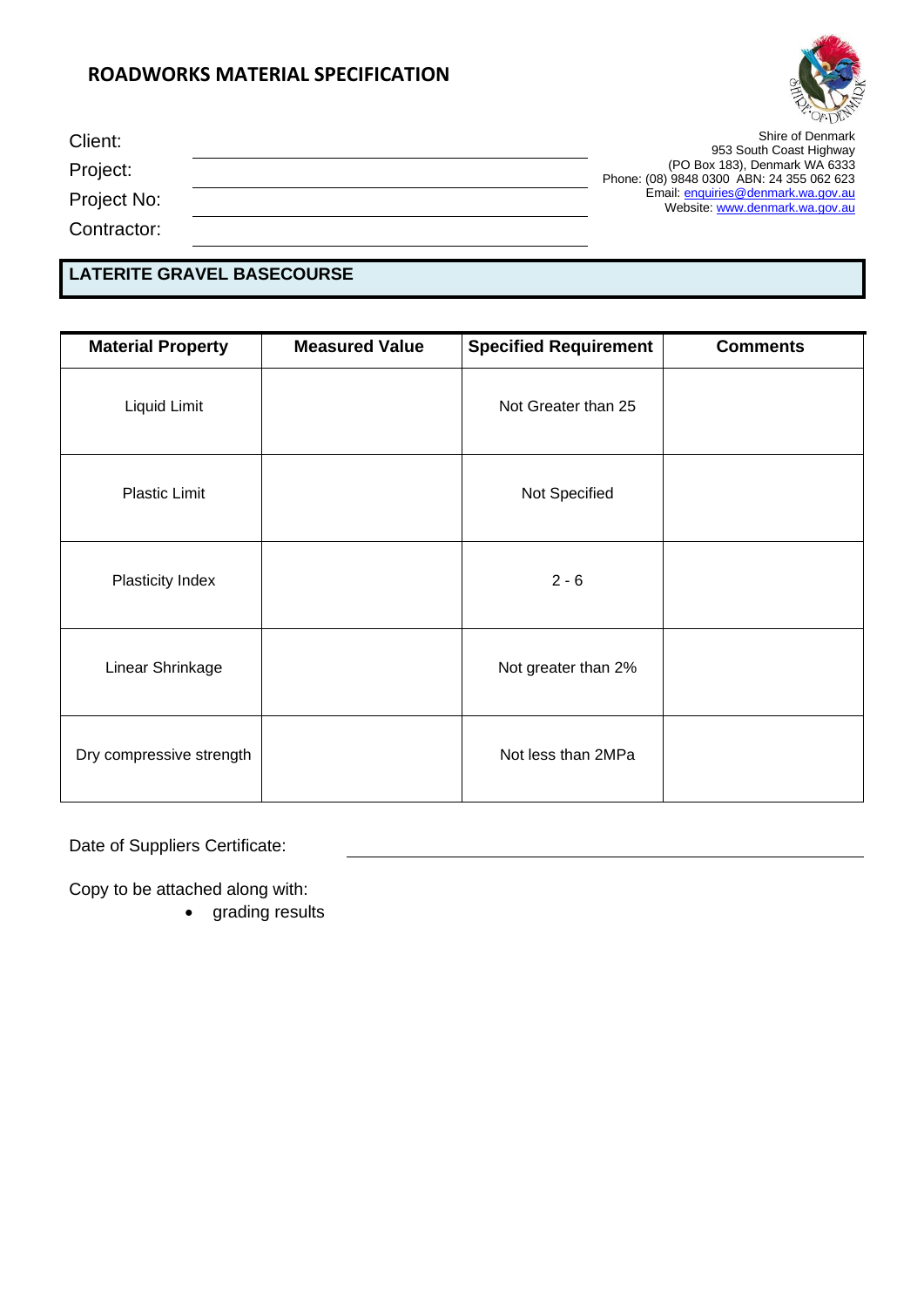# ROADWORKS MATERIAL SPECIFICATION

Client:

Project:

Project No:

Contractor:

Shire of Denmark
953 South Coast Highway
(PO Box 183), Denmark WA 6333
Phone: (08) 9848 0300 ABN: 24 355 062 623
Email: enquiries@denmark.wa.gov.au
Website: www.denmark.wa.gov.au

## LATERITE GRAVEL BASECOURSE

| Material Property | Measured Value | Specified Requirement | Comments |
|---|---|---|---|
| Liquid Limit | | Not Greater than 25 | |
| Plastic Limit | | Not Specified | |
| Plasticity Index | | 2 - 6 | |
| Linear Shrinkage | | Not greater than 2% | |
| Dry compressive strength | | Not less than 2MPa | |

Date of Suppliers Certificate:

Copy to be attached along with:

- grading results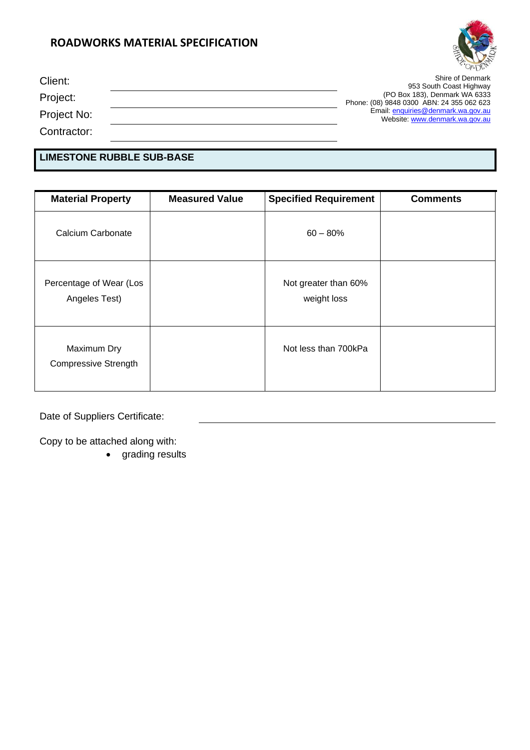# ROADWORKS MATERIAL SPECIFICATION

Client: \_\_\_\_\_\_\_\_\_\_\_\_\_\_\_\_\_\_\_\_\_\_\_\_\_\_\_\_\_\_

Project: \_\_\_\_\_\_\_\_\_\_\_\_\_\_\_\_\_\_\_\_\_\_\_\_\_\_\_\_\_\_

Project No: \_\_\_\_\_\_\_\_\_\_\_\_\_\_\_\_\_\_\_\_\_\_\_\_\_\_\_\_\_\_

Contractor: \_\_\_\_\_\_\_\_\_\_\_\_\_\_\_\_\_\_\_\_\_\_\_\_\_\_\_\_\_\_

Shire of Denmark
953 South Coast Highway
(PO Box 183), Denmark WA 6333
Phone: (08) 9848 0300 ABN: 24 355 062 623
Email: enquiries@denmark.wa.gov.au
Website: www.denmark.wa.gov.au

## LIMESTONE RUBBLE SUB-BASE

| Material Property | Measured Value | Specified Requirement | Comments |
|---|---|---|---|
| Calcium Carbonate | | 60 – 80% | |
| Percentage of Wear (Los Angeles Test) | | Not greater than 60% weight loss | |
| Maximum Dry Compressive Strength | | Not less than 700kPa | |

Date of Suppliers Certificate: \_\_\_\_\_\_\_\_\_\_\_\_\_\_\_\_\_\_\_\_\_\_\_\_\_\_\_\_\_\_

Copy to be attached along with:

- grading results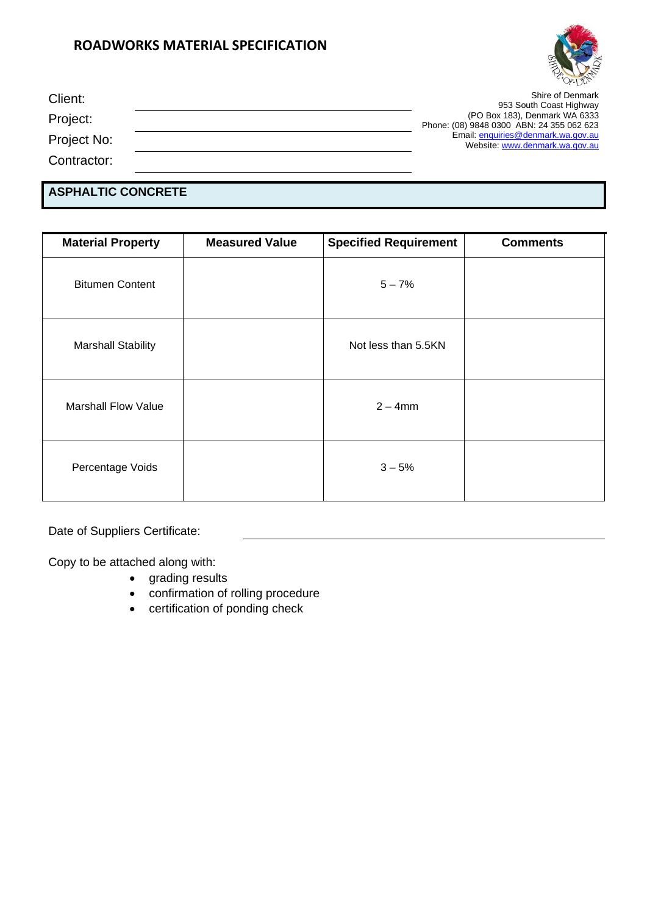# ROADWORKS MATERIAL SPECIFICATION

Client: ______________________

Project: ______________________

Project No: ______________________

Contractor: ______________________

Shire of Denmark
953 South Coast Highway
(PO Box 183), Denmark WA 6333
Phone: (08) 9848 0300 ABN: 24 355 062 623
Email: enquiries@denmark.wa.gov.au
Website: www.denmark.wa.gov.au

## ASPHALTIC CONCRETE

| Material Property | Measured Value | Specified Requirement | Comments |
|---|---|---|---|
| Bitumen Content | | 5 – 7% | |
| Marshall Stability | | Not less than 5.5KN | |
| Marshall Flow Value | | 2 – 4mm | |
| Percentage Voids | | 3 – 5% | |

Date of Suppliers Certificate: ______________________

Copy to be attached along with:

- grading results
- confirmation of rolling procedure
- certification of ponding check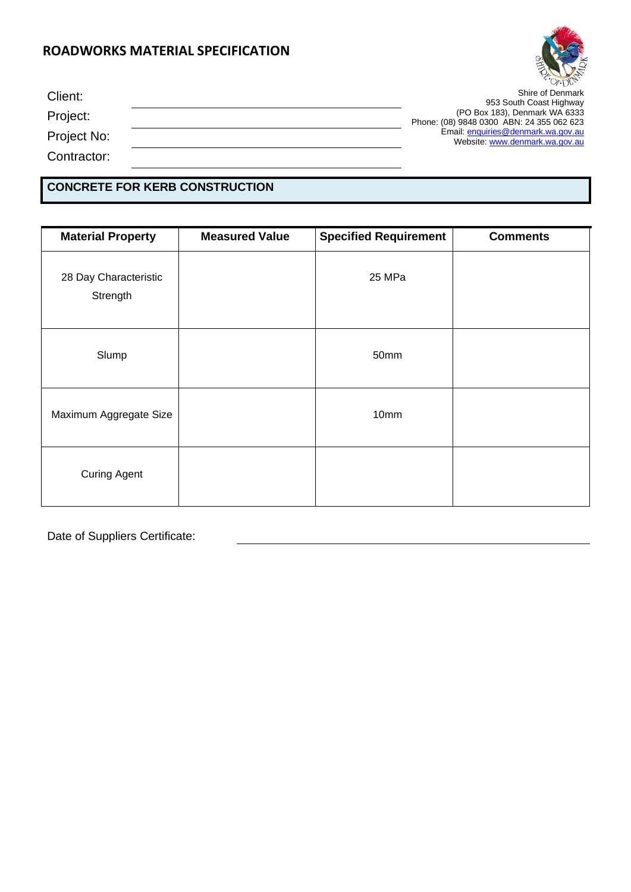# ROADWORKS MATERIAL SPECIFICATION

Client: ____________________

Project: ____________________

Project No: ____________________

Contractor: ____________________

Shire of Denmark
953 South Coast Highway
(PO Box 183), Denmark WA 6333
Phone: (08) 9848 0300 ABN: 24 355 062 623
Email: enquiries@denmark.wa.gov.au
Website: www.denmark.wa.gov.au

## CONCRETE FOR KERB CONSTRUCTION

| Material Property | Measured Value | Specified Requirement | Comments |
|---|---|---|---|
| 28 Day Characteristic Strength | | 25 MPa | |
| Slump | | 50mm | |
| Maximum Aggregate Size | | 10mm | |
| Curing Agent | | | |

Date of Suppliers Certificate: ____________________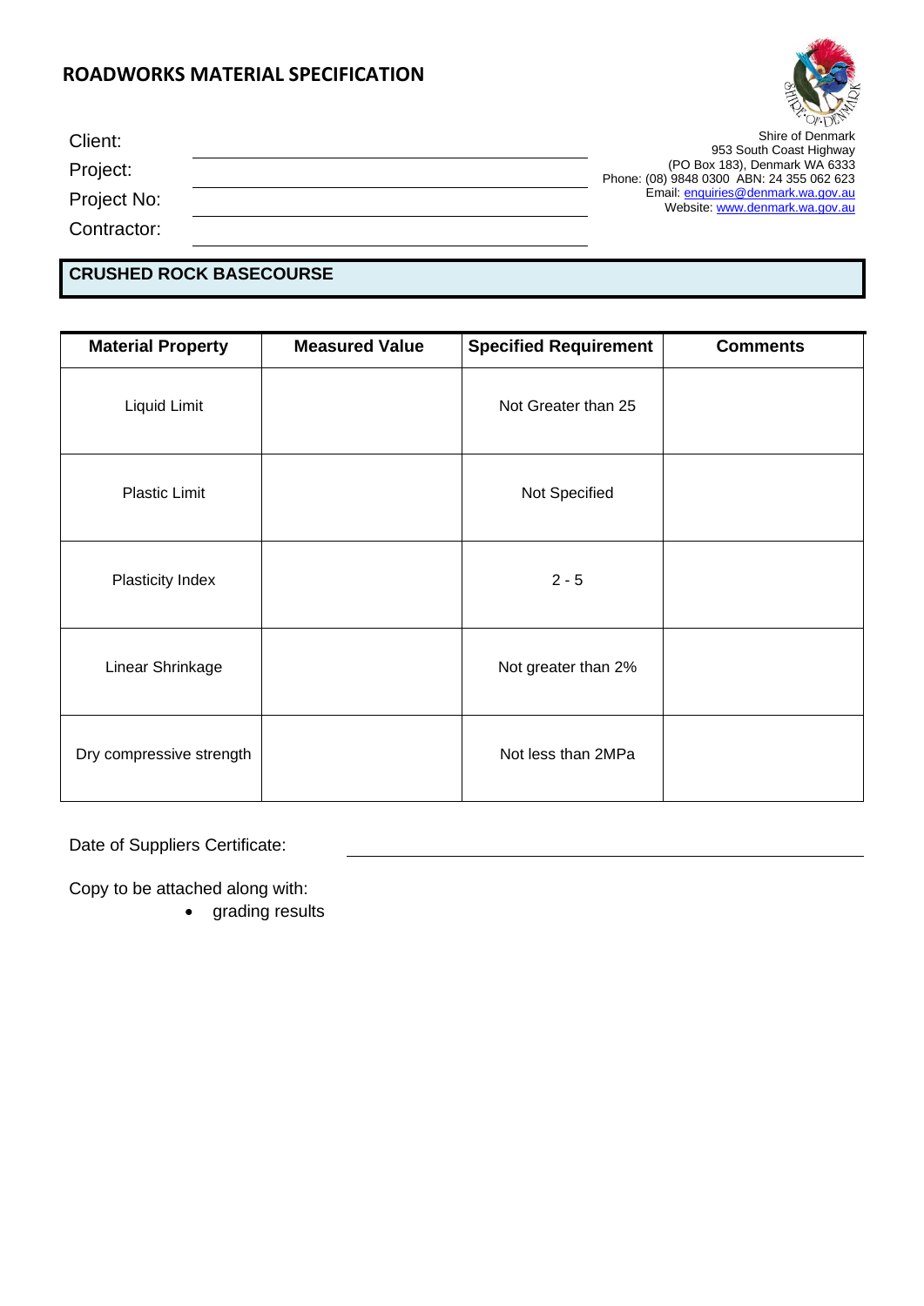# ROADWORKS MATERIAL SPECIFICATION

Client:
Project:
Project No:
Contractor:

Shire of Denmark
953 South Coast Highway
(PO Box 183), Denmark WA 6333
Phone: (08) 9848 0300 ABN: 24 355 062 623
Email: enquiries@denmark.wa.gov.au
Website: www.denmark.wa.gov.au

## CRUSHED ROCK BASECOURSE

| Material Property | Measured Value | Specified Requirement | Comments |
| --- | --- | --- | --- |
| Liquid Limit | | Not Greater than 25 | |
| Plastic Limit | | Not Specified | |
| Plasticity Index | | 2 - 5 | |
| Linear Shrinkage | | Not greater than 2% | |
| Dry compressive strength | | Not less than 2MPa | |

Date of Suppliers Certificate:

Copy to be attached along with:

- grading results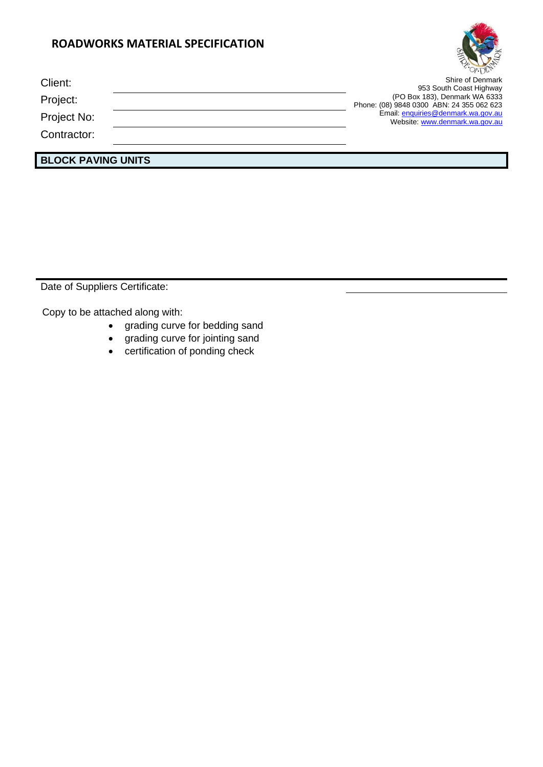## ROADWORKS MATERIAL SPECIFICATION

Client: \_\_\_\_\_\_\_\_\_\_\_\_\_\_\_\_\_\_\_\_\_\_\_\_\_\_\_\_\_\_\_\_

Project: \_\_\_\_\_\_\_\_\_\_\_\_\_\_\_\_\_\_\_\_\_\_\_\_\_\_\_\_\_\_\_\_

Project No: \_\_\_\_\_\_\_\_\_\_\_\_\_\_\_\_\_\_\_\_\_\_\_\_\_\_\_\_\_\_\_\_

Contractor: \_\_\_\_\_\_\_\_\_\_\_\_\_\_\_\_\_\_\_\_\_\_\_\_\_\_\_\_\_\_\_\_

Shire of Denmark
953 South Coast Highway
(PO Box 183), Denmark WA 6333
Phone: (08) 9848 0300 ABN: 24 355 062 623
Email: enquiries@denmark.wa.gov.au
Website: www.denmark.wa.gov.au

**BLOCK PAVING UNITS**

Date of Suppliers Certificate: \_\_\_\_\_\_\_\_\_\_\_\_\_\_\_\_\_\_\_\_\_\_\_\_\_\_\_\_\_\_\_\_

Copy to be attached along with:

- grading curve for bedding sand
- grading curve for jointing sand
- certification of ponding check